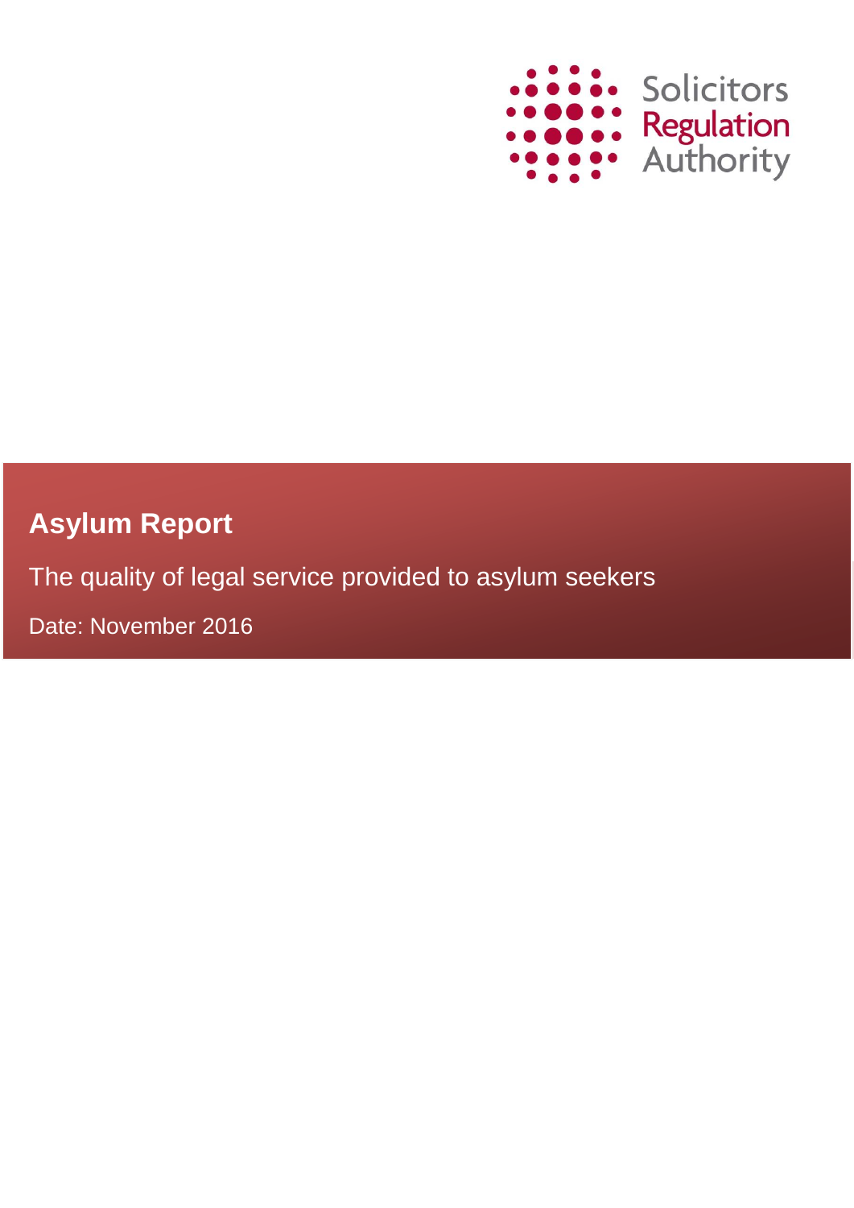Solicitors Regulation Authority

# Asylum Report

The quality of legal service provided to asylum seekers

Date: November 2016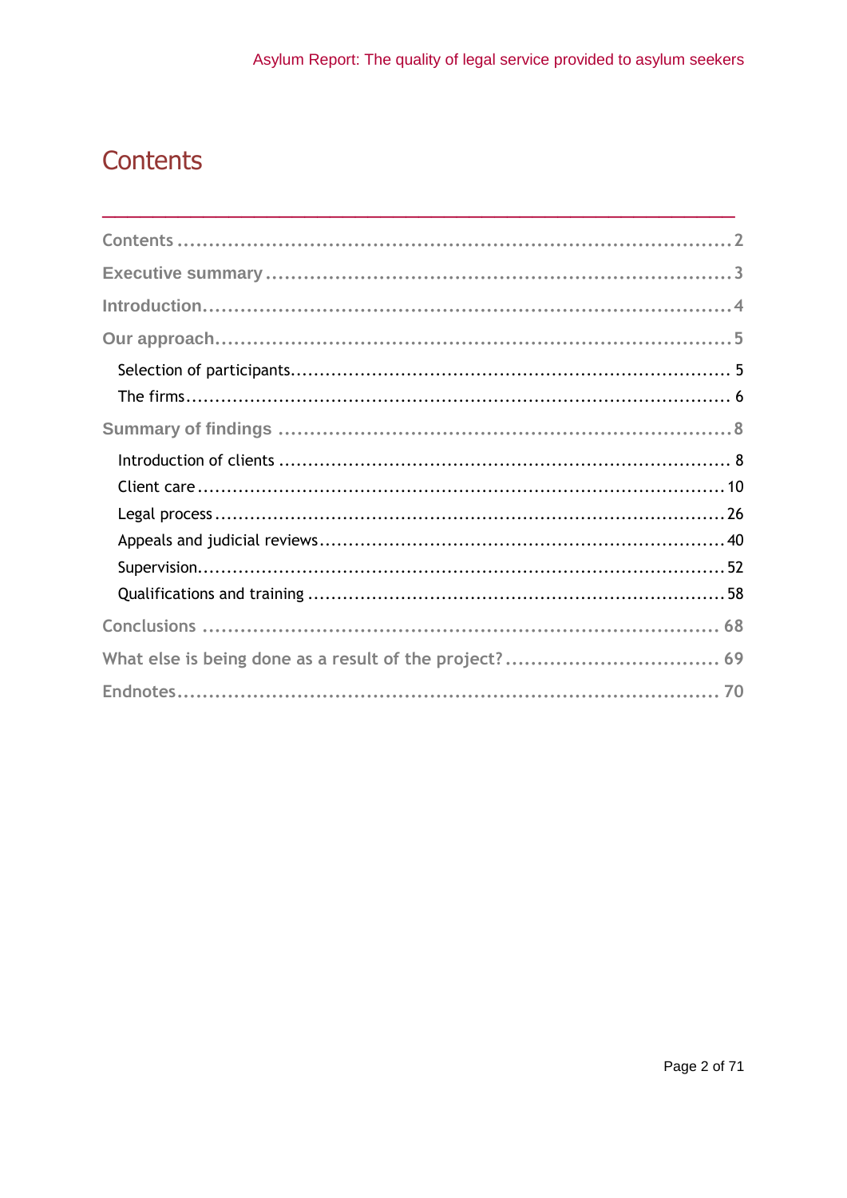# Contents

Contents .......... 2

Executive summary .......... 3

Introduction .......... 4

Our approach .......... 5

- Selection of participants .......... 5
- The firms .......... 6

Summary of findings .......... 8

- Introduction of clients .......... 8
- Client care .......... 10
- Legal process .......... 26
- Appeals and judicial reviews .......... 40
- Supervision .......... 52
- Qualifications and training .......... 58

Conclusions .......... 68

What else is being done as a result of the project? .......... 69

Endnotes .......... 70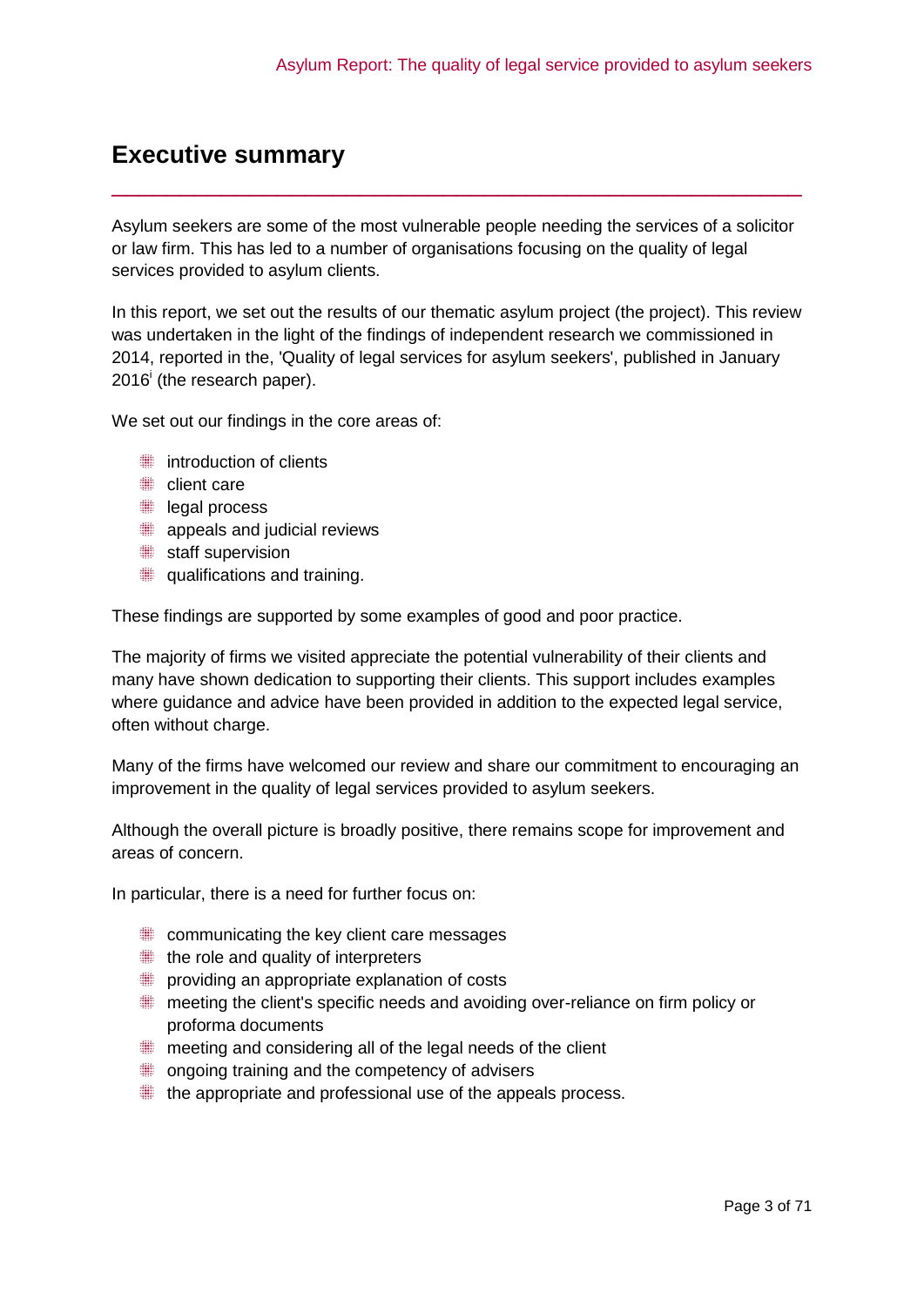# Executive summary

Asylum seekers are some of the most vulnerable people needing the services of a solicitor or law firm. This has led to a number of organisations focusing on the quality of legal services provided to asylum clients.

In this report, we set out the results of our thematic asylum project (the project). This review was undertaken in the light of the findings of independent research we commissioned in 2014, reported in the, 'Quality of legal services for asylum seekers', published in January 2016[i] (the research paper).

We set out our findings in the core areas of:

- introduction of clients
- client care
- legal process
- appeals and judicial reviews
- staff supervision
- qualifications and training.

These findings are supported by some examples of good and poor practice.

The majority of firms we visited appreciate the potential vulnerability of their clients and many have shown dedication to supporting their clients. This support includes examples where guidance and advice have been provided in addition to the expected legal service, often without charge.

Many of the firms have welcomed our review and share our commitment to encouraging an improvement in the quality of legal services provided to asylum seekers.

Although the overall picture is broadly positive, there remains scope for improvement and areas of concern.

In particular, there is a need for further focus on:

- communicating the key client care messages
- the role and quality of interpreters
- providing an appropriate explanation of costs
- meeting the client's specific needs and avoiding over-reliance on firm policy or proforma documents
- meeting and considering all of the legal needs of the client
- ongoing training and the competency of advisers
- the appropriate and professional use of the appeals process.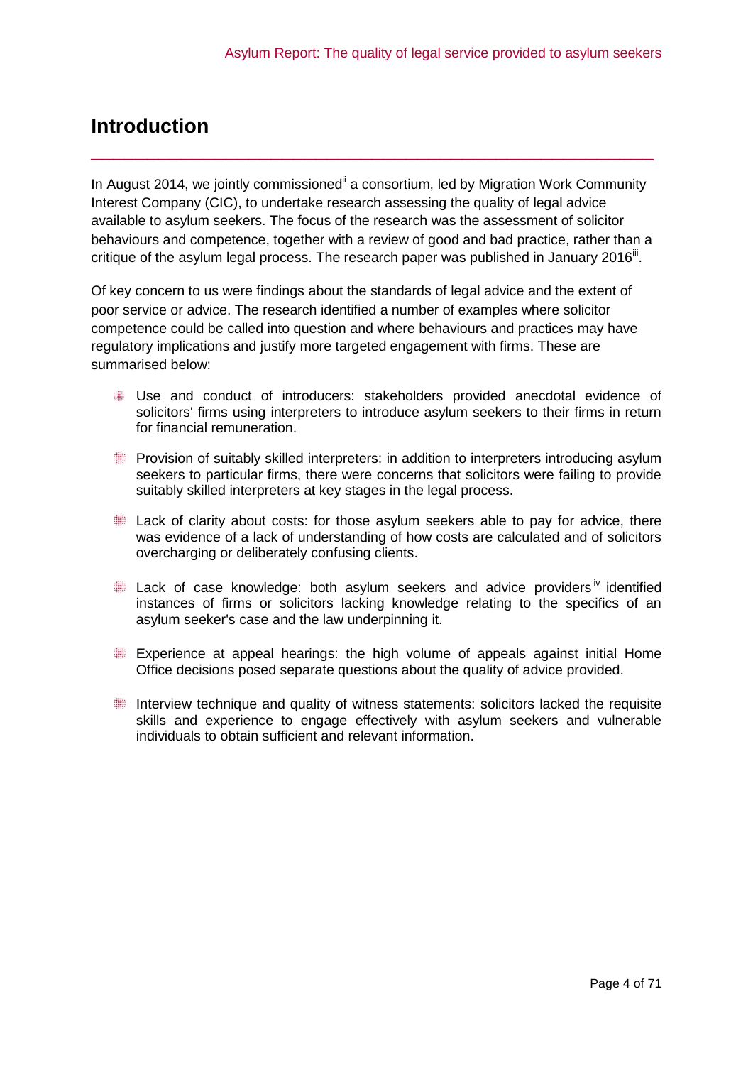# Introduction

In August 2014, we jointly commissioned[ii] a consortium, led by Migration Work Community Interest Company (CIC), to undertake research assessing the quality of legal advice available to asylum seekers. The focus of the research was the assessment of solicitor behaviours and competence, together with a review of good and bad practice, rather than a critique of the asylum legal process. The research paper was published in January 2016[iii].

Of key concern to us were findings about the standards of legal advice and the extent of poor service or advice. The research identified a number of examples where solicitor competence could be called into question and where behaviours and practices may have regulatory implications and justify more targeted engagement with firms. These are summarised below:

- Use and conduct of introducers: stakeholders provided anecdotal evidence of solicitors' firms using interpreters to introduce asylum seekers to their firms in return for financial remuneration.
- Provision of suitably skilled interpreters: in addition to interpreters introducing asylum seekers to particular firms, there were concerns that solicitors were failing to provide suitably skilled interpreters at key stages in the legal process.
- Lack of clarity about costs: for those asylum seekers able to pay for advice, there was evidence of a lack of understanding of how costs are calculated and of solicitors overcharging or deliberately confusing clients.
- Lack of case knowledge: both asylum seekers and advice providers[iv] identified instances of firms or solicitors lacking knowledge relating to the specifics of an asylum seeker's case and the law underpinning it.
- Experience at appeal hearings: the high volume of appeals against initial Home Office decisions posed separate questions about the quality of advice provided.
- Interview technique and quality of witness statements: solicitors lacked the requisite skills and experience to engage effectively with asylum seekers and vulnerable individuals to obtain sufficient and relevant information.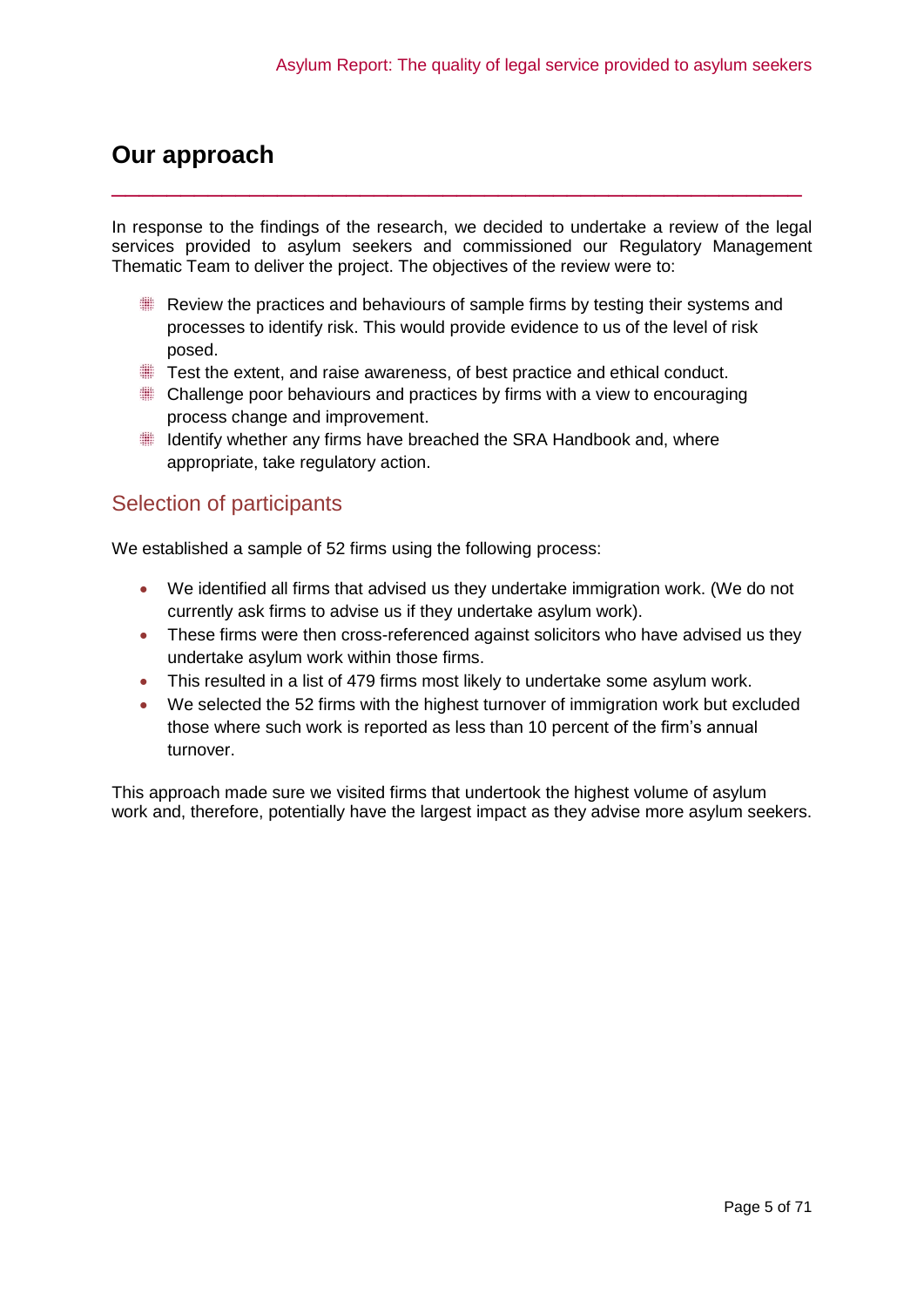# Our approach

In response to the findings of the research, we decided to undertake a review of the legal services provided to asylum seekers and commissioned our Regulatory Management Thematic Team to deliver the project. The objectives of the review were to:

- Review the practices and behaviours of sample firms by testing their systems and processes to identify risk. This would provide evidence to us of the level of risk posed.
- Test the extent, and raise awareness, of best practice and ethical conduct.
- Challenge poor behaviours and practices by firms with a view to encouraging process change and improvement.
- Identify whether any firms have breached the SRA Handbook and, where appropriate, take regulatory action.

## Selection of participants

We established a sample of 52 firms using the following process:

- We identified all firms that advised us they undertake immigration work. (We do not currently ask firms to advise us if they undertake asylum work).
- These firms were then cross-referenced against solicitors who have advised us they undertake asylum work within those firms.
- This resulted in a list of 479 firms most likely to undertake some asylum work.
- We selected the 52 firms with the highest turnover of immigration work but excluded those where such work is reported as less than 10 percent of the firm's annual turnover.

This approach made sure we visited firms that undertook the highest volume of asylum work and, therefore, potentially have the largest impact as they advise more asylum seekers.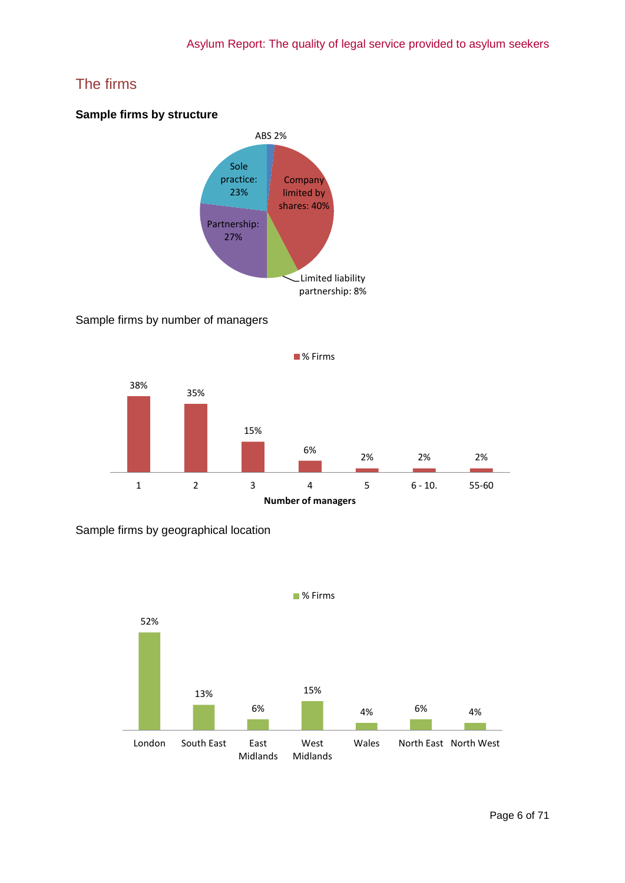## The firms

**Sample firms by structure**

ABS 2%

Sole practice: 23%

Company limited by shares: 40%

Partnership: 27%

Limited liability partnership: 8%

Sample firms by number of managers

% Firms

| Number of managers | % Firms |
|---|---|
| 1 | 38% |
| 2 | 35% |
| 3 | 15% |
| 4 | 6% |
| 5 | 2% |
| 6 - 10. | 2% |
| 55-60 | 2% |

Sample firms by geographical location

% Firms

| Location | % Firms |
|---|---|
| London | 52% |
| South East | 13% |
| East Midlands | 6% |
| West Midlands | 15% |
| Wales | 4% |
| North East | 6% |
| North West | 4% |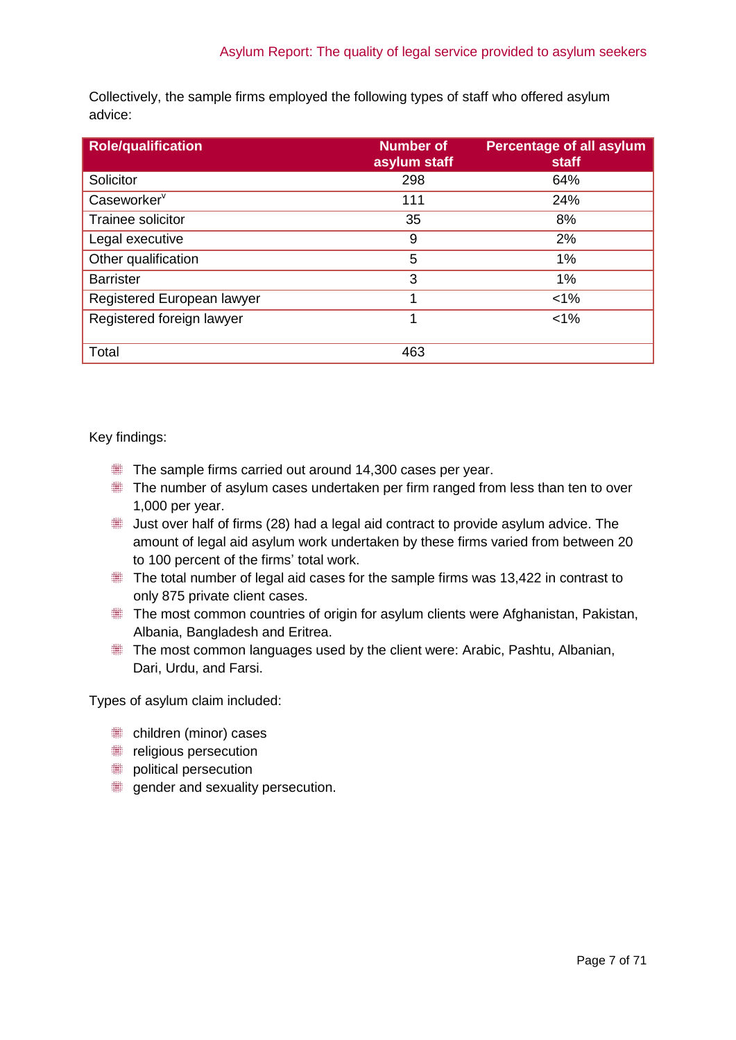Collectively, the sample firms employed the following types of staff who offered asylum advice:

| Role/qualification | Number of asylum staff | Percentage of all asylum staff |
|---|---|---|
| Solicitor | 298 | 64% |
| Caseworker[v] | 111 | 24% |
| Trainee solicitor | 35 | 8% |
| Legal executive | 9 | 2% |
| Other qualification | 5 | 1% |
| Barrister | 3 | 1% |
| Registered European lawyer | 1 | <1% |
| Registered foreign lawyer | 1 | <1% |
| Total | 463 | |

Key findings:

- The sample firms carried out around 14,300 cases per year.
- The number of asylum cases undertaken per firm ranged from less than ten to over 1,000 per year.
- Just over half of firms (28) had a legal aid contract to provide asylum advice. The amount of legal aid asylum work undertaken by these firms varied from between 20 to 100 percent of the firms' total work.
- The total number of legal aid cases for the sample firms was 13,422 in contrast to only 875 private client cases.
- The most common countries of origin for asylum clients were Afghanistan, Pakistan, Albania, Bangladesh and Eritrea.
- The most common languages used by the client were: Arabic, Pashtu, Albanian, Dari, Urdu, and Farsi.

Types of asylum claim included:

- children (minor) cases
- religious persecution
- political persecution
- gender and sexuality persecution.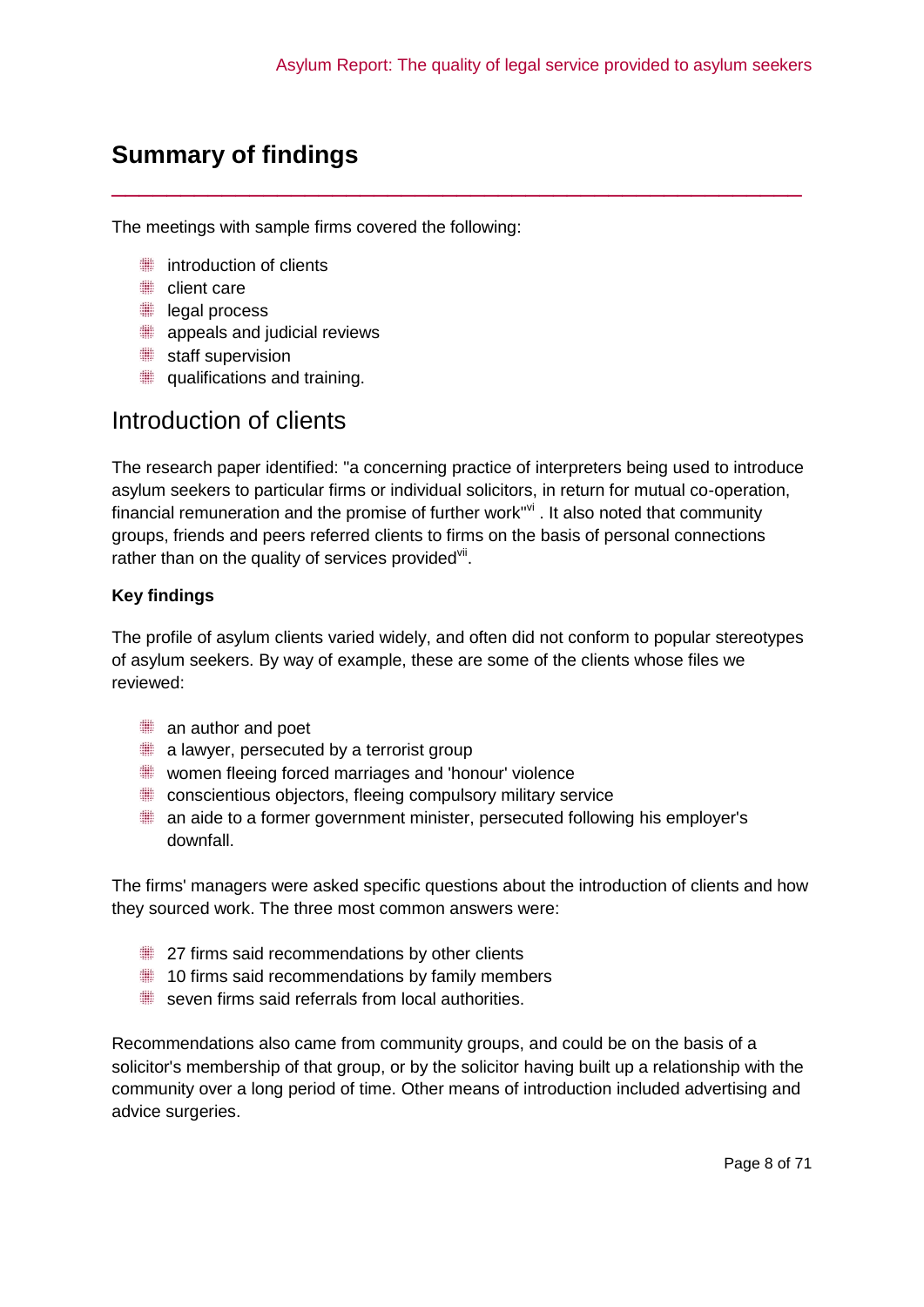# Summary of findings

The meetings with sample firms covered the following:

- introduction of clients
- client care
- legal process
- appeals and judicial reviews
- staff supervision
- qualifications and training.

## Introduction of clients

The research paper identified: "a concerning practice of interpreters being used to introduce asylum seekers to particular firms or individual solicitors, in return for mutual co-operation, financial remuneration and the promise of further work"[vi] . It also noted that community groups, friends and peers referred clients to firms on the basis of personal connections rather than on the quality of services provided[vii].

**Key findings**

The profile of asylum clients varied widely, and often did not conform to popular stereotypes of asylum seekers. By way of example, these are some of the clients whose files we reviewed:

- an author and poet
- a lawyer, persecuted by a terrorist group
- women fleeing forced marriages and 'honour' violence
- conscientious objectors, fleeing compulsory military service
- an aide to a former government minister, persecuted following his employer's downfall.

The firms' managers were asked specific questions about the introduction of clients and how they sourced work. The three most common answers were:

- 27 firms said recommendations by other clients
- 10 firms said recommendations by family members
- seven firms said referrals from local authorities.

Recommendations also came from community groups, and could be on the basis of a solicitor's membership of that group, or by the solicitor having built up a relationship with the community over a long period of time. Other means of introduction included advertising and advice surgeries.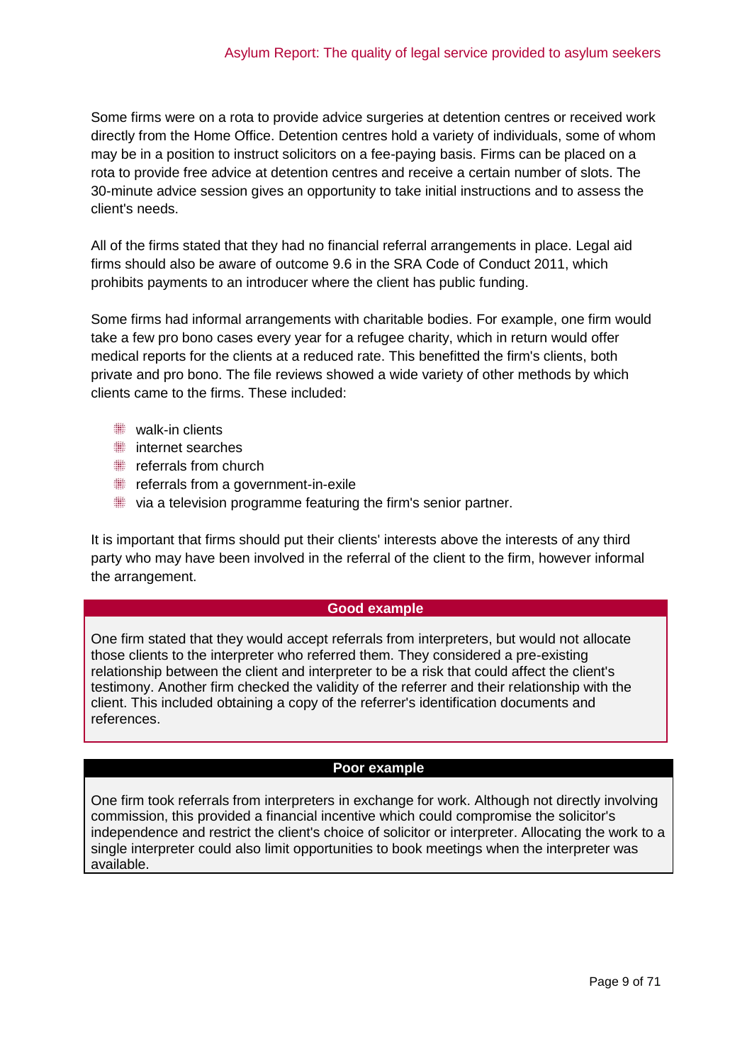Some firms were on a rota to provide advice surgeries at detention centres or received work directly from the Home Office. Detention centres hold a variety of individuals, some of whom may be in a position to instruct solicitors on a fee-paying basis. Firms can be placed on a rota to provide free advice at detention centres and receive a certain number of slots. The 30-minute advice session gives an opportunity to take initial instructions and to assess the client's needs.

All of the firms stated that they had no financial referral arrangements in place. Legal aid firms should also be aware of outcome 9.6 in the SRA Code of Conduct 2011, which prohibits payments to an introducer where the client has public funding.

Some firms had informal arrangements with charitable bodies. For example, one firm would take a few pro bono cases every year for a refugee charity, which in return would offer medical reports for the clients at a reduced rate. This benefitted the firm's clients, both private and pro bono. The file reviews showed a wide variety of other methods by which clients came to the firms. These included:

- walk-in clients
- internet searches
- referrals from church
- referrals from a government-in-exile
- via a television programme featuring the firm's senior partner.

It is important that firms should put their clients' interests above the interests of any third party who may have been involved in the referral of the client to the firm, however informal the arrangement.

**Good example**

One firm stated that they would accept referrals from interpreters, but would not allocate those clients to the interpreter who referred them. They considered a pre-existing relationship between the client and interpreter to be a risk that could affect the client's testimony. Another firm checked the validity of the referrer and their relationship with the client. This included obtaining a copy of the referrer's identification documents and references.

**Poor example**

One firm took referrals from interpreters in exchange for work. Although not directly involving commission, this provided a financial incentive which could compromise the solicitor's independence and restrict the client's choice of solicitor or interpreter. Allocating the work to a single interpreter could also limit opportunities to book meetings when the interpreter was available.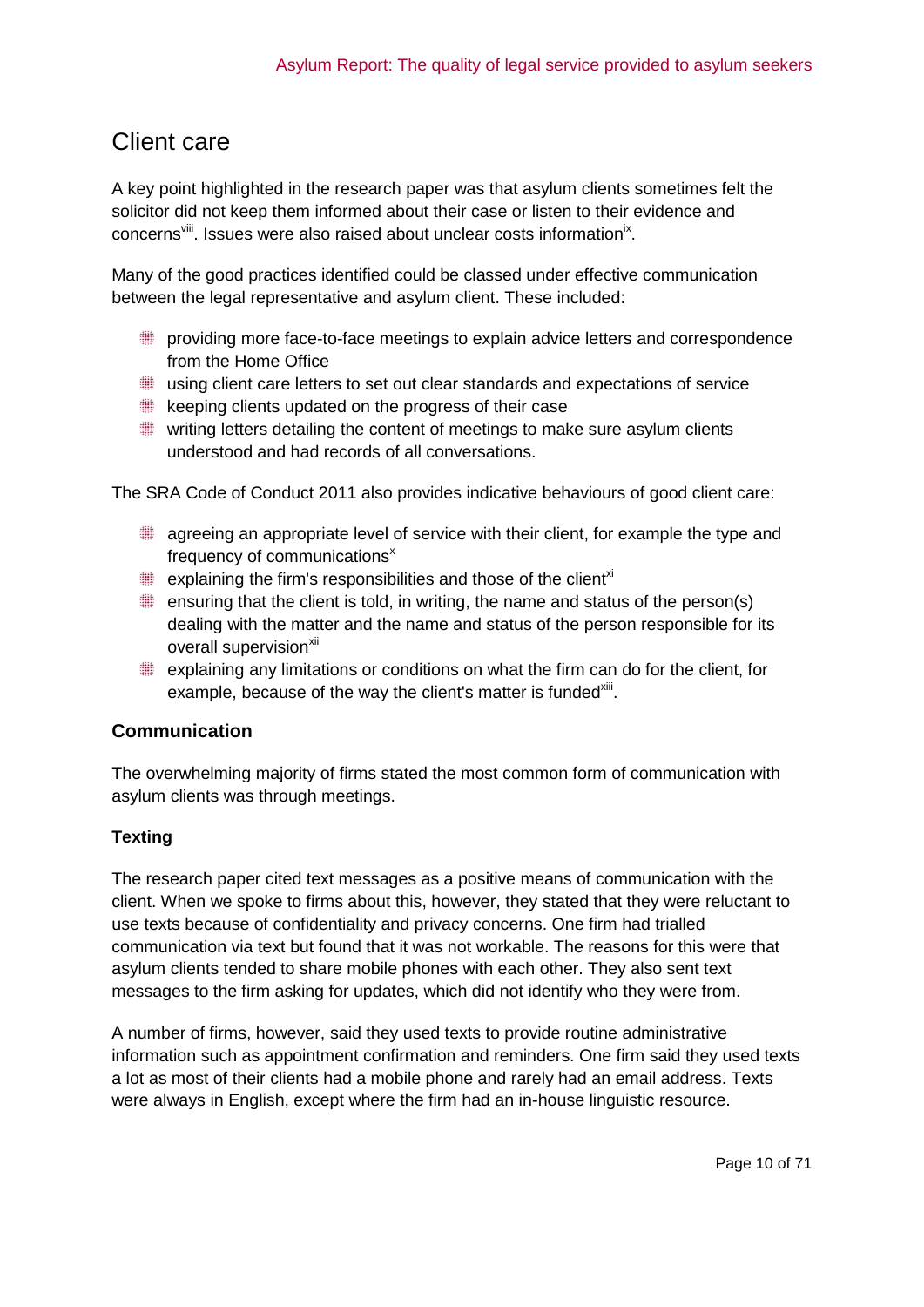## Client care

A key point highlighted in the research paper was that asylum clients sometimes felt the solicitor did not keep them informed about their case or listen to their evidence and concerns[viii]. Issues were also raised about unclear costs information[ix].

Many of the good practices identified could be classed under effective communication between the legal representative and asylum client. These included:

- providing more face-to-face meetings to explain advice letters and correspondence from the Home Office
- using client care letters to set out clear standards and expectations of service
- keeping clients updated on the progress of their case
- writing letters detailing the content of meetings to make sure asylum clients understood and had records of all conversations.

The SRA Code of Conduct 2011 also provides indicative behaviours of good client care:

- agreeing an appropriate level of service with their client, for example the type and frequency of communications[x]
- explaining the firm's responsibilities and those of the client[xi]
- ensuring that the client is told, in writing, the name and status of the person(s) dealing with the matter and the name and status of the person responsible for its overall supervision[xii]
- explaining any limitations or conditions on what the firm can do for the client, for example, because of the way the client's matter is funded[xiii].

### Communication

The overwhelming majority of firms stated the most common form of communication with asylum clients was through meetings.

#### Texting

The research paper cited text messages as a positive means of communication with the client. When we spoke to firms about this, however, they stated that they were reluctant to use texts because of confidentiality and privacy concerns. One firm had trialled communication via text but found that it was not workable. The reasons for this were that asylum clients tended to share mobile phones with each other. They also sent text messages to the firm asking for updates, which did not identify who they were from.

A number of firms, however, said they used texts to provide routine administrative information such as appointment confirmation and reminders. One firm said they used texts a lot as most of their clients had a mobile phone and rarely had an email address. Texts were always in English, except where the firm had an in-house linguistic resource.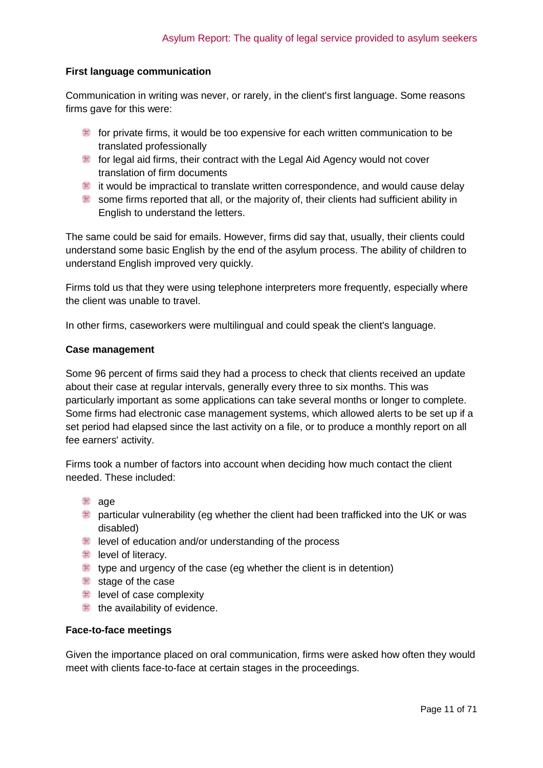**First language communication**

Communication in writing was never, or rarely, in the client's first language. Some reasons firms gave for this were:

- for private firms, it would be too expensive for each written communication to be translated professionally
- for legal aid firms, their contract with the Legal Aid Agency would not cover translation of firm documents
- it would be impractical to translate written correspondence, and would cause delay
- some firms reported that all, or the majority of, their clients had sufficient ability in English to understand the letters.

The same could be said for emails. However, firms did say that, usually, their clients could understand some basic English by the end of the asylum process. The ability of children to understand English improved very quickly.

Firms told us that they were using telephone interpreters more frequently, especially where the client was unable to travel.

In other firms, caseworkers were multilingual and could speak the client's language.

**Case management**

Some 96 percent of firms said they had a process to check that clients received an update about their case at regular intervals, generally every three to six months. This was particularly important as some applications can take several months or longer to complete. Some firms had electronic case management systems, which allowed alerts to be set up if a set period had elapsed since the last activity on a file, or to produce a monthly report on all fee earners' activity.

Firms took a number of factors into account when deciding how much contact the client needed. These included:

- age
- particular vulnerability (eg whether the client had been trafficked into the UK or was disabled)
- level of education and/or understanding of the process
- level of literacy.
- type and urgency of the case (eg whether the client is in detention)
- stage of the case
- level of case complexity
- the availability of evidence.

**Face-to-face meetings**

Given the importance placed on oral communication, firms were asked how often they would meet with clients face-to-face at certain stages in the proceedings.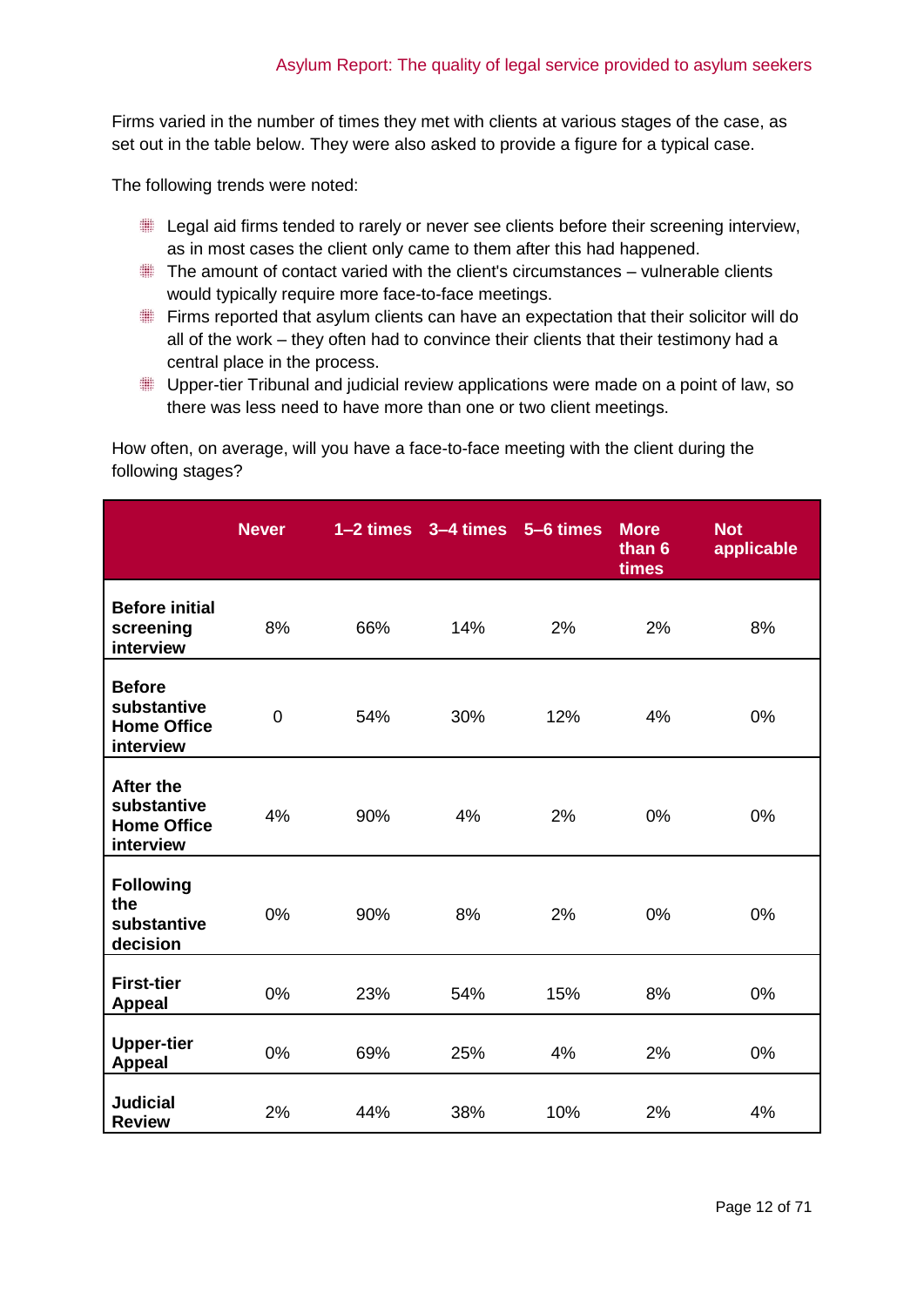Firms varied in the number of times they met with clients at various stages of the case, as set out in the table below. They were also asked to provide a figure for a typical case.

The following trends were noted:

- Legal aid firms tended to rarely or never see clients before their screening interview, as in most cases the client only came to them after this had happened.
- The amount of contact varied with the client's circumstances – vulnerable clients would typically require more face-to-face meetings.
- Firms reported that asylum clients can have an expectation that their solicitor will do all of the work – they often had to convince their clients that their testimony had a central place in the process.
- Upper-tier Tribunal and judicial review applications were made on a point of law, so there was less need to have more than one or two client meetings.

How often, on average, will you have a face-to-face meeting with the client during the following stages?

| | Never | 1–2 times | 3–4 times | 5–6 times | More than 6 times | Not applicable |
|---|---|---|---|---|---|---|
| **Before initial screening interview** | 8% | 66% | 14% | 2% | 2% | 8% |
| **Before substantive Home Office interview** | 0 | 54% | 30% | 12% | 4% | 0% |
| **After the substantive Home Office interview** | 4% | 90% | 4% | 2% | 0% | 0% |
| **Following the substantive decision** | 0% | 90% | 8% | 2% | 0% | 0% |
| **First-tier Appeal** | 0% | 23% | 54% | 15% | 8% | 0% |
| **Upper-tier Appeal** | 0% | 69% | 25% | 4% | 2% | 0% |
| **Judicial Review** | 2% | 44% | 38% | 10% | 2% | 4% |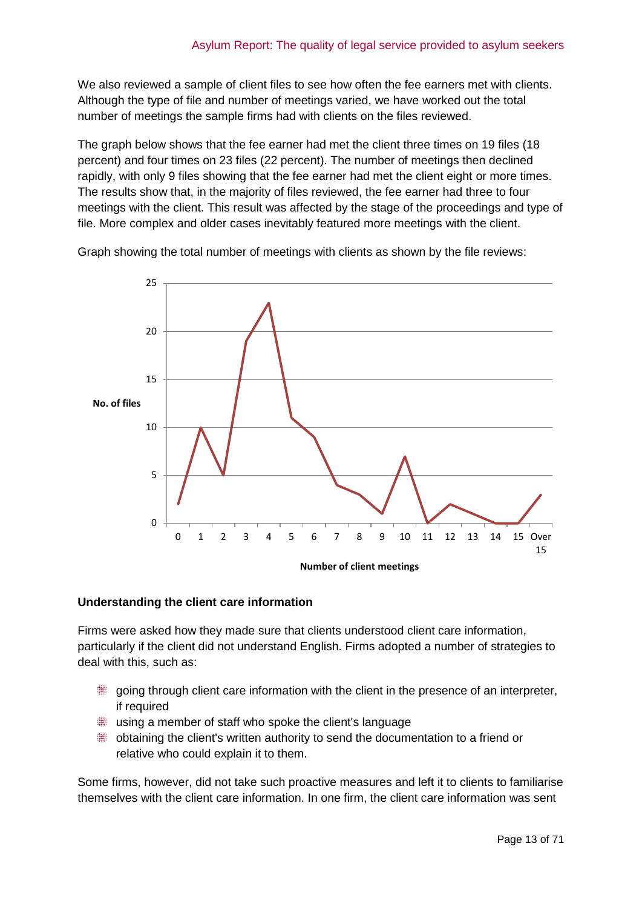We also reviewed a sample of client files to see how often the fee earners met with clients. Although the type of file and number of meetings varied, we have worked out the total number of meetings the sample firms had with clients on the files reviewed.

The graph below shows that the fee earner had met the client three times on 19 files (18 percent) and four times on 23 files (22 percent). The number of meetings then declined rapidly, with only 9 files showing that the fee earner had met the client eight or more times. The results show that, in the majority of files reviewed, the fee earner had three to four meetings with the client. This result was affected by the stage of the proceedings and type of file. More complex and older cases inevitably featured more meetings with the client.

Graph showing the total number of meetings with clients as shown by the file reviews:

| Number of client meetings | No. of files |
|---|---|
| 0 | 2 |
| 1 | 10 |
| 2 | 5 |
| 3 | 19 |
| 4 | 23 |
| 5 | 11 |
| 6 | 9 |
| 7 | 4 |
| 8 | 3 |
| 9 | 1 |
| 10 | 7 |
| 11 | 0 |
| 12 | 2 |
| 13 | 1 |
| 14 | 0 |
| 15 | 0 |
| Over 15 | 3 |

## Understanding the client care information

Firms were asked how they made sure that clients understood client care information, particularly if the client did not understand English. Firms adopted a number of strategies to deal with this, such as:

- going through client care information with the client in the presence of an interpreter, if required
- using a member of staff who spoke the client's language
- obtaining the client's written authority to send the documentation to a friend or relative who could explain it to them.

Some firms, however, did not take such proactive measures and left it to clients to familiarise themselves with the client care information. In one firm, the client care information was sent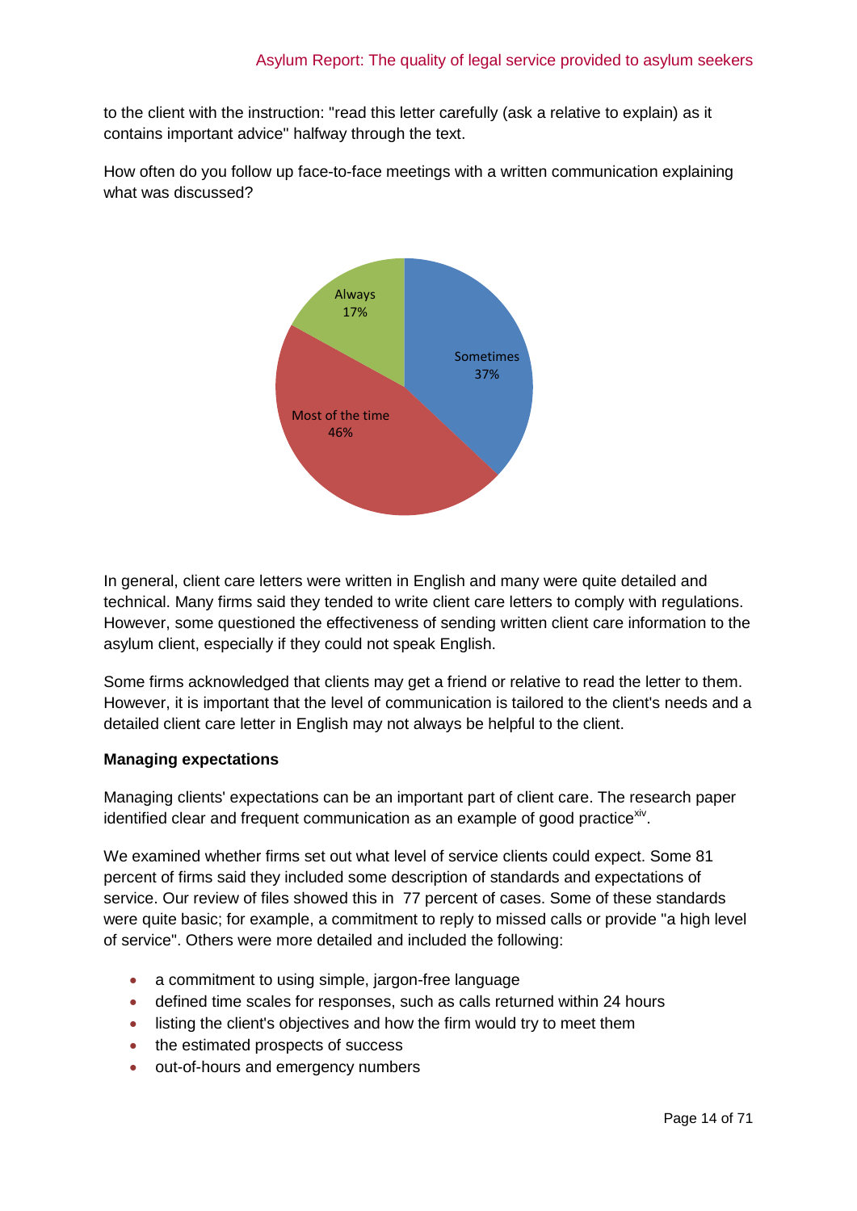to the client with the instruction: "read this letter carefully (ask a relative to explain) as it contains important advice" halfway through the text.

How often do you follow up face-to-face meetings with a written communication explaining what was discussed?

Always 17%

Sometimes 37%

Most of the time 46%

In general, client care letters were written in English and many were quite detailed and technical. Many firms said they tended to write client care letters to comply with regulations. However, some questioned the effectiveness of sending written client care information to the asylum client, especially if they could not speak English.

Some firms acknowledged that clients may get a friend or relative to read the letter to them. However, it is important that the level of communication is tailored to the client's needs and a detailed client care letter in English may not always be helpful to the client.

**Managing expectations**

Managing clients' expectations can be an important part of client care. The research paper identified clear and frequent communication as an example of good practice[xiv].

We examined whether firms set out what level of service clients could expect. Some 81 percent of firms said they included some description of standards and expectations of service. Our review of files showed this in 77 percent of cases. Some of these standards were quite basic; for example, a commitment to reply to missed calls or provide "a high level of service". Others were more detailed and included the following:

- a commitment to using simple, jargon-free language
- defined time scales for responses, such as calls returned within 24 hours
- listing the client's objectives and how the firm would try to meet them
- the estimated prospects of success
- out-of-hours and emergency numbers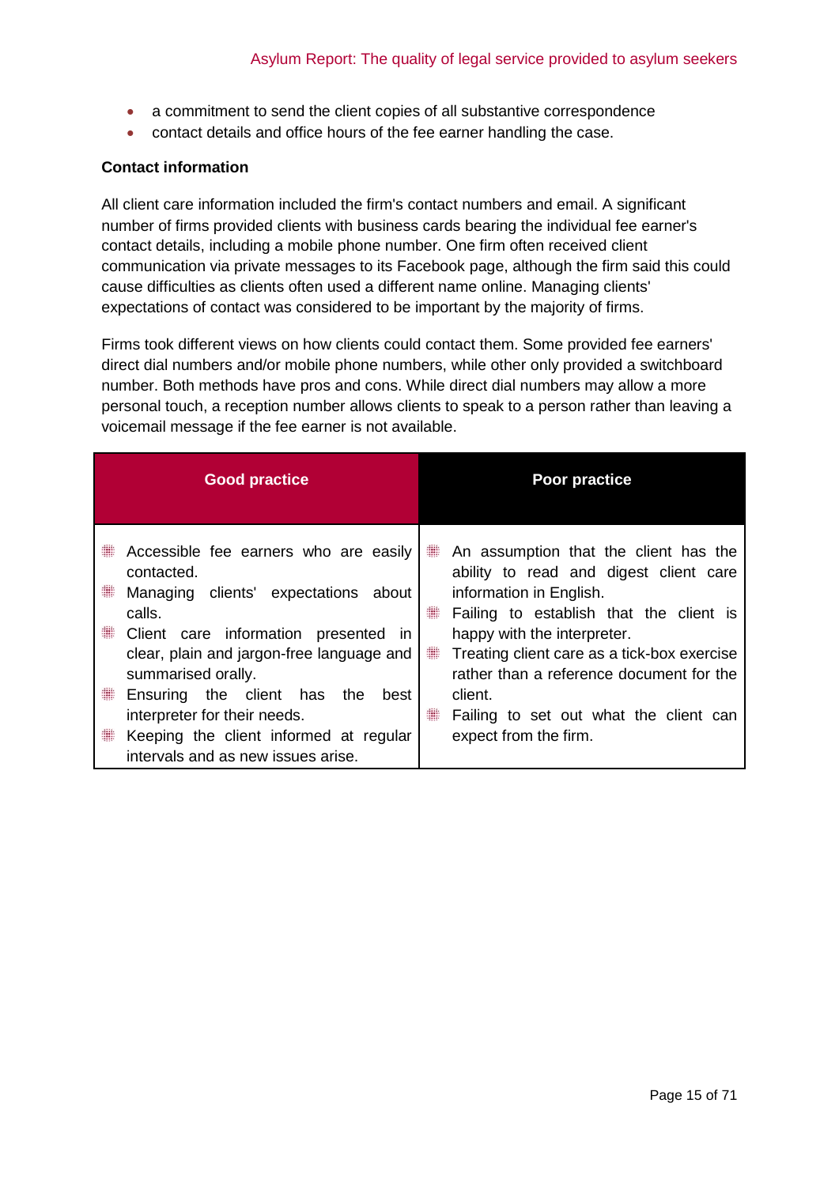- a commitment to send the client copies of all substantive correspondence
- contact details and office hours of the fee earner handling the case.

**Contact information**

All client care information included the firm's contact numbers and email. A significant number of firms provided clients with business cards bearing the individual fee earner's contact details, including a mobile phone number. One firm often received client communication via private messages to its Facebook page, although the firm said this could cause difficulties as clients often used a different name online. Managing clients' expectations of contact was considered to be important by the majority of firms.

Firms took different views on how clients could contact them. Some provided fee earners' direct dial numbers and/or mobile phone numbers, while other only provided a switchboard number. Both methods have pros and cons. While direct dial numbers may allow a more personal touch, a reception number allows clients to speak to a person rather than leaving a voicemail message if the fee earner is not available.

| Good practice | Poor practice |
| --- | --- |
| • Accessible fee earners who are easily contacted.<br>• Managing clients' expectations about calls.<br>• Client care information presented in clear, plain and jargon-free language and summarised orally.<br>• Ensuring the client has the best interpreter for their needs.<br>• Keeping the client informed at regular intervals and as new issues arise. | • An assumption that the client has the ability to read and digest client care information in English.<br>• Failing to establish that the client is happy with the interpreter.<br>• Treating client care as a tick-box exercise rather than a reference document for the client.<br>• Failing to set out what the client can expect from the firm. |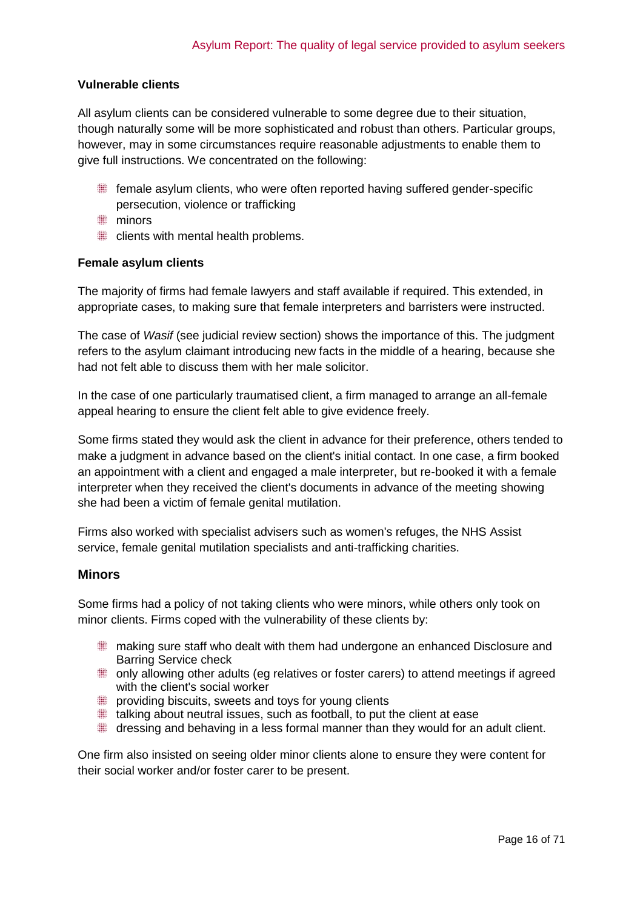### Vulnerable clients

All asylum clients can be considered vulnerable to some degree due to their situation, though naturally some will be more sophisticated and robust than others. Particular groups, however, may in some circumstances require reasonable adjustments to enable them to give full instructions. We concentrated on the following:

- female asylum clients, who were often reported having suffered gender-specific persecution, violence or trafficking
- minors
- clients with mental health problems.

### Female asylum clients

The majority of firms had female lawyers and staff available if required. This extended, in appropriate cases, to making sure that female interpreters and barristers were instructed.

The case of *Wasif* (see judicial review section) shows the importance of this. The judgment refers to the asylum claimant introducing new facts in the middle of a hearing, because she had not felt able to discuss them with her male solicitor.

In the case of one particularly traumatised client, a firm managed to arrange an all-female appeal hearing to ensure the client felt able to give evidence freely.

Some firms stated they would ask the client in advance for their preference, others tended to make a judgment in advance based on the client's initial contact. In one case, a firm booked an appointment with a client and engaged a male interpreter, but re-booked it with a female interpreter when they received the client's documents in advance of the meeting showing she had been a victim of female genital mutilation.

Firms also worked with specialist advisers such as women's refuges, the NHS Assist service, female genital mutilation specialists and anti-trafficking charities.

## Minors

Some firms had a policy of not taking clients who were minors, while others only took on minor clients. Firms coped with the vulnerability of these clients by:

- making sure staff who dealt with them had undergone an enhanced Disclosure and Barring Service check
- only allowing other adults (eg relatives or foster carers) to attend meetings if agreed with the client's social worker
- providing biscuits, sweets and toys for young clients
- talking about neutral issues, such as football, to put the client at ease
- dressing and behaving in a less formal manner than they would for an adult client.

One firm also insisted on seeing older minor clients alone to ensure they were content for their social worker and/or foster carer to be present.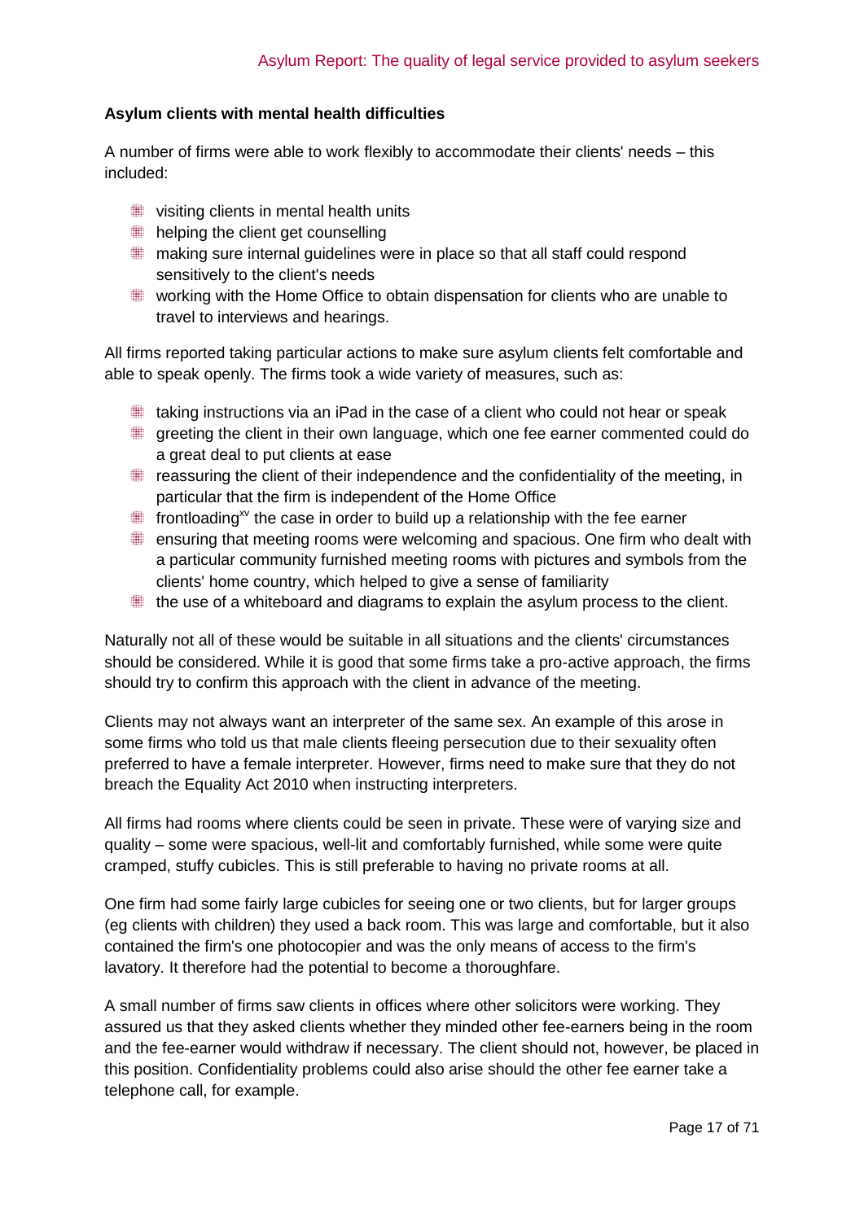**Asylum clients with mental health difficulties**

A number of firms were able to work flexibly to accommodate their clients' needs – this included:

- visiting clients in mental health units
- helping the client get counselling
- making sure internal guidelines were in place so that all staff could respond sensitively to the client's needs
- working with the Home Office to obtain dispensation for clients who are unable to travel to interviews and hearings.

All firms reported taking particular actions to make sure asylum clients felt comfortable and able to speak openly. The firms took a wide variety of measures, such as:

- taking instructions via an iPad in the case of a client who could not hear or speak
- greeting the client in their own language, which one fee earner commented could do a great deal to put clients at ease
- reassuring the client of their independence and the confidentiality of the meeting, in particular that the firm is independent of the Home Office
- frontloading[xv] the case in order to build up a relationship with the fee earner
- ensuring that meeting rooms were welcoming and spacious. One firm who dealt with a particular community furnished meeting rooms with pictures and symbols from the clients' home country, which helped to give a sense of familiarity
- the use of a whiteboard and diagrams to explain the asylum process to the client.

Naturally not all of these would be suitable in all situations and the clients' circumstances should be considered. While it is good that some firms take a pro-active approach, the firms should try to confirm this approach with the client in advance of the meeting.

Clients may not always want an interpreter of the same sex. An example of this arose in some firms who told us that male clients fleeing persecution due to their sexuality often preferred to have a female interpreter. However, firms need to make sure that they do not breach the Equality Act 2010 when instructing interpreters.

All firms had rooms where clients could be seen in private. These were of varying size and quality – some were spacious, well-lit and comfortably furnished, while some were quite cramped, stuffy cubicles. This is still preferable to having no private rooms at all.

One firm had some fairly large cubicles for seeing one or two clients, but for larger groups (eg clients with children) they used a back room. This was large and comfortable, but it also contained the firm's one photocopier and was the only means of access to the firm's lavatory. It therefore had the potential to become a thoroughfare.

A small number of firms saw clients in offices where other solicitors were working. They assured us that they asked clients whether they minded other fee-earners being in the room and the fee-earner would withdraw if necessary. The client should not, however, be placed in this position. Confidentiality problems could also arise should the other fee earner take a telephone call, for example.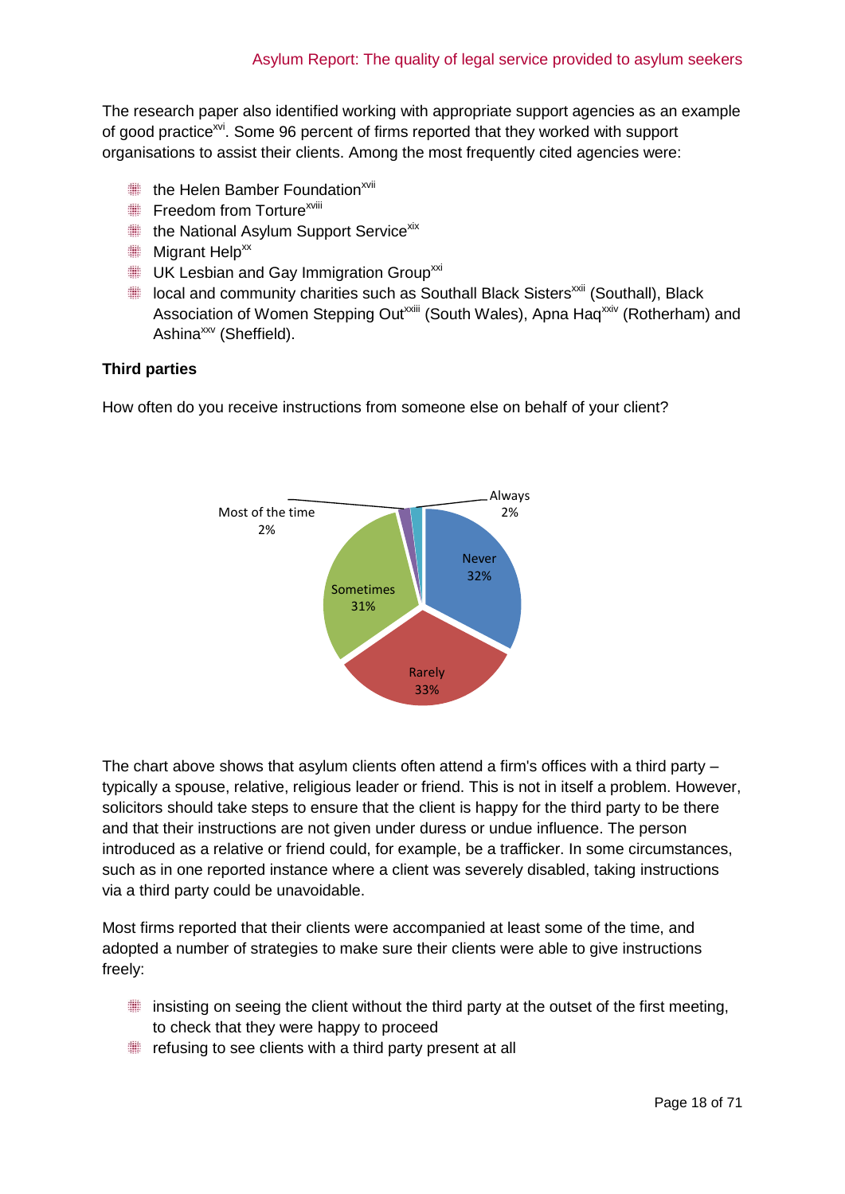The research paper also identified working with appropriate support agencies as an example of good practice[xvi]. Some 96 percent of firms reported that they worked with support organisations to assist their clients. Among the most frequently cited agencies were:

- the Helen Bamber Foundation[xvii]
- Freedom from Torture[xviii]
- the National Asylum Support Service[xix]
- Migrant Help[xx]
- UK Lesbian and Gay Immigration Group[xxi]
- local and community charities such as Southall Black Sisters[xxii] (Southall), Black Association of Women Stepping Out[xxiii] (South Wales), Apna Haq[xxiv] (Rotherham) and Ashina[xxv] (Sheffield).

**Third parties**

How often do you receive instructions from someone else on behalf of your client?

| Response | Percentage |
|---|---|
| Never | 32% |
| Rarely | 33% |
| Sometimes | 31% |
| Most of the time | 2% |
| Always | 2% |

The chart above shows that asylum clients often attend a firm's offices with a third party – typically a spouse, relative, religious leader or friend. This is not in itself a problem. However, solicitors should take steps to ensure that the client is happy for the third party to be there and that their instructions are not given under duress or undue influence. The person introduced as a relative or friend could, for example, be a trafficker. In some circumstances, such as in one reported instance where a client was severely disabled, taking instructions via a third party could be unavoidable.

Most firms reported that their clients were accompanied at least some of the time, and adopted a number of strategies to make sure their clients were able to give instructions freely:

- insisting on seeing the client without the third party at the outset of the first meeting, to check that they were happy to proceed
- refusing to see clients with a third party present at all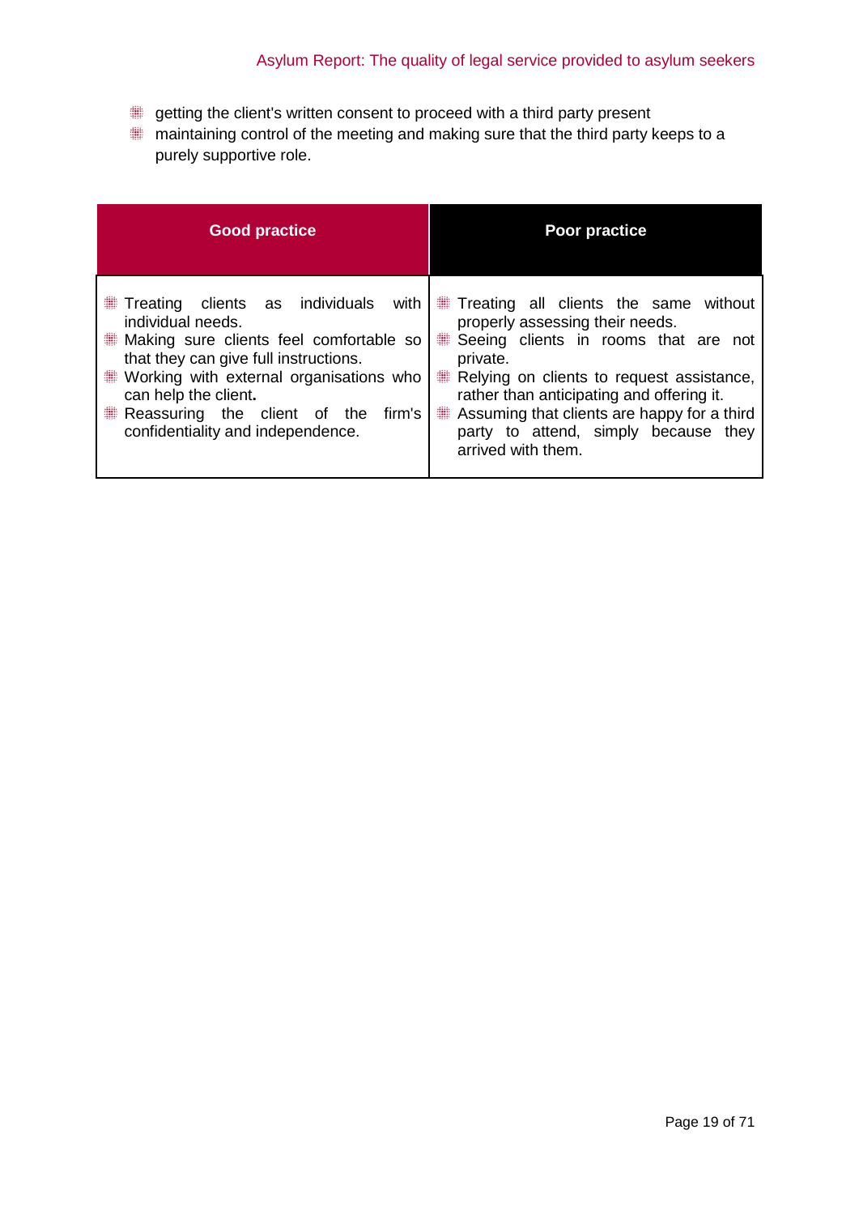- getting the client's written consent to proceed with a third party present
- maintaining control of the meeting and making sure that the third party keeps to a purely supportive role.

| Good practice | Poor practice |
|---|---|
| - Treating clients as individuals with individual needs.<br>- Making sure clients feel comfortable so that they can give full instructions.<br>- Working with external organisations who can help the client.<br>- Reassuring the client of the firm's confidentiality and independence. | - Treating all clients the same without properly assessing their needs.<br>- Seeing clients in rooms that are not private.<br>- Relying on clients to request assistance, rather than anticipating and offering it.<br>- Assuming that clients are happy for a third party to attend, simply because they arrived with them. |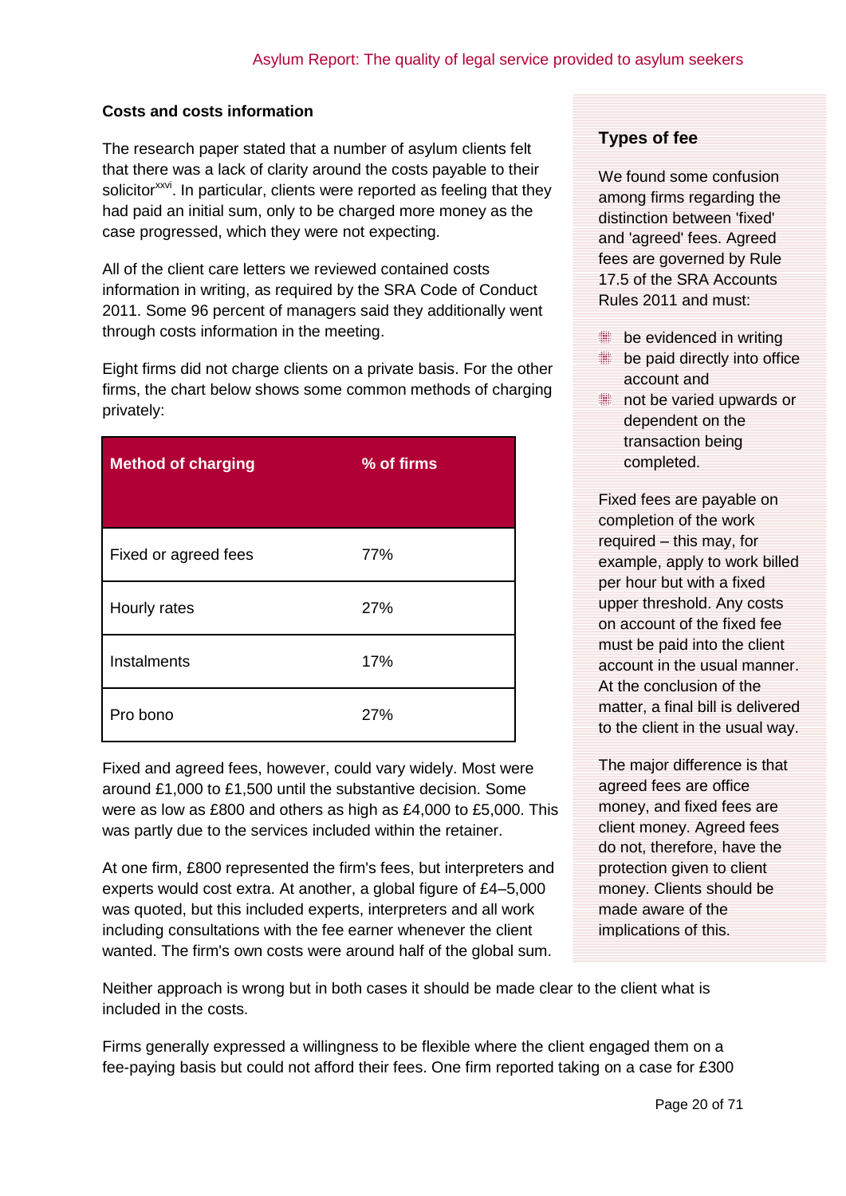## Costs and costs information

The research paper stated that a number of asylum clients felt that there was a lack of clarity around the costs payable to their solicitor[xxvi]. In particular, clients were reported as feeling that they had paid an initial sum, only to be charged more money as the case progressed, which they were not expecting.

All of the client care letters we reviewed contained costs information in writing, as required by the SRA Code of Conduct 2011. Some 96 percent of managers said they additionally went through costs information in the meeting.

Eight firms did not charge clients on a private basis. For the other firms, the chart below shows some common methods of charging privately:

| Method of charging | % of firms |
|---|---|
| Fixed or agreed fees | 77% |
| Hourly rates | 27% |
| Instalments | 17% |
| Pro bono | 27% |

Fixed and agreed fees, however, could vary widely. Most were around £1,000 to £1,500 until the substantive decision. Some were as low as £800 and others as high as £4,000 to £5,000. This was partly due to the services included within the retainer.

At one firm, £800 represented the firm's fees, but interpreters and experts would cost extra. At another, a global figure of £4–5,000 was quoted, but this included experts, interpreters and all work including consultations with the fee earner whenever the client wanted. The firm's own costs were around half of the global sum.

### Types of fee

We found some confusion among firms regarding the distinction between 'fixed' and 'agreed' fees. Agreed fees are governed by Rule 17.5 of the SRA Accounts Rules 2011 and must:

- be evidenced in writing
- be paid directly into office account and
- not be varied upwards or dependent on the transaction being completed.

Fixed fees are payable on completion of the work required – this may, for example, apply to work billed per hour but with a fixed upper threshold. Any costs on account of the fixed fee must be paid into the client account in the usual manner. At the conclusion of the matter, a final bill is delivered to the client in the usual way.

The major difference is that agreed fees are office money, and fixed fees are client money. Agreed fees do not, therefore, have the protection given to client money. Clients should be made aware of the implications of this.

Neither approach is wrong but in both cases it should be made clear to the client what is included in the costs.

Firms generally expressed a willingness to be flexible where the client engaged them on a fee-paying basis but could not afford their fees. One firm reported taking on a case for £300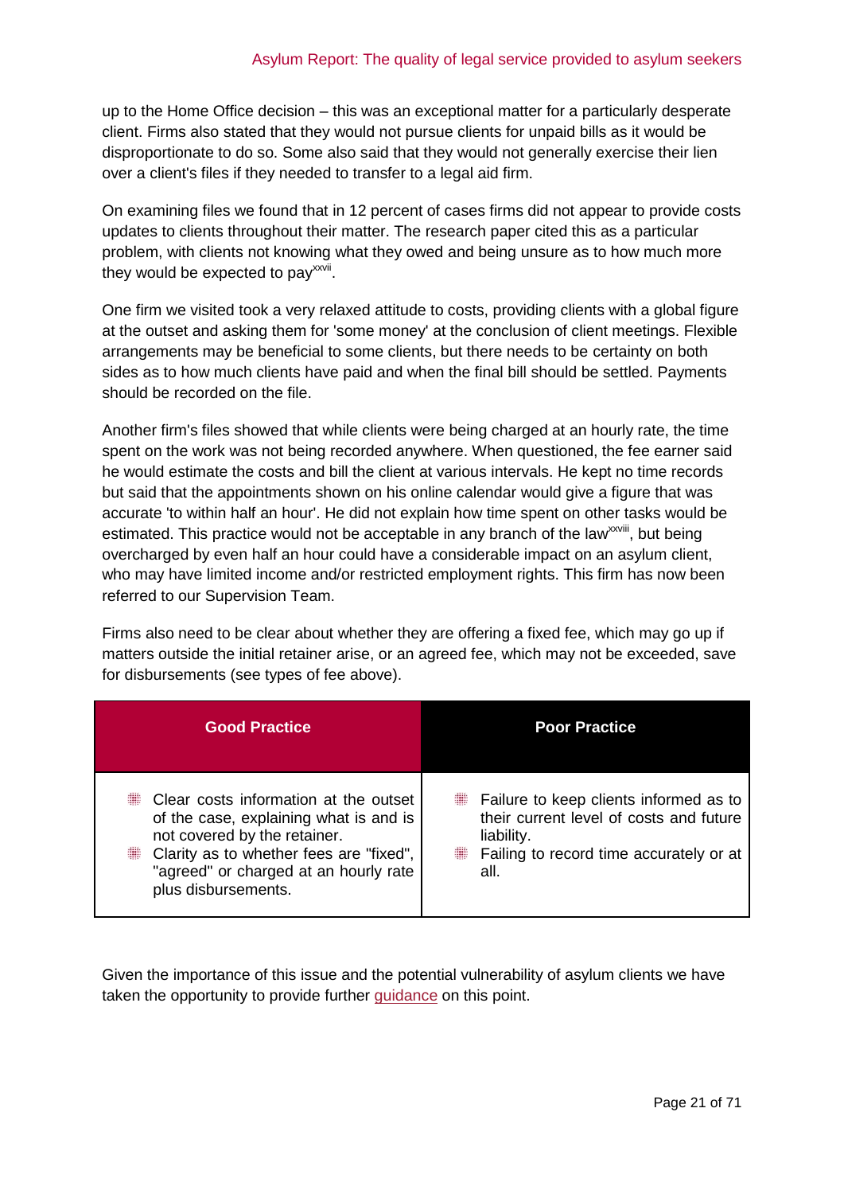up to the Home Office decision – this was an exceptional matter for a particularly desperate client. Firms also stated that they would not pursue clients for unpaid bills as it would be disproportionate to do so. Some also said that they would not generally exercise their lien over a client's files if they needed to transfer to a legal aid firm.

On examining files we found that in 12 percent of cases firms did not appear to provide costs updates to clients throughout their matter. The research paper cited this as a particular problem, with clients not knowing what they owed and being unsure as to how much more they would be expected to pay[xxvii].

One firm we visited took a very relaxed attitude to costs, providing clients with a global figure at the outset and asking them for 'some money' at the conclusion of client meetings. Flexible arrangements may be beneficial to some clients, but there needs to be certainty on both sides as to how much clients have paid and when the final bill should be settled. Payments should be recorded on the file.

Another firm's files showed that while clients were being charged at an hourly rate, the time spent on the work was not being recorded anywhere. When questioned, the fee earner said he would estimate the costs and bill the client at various intervals. He kept no time records but said that the appointments shown on his online calendar would give a figure that was accurate 'to within half an hour'. He did not explain how time spent on other tasks would be estimated. This practice would not be acceptable in any branch of the law[xxviii], but being overcharged by even half an hour could have a considerable impact on an asylum client, who may have limited income and/or restricted employment rights. This firm has now been referred to our Supervision Team.

Firms also need to be clear about whether they are offering a fixed fee, which may go up if matters outside the initial retainer arise, or an agreed fee, which may not be exceeded, save for disbursements (see types of fee above).

| Good Practice | Poor Practice |
|---|---|
| • Clear costs information at the outset of the case, explaining what is and is not covered by the retainer.<br>• Clarity as to whether fees are "fixed", "agreed" or charged at an hourly rate plus disbursements. | • Failure to keep clients informed as to their current level of costs and future liability.<br>• Failing to record time accurately or at all. |

Given the importance of this issue and the potential vulnerability of asylum clients we have taken the opportunity to provide further guidance on this point.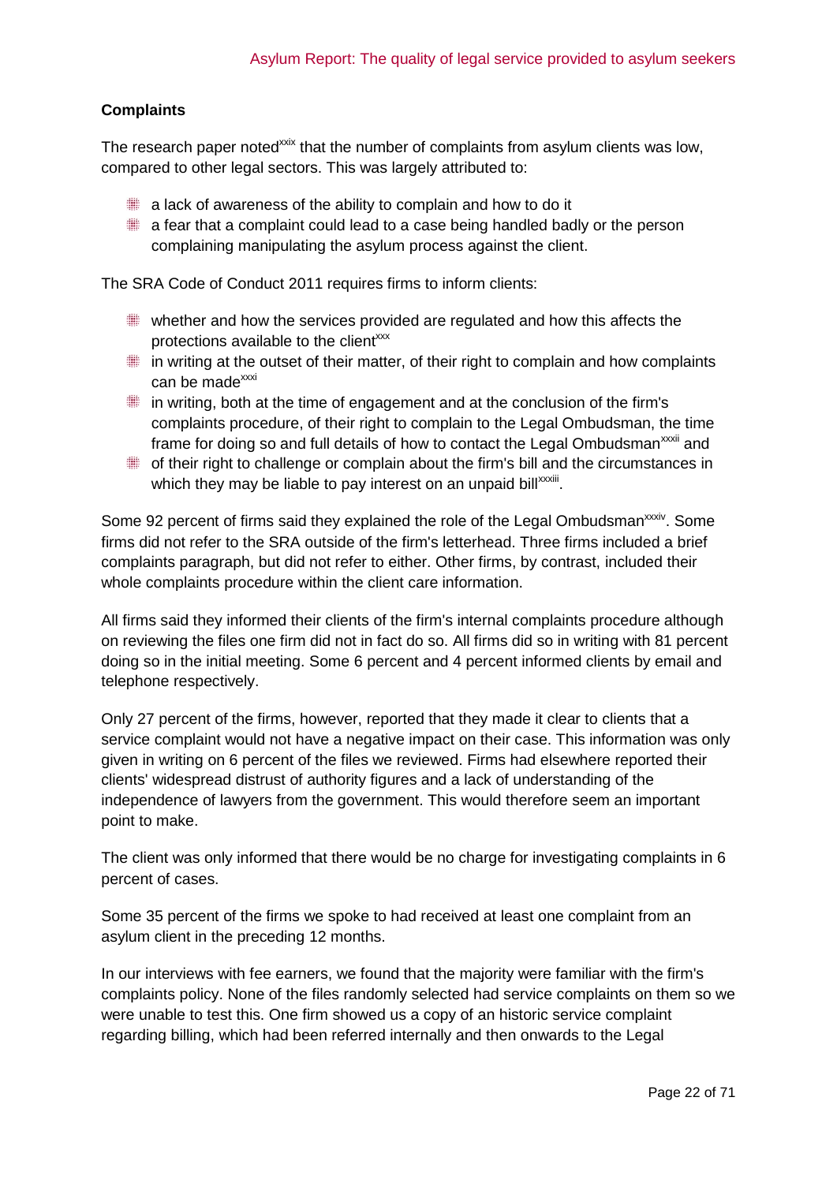### Complaints

The research paper noted[xxix] that the number of complaints from asylum clients was low, compared to other legal sectors. This was largely attributed to:

- a lack of awareness of the ability to complain and how to do it
- a fear that a complaint could lead to a case being handled badly or the person complaining manipulating the asylum process against the client.

The SRA Code of Conduct 2011 requires firms to inform clients:

- whether and how the services provided are regulated and how this affects the protections available to the client[xxx]
- in writing at the outset of their matter, of their right to complain and how complaints can be made[xxxi]
- in writing, both at the time of engagement and at the conclusion of the firm's complaints procedure, of their right to complain to the Legal Ombudsman, the time frame for doing so and full details of how to contact the Legal Ombudsman[xxxii] and
- of their right to challenge or complain about the firm's bill and the circumstances in which they may be liable to pay interest on an unpaid bill[xxxiii].

Some 92 percent of firms said they explained the role of the Legal Ombudsman[xxxiv]. Some firms did not refer to the SRA outside of the firm's letterhead. Three firms included a brief complaints paragraph, but did not refer to either. Other firms, by contrast, included their whole complaints procedure within the client care information.

All firms said they informed their clients of the firm's internal complaints procedure although on reviewing the files one firm did not in fact do so. All firms did so in writing with 81 percent doing so in the initial meeting. Some 6 percent and 4 percent informed clients by email and telephone respectively.

Only 27 percent of the firms, however, reported that they made it clear to clients that a service complaint would not have a negative impact on their case. This information was only given in writing on 6 percent of the files we reviewed. Firms had elsewhere reported their clients' widespread distrust of authority figures and a lack of understanding of the independence of lawyers from the government. This would therefore seem an important point to make.

The client was only informed that there would be no charge for investigating complaints in 6 percent of cases.

Some 35 percent of the firms we spoke to had received at least one complaint from an asylum client in the preceding 12 months.

In our interviews with fee earners, we found that the majority were familiar with the firm's complaints policy. None of the files randomly selected had service complaints on them so we were unable to test this. One firm showed us a copy of an historic service complaint regarding billing, which had been referred internally and then onwards to the Legal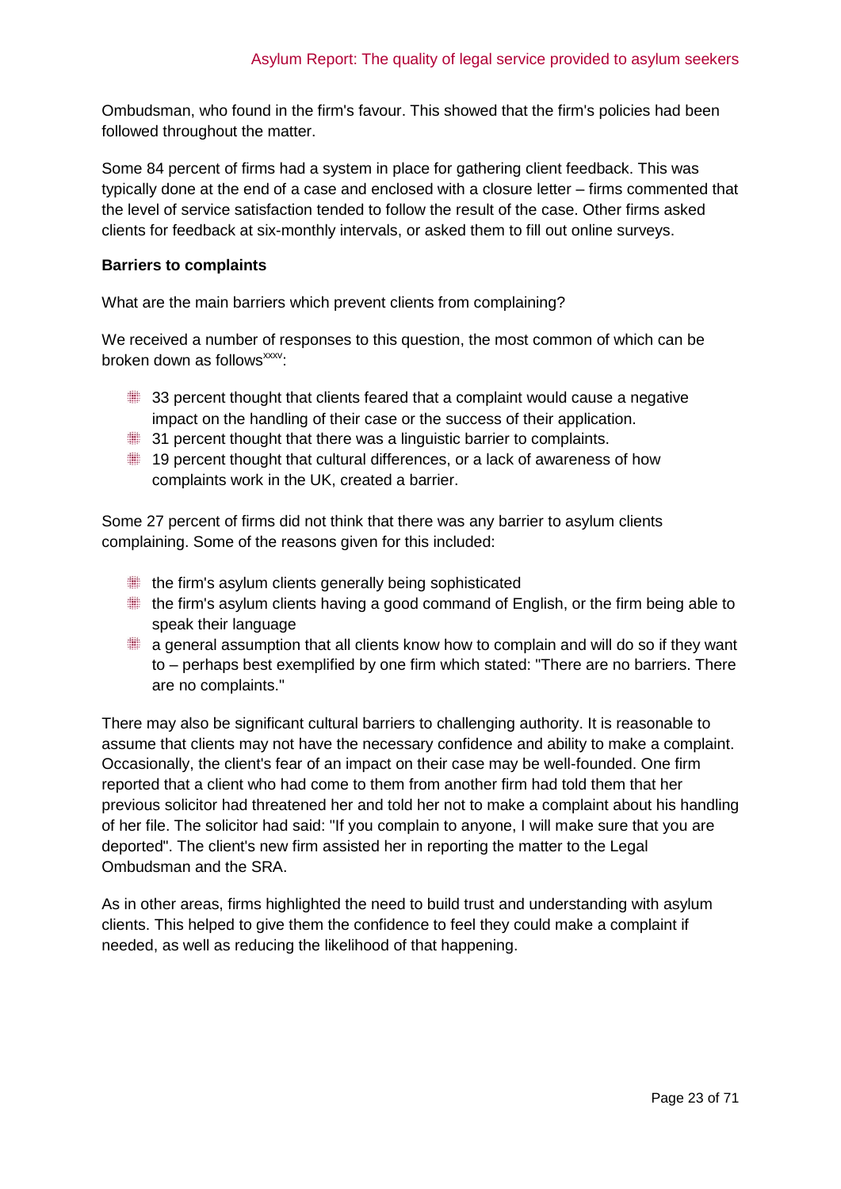Ombudsman, who found in the firm's favour. This showed that the firm's policies had been followed throughout the matter.

Some 84 percent of firms had a system in place for gathering client feedback. This was typically done at the end of a case and enclosed with a closure letter – firms commented that the level of service satisfaction tended to follow the result of the case. Other firms asked clients for feedback at six-monthly intervals, or asked them to fill out online surveys.

**Barriers to complaints**

What are the main barriers which prevent clients from complaining?

We received a number of responses to this question, the most common of which can be broken down as follows[xxxv]:

- 33 percent thought that clients feared that a complaint would cause a negative impact on the handling of their case or the success of their application.
- 31 percent thought that there was a linguistic barrier to complaints.
- 19 percent thought that cultural differences, or a lack of awareness of how complaints work in the UK, created a barrier.

Some 27 percent of firms did not think that there was any barrier to asylum clients complaining. Some of the reasons given for this included:

- the firm's asylum clients generally being sophisticated
- the firm's asylum clients having a good command of English, or the firm being able to speak their language
- a general assumption that all clients know how to complain and will do so if they want to – perhaps best exemplified by one firm which stated: "There are no barriers. There are no complaints."

There may also be significant cultural barriers to challenging authority. It is reasonable to assume that clients may not have the necessary confidence and ability to make a complaint. Occasionally, the client's fear of an impact on their case may be well-founded. One firm reported that a client who had come to them from another firm had told them that her previous solicitor had threatened her and told her not to make a complaint about his handling of her file. The solicitor had said: "If you complain to anyone, I will make sure that you are deported". The client's new firm assisted her in reporting the matter to the Legal Ombudsman and the SRA.

As in other areas, firms highlighted the need to build trust and understanding with asylum clients. This helped to give them the confidence to feel they could make a complaint if needed, as well as reducing the likelihood of that happening.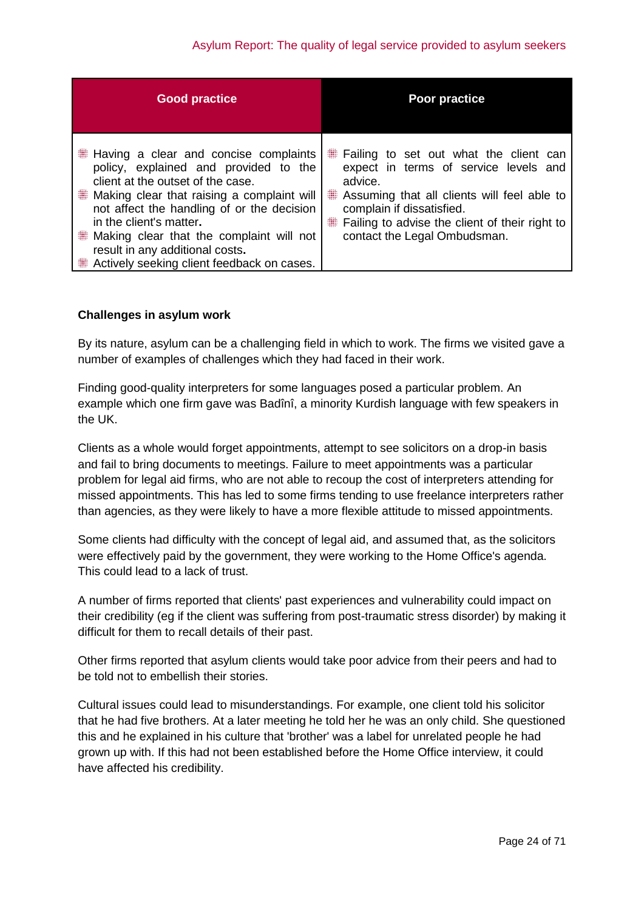| Good practice | Poor practice |
| --- | --- |
| • Having a clear and concise complaints policy, explained and provided to the client at the outset of the case.<br>• Making clear that raising a complaint will not affect the handling of or the decision in the client's matter.<br>• Making clear that the complaint will not result in any additional costs.<br>• Actively seeking client feedback on cases. | • Failing to set out what the client can expect in terms of service levels and advice.<br>• Assuming that all clients will feel able to complain if dissatisfied.<br>• Failing to advise the client of their right to contact the Legal Ombudsman. |

**Challenges in asylum work**

By its nature, asylum can be a challenging field in which to work. The firms we visited gave a number of examples of challenges which they had faced in their work.

Finding good-quality interpreters for some languages posed a particular problem. An example which one firm gave was Badînî, a minority Kurdish language with few speakers in the UK.

Clients as a whole would forget appointments, attempt to see solicitors on a drop-in basis and fail to bring documents to meetings. Failure to meet appointments was a particular problem for legal aid firms, who are not able to recoup the cost of interpreters attending for missed appointments. This has led to some firms tending to use freelance interpreters rather than agencies, as they were likely to have a more flexible attitude to missed appointments.

Some clients had difficulty with the concept of legal aid, and assumed that, as the solicitors were effectively paid by the government, they were working to the Home Office's agenda. This could lead to a lack of trust.

A number of firms reported that clients' past experiences and vulnerability could impact on their credibility (eg if the client was suffering from post-traumatic stress disorder) by making it difficult for them to recall details of their past.

Other firms reported that asylum clients would take poor advice from their peers and had to be told not to embellish their stories.

Cultural issues could lead to misunderstandings. For example, one client told his solicitor that he had five brothers. At a later meeting he told her he was an only child. She questioned this and he explained in his culture that 'brother' was a label for unrelated people he had grown up with. If this had not been established before the Home Office interview, it could have affected his credibility.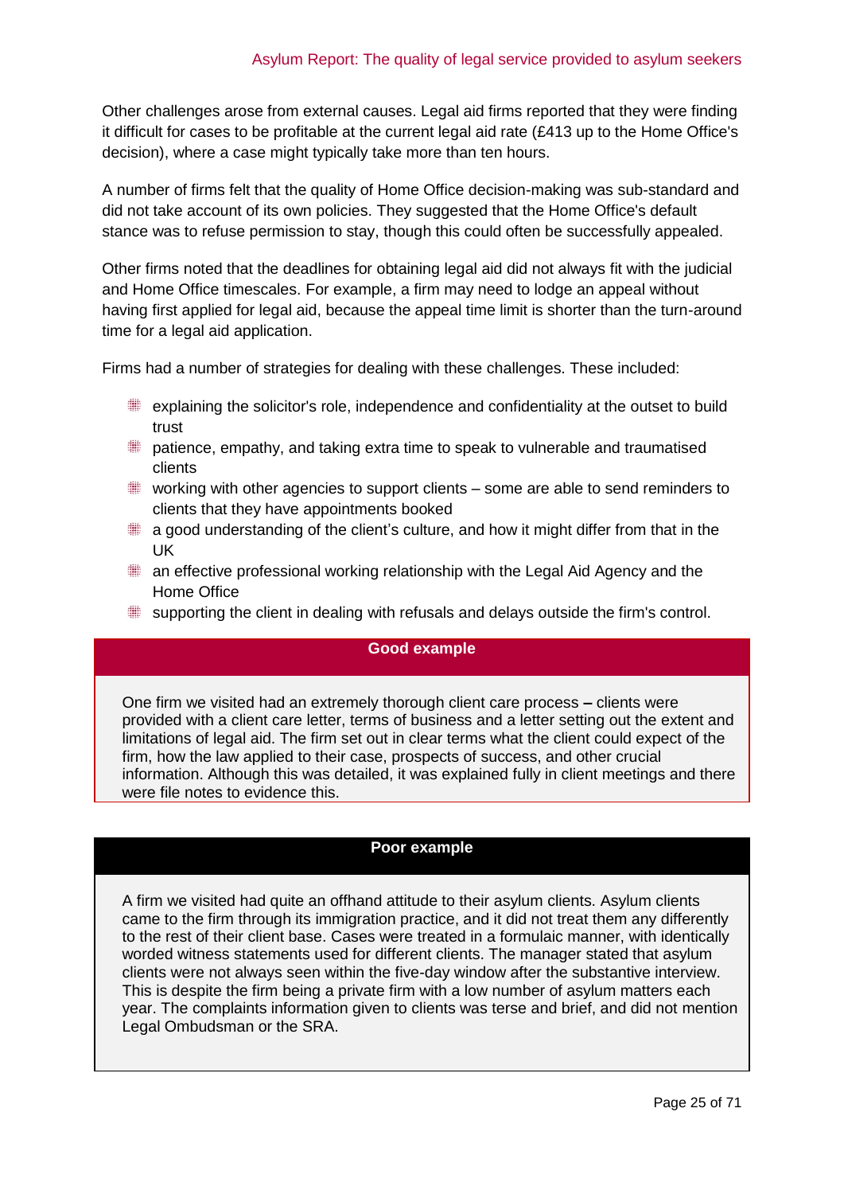Other challenges arose from external causes. Legal aid firms reported that they were finding it difficult for cases to be profitable at the current legal aid rate (£413 up to the Home Office's decision), where a case might typically take more than ten hours.

A number of firms felt that the quality of Home Office decision-making was sub-standard and did not take account of its own policies. They suggested that the Home Office's default stance was to refuse permission to stay, though this could often be successfully appealed.

Other firms noted that the deadlines for obtaining legal aid did not always fit with the judicial and Home Office timescales. For example, a firm may need to lodge an appeal without having first applied for legal aid, because the appeal time limit is shorter than the turn-around time for a legal aid application.

Firms had a number of strategies for dealing with these challenges. These included:

- explaining the solicitor's role, independence and confidentiality at the outset to build trust
- patience, empathy, and taking extra time to speak to vulnerable and traumatised clients
- working with other agencies to support clients – some are able to send reminders to clients that they have appointments booked
- a good understanding of the client's culture, and how it might differ from that in the UK
- an effective professional working relationship with the Legal Aid Agency and the Home Office
- supporting the client in dealing with refusals and delays outside the firm's control.

**Good example**

One firm we visited had an extremely thorough client care process **–** clients were provided with a client care letter, terms of business and a letter setting out the extent and limitations of legal aid. The firm set out in clear terms what the client could expect of the firm, how the law applied to their case, prospects of success, and other crucial information. Although this was detailed, it was explained fully in client meetings and there were file notes to evidence this.

**Poor example**

A firm we visited had quite an offhand attitude to their asylum clients. Asylum clients came to the firm through its immigration practice, and it did not treat them any differently to the rest of their client base. Cases were treated in a formulaic manner, with identically worded witness statements used for different clients. The manager stated that asylum clients were not always seen within the five-day window after the substantive interview. This is despite the firm being a private firm with a low number of asylum matters each year. The complaints information given to clients was terse and brief, and did not mention Legal Ombudsman or the SRA.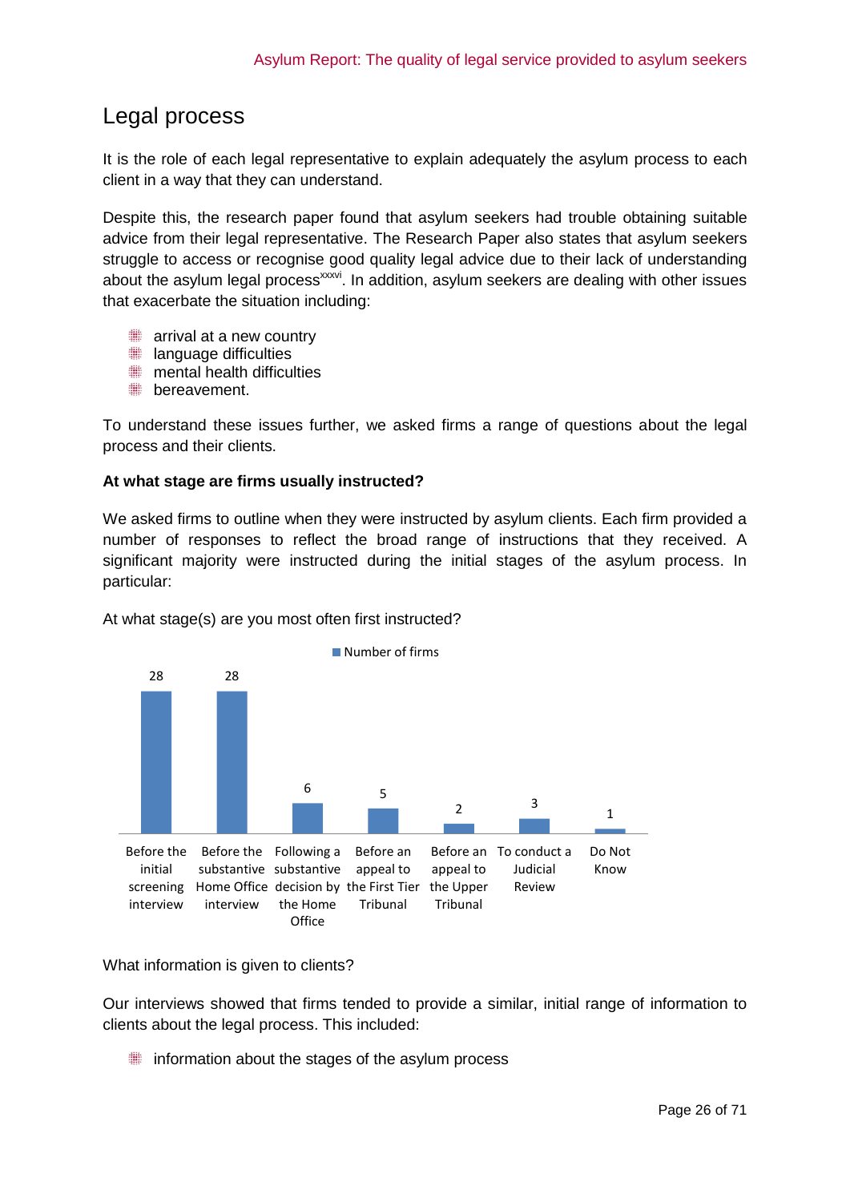## Legal process

It is the role of each legal representative to explain adequately the asylum process to each client in a way that they can understand.

Despite this, the research paper found that asylum seekers had trouble obtaining suitable advice from their legal representative. The Research Paper also states that asylum seekers struggle to access or recognise good quality legal advice due to their lack of understanding about the asylum legal process[xxxvi]. In addition, asylum seekers are dealing with other issues that exacerbate the situation including:

- arrival at a new country
- language difficulties
- mental health difficulties
- bereavement.

To understand these issues further, we asked firms a range of questions about the legal process and their clients.

**At what stage are firms usually instructed?**

We asked firms to outline when they were instructed by asylum clients. Each firm provided a number of responses to reflect the broad range of instructions that they received. A significant majority were instructed during the initial stages of the asylum process. In particular:

At what stage(s) are you most often first instructed?

| Stage | Number of firms |
|---|---|
| Before the initial screening interview | 28 |
| Before the substantive Home Office interview | 28 |
| Following a substantive decision by the Home Office | 6 |
| Before an appeal to the First Tier Tribunal | 5 |
| Before an appeal to the Upper Tribunal | 2 |
| To conduct a Judicial Review | 3 |
| Do Not Know | 1 |

What information is given to clients?

Our interviews showed that firms tended to provide a similar, initial range of information to clients about the legal process. This included:

- information about the stages of the asylum process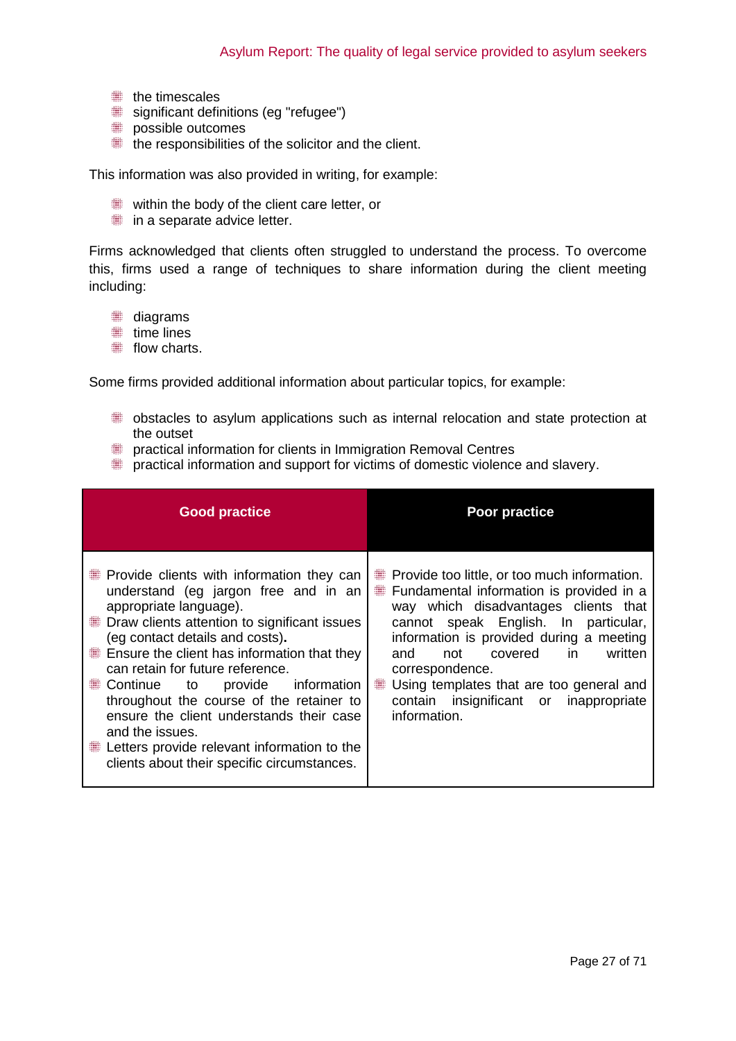- the timescales
- significant definitions (eg "refugee")
- possible outcomes
- the responsibilities of the solicitor and the client.

This information was also provided in writing, for example:

- within the body of the client care letter, or
- in a separate advice letter.

Firms acknowledged that clients often struggled to understand the process. To overcome this, firms used a range of techniques to share information during the client meeting including:

- diagrams
- time lines
- flow charts.

Some firms provided additional information about particular topics, for example:

- obstacles to asylum applications such as internal relocation and state protection at the outset
- practical information for clients in Immigration Removal Centres
- practical information and support for victims of domestic violence and slavery.

| Good practice | Poor practice |
|---|---|
| • Provide clients with information they can understand (eg jargon free and in an appropriate language).<br>• Draw clients attention to significant issues (eg contact details and costs).<br>• Ensure the client has information that they can retain for future reference.<br>• Continue to provide information throughout the course of the retainer to ensure the client understands their case and the issues.<br>• Letters provide relevant information to the clients about their specific circumstances. | • Provide too little, or too much information.<br>• Fundamental information is provided in a way which disadvantages clients that cannot speak English. In particular, information is provided during a meeting and not covered in written correspondence.<br>• Using templates that are too general and contain insignificant or inappropriate information. |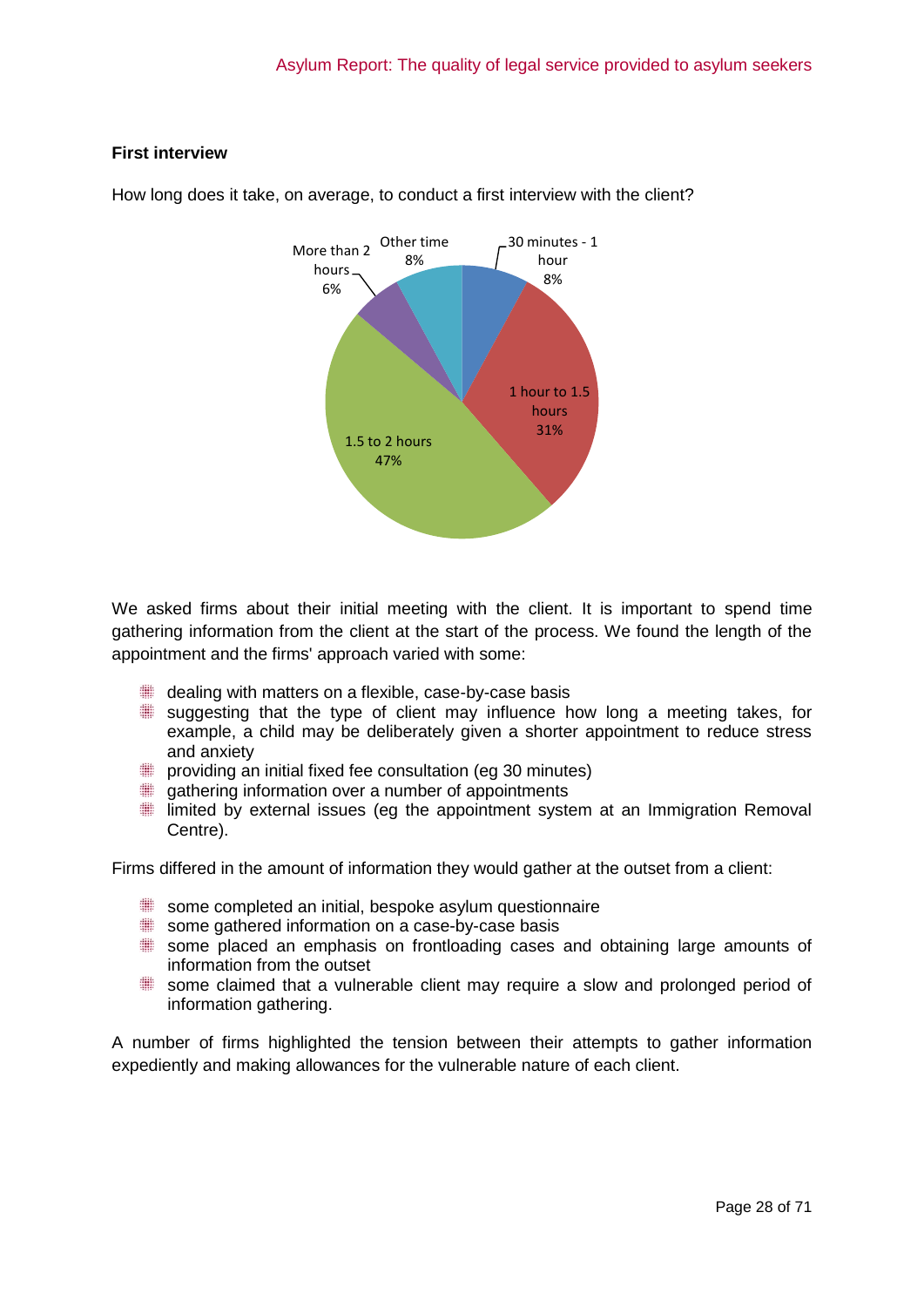### First interview

How long does it take, on average, to conduct a first interview with the client?

| Time | Percentage |
|---|---|
| 30 minutes - 1 hour | 8% |
| 1 hour to 1.5 hours | 31% |
| 1.5 to 2 hours | 47% |
| More than 2 hours | 6% |
| Other time | 8% |

We asked firms about their initial meeting with the client. It is important to spend time gathering information from the client at the start of the process. We found the length of the appointment and the firms' approach varied with some:

- dealing with matters on a flexible, case-by-case basis
- suggesting that the type of client may influence how long a meeting takes, for example, a child may be deliberately given a shorter appointment to reduce stress and anxiety
- providing an initial fixed fee consultation (eg 30 minutes)
- gathering information over a number of appointments
- limited by external issues (eg the appointment system at an Immigration Removal Centre).

Firms differed in the amount of information they would gather at the outset from a client:

- some completed an initial, bespoke asylum questionnaire
- some gathered information on a case-by-case basis
- some placed an emphasis on frontloading cases and obtaining large amounts of information from the outset
- some claimed that a vulnerable client may require a slow and prolonged period of information gathering.

A number of firms highlighted the tension between their attempts to gather information expediently and making allowances for the vulnerable nature of each client.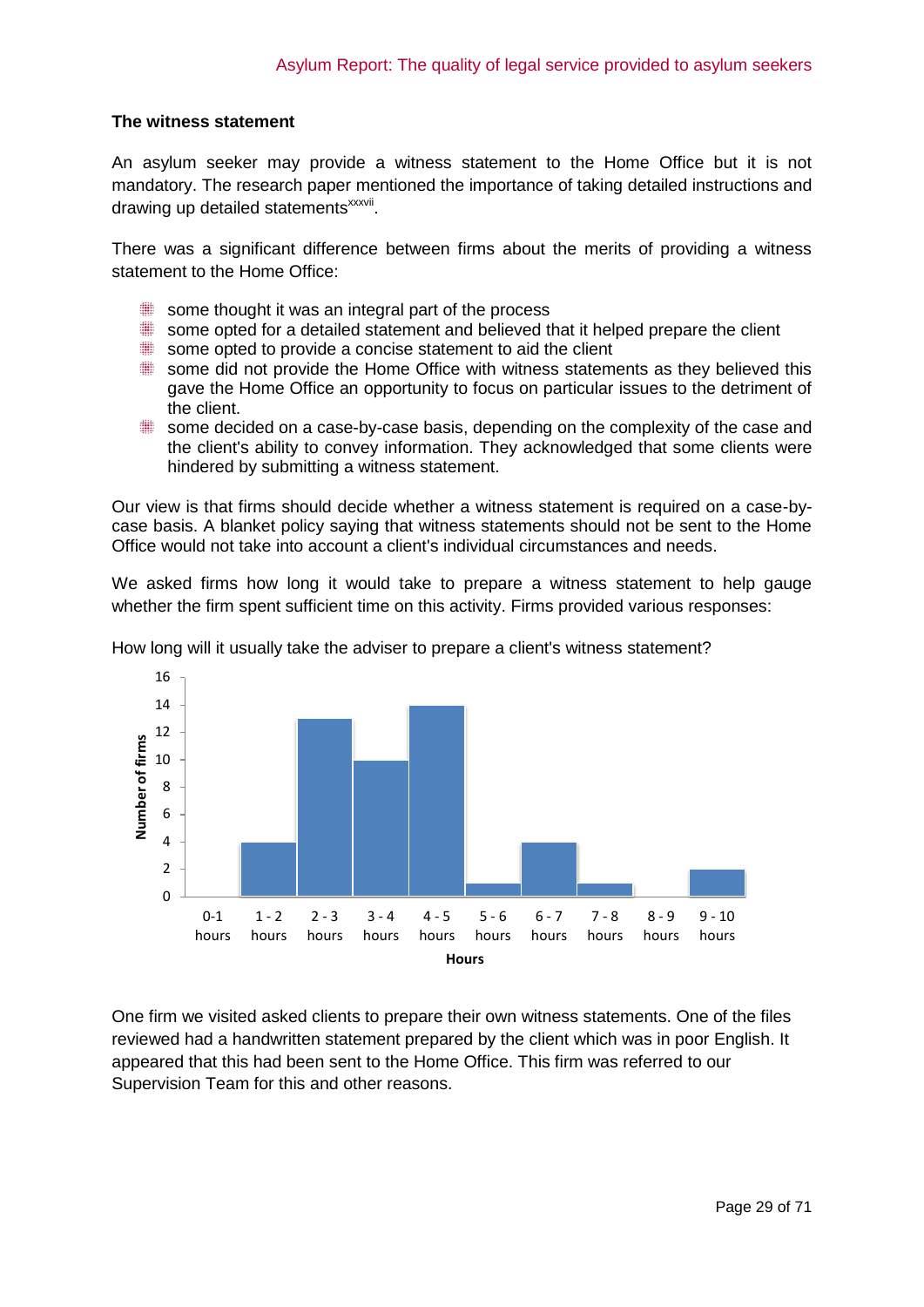### The witness statement

An asylum seeker may provide a witness statement to the Home Office but it is not mandatory. The research paper mentioned the importance of taking detailed instructions and drawing up detailed statements[xxxvii].

There was a significant difference between firms about the merits of providing a witness statement to the Home Office:

- some thought it was an integral part of the process
- some opted for a detailed statement and believed that it helped prepare the client
- some opted to provide a concise statement to aid the client
- some did not provide the Home Office with witness statements as they believed this gave the Home Office an opportunity to focus on particular issues to the detriment of the client.
- some decided on a case-by-case basis, depending on the complexity of the case and the client's ability to convey information. They acknowledged that some clients were hindered by submitting a witness statement.

Our view is that firms should decide whether a witness statement is required on a case-by-case basis. A blanket policy saying that witness statements should not be sent to the Home Office would not take into account a client's individual circumstances and needs.

We asked firms how long it would take to prepare a witness statement to help gauge whether the firm spent sufficient time on this activity. Firms provided various responses:

How long will it usually take the adviser to prepare a client's witness statement?

| Hours | Number of firms |
|---|---|
| 0-1 hours | 0 |
| 1 - 2 hours | 4 |
| 2 - 3 hours | 13 |
| 3 - 4 hours | 10 |
| 4 - 5 hours | 14 |
| 5 - 6 hours | 1 |
| 6 - 7 hours | 4 |
| 7 - 8 hours | 1 |
| 8 - 9 hours | 0 |
| 9 - 10 hours | 2 |

One firm we visited asked clients to prepare their own witness statements. One of the files reviewed had a handwritten statement prepared by the client which was in poor English. It appeared that this had been sent to the Home Office. This firm was referred to our Supervision Team for this and other reasons.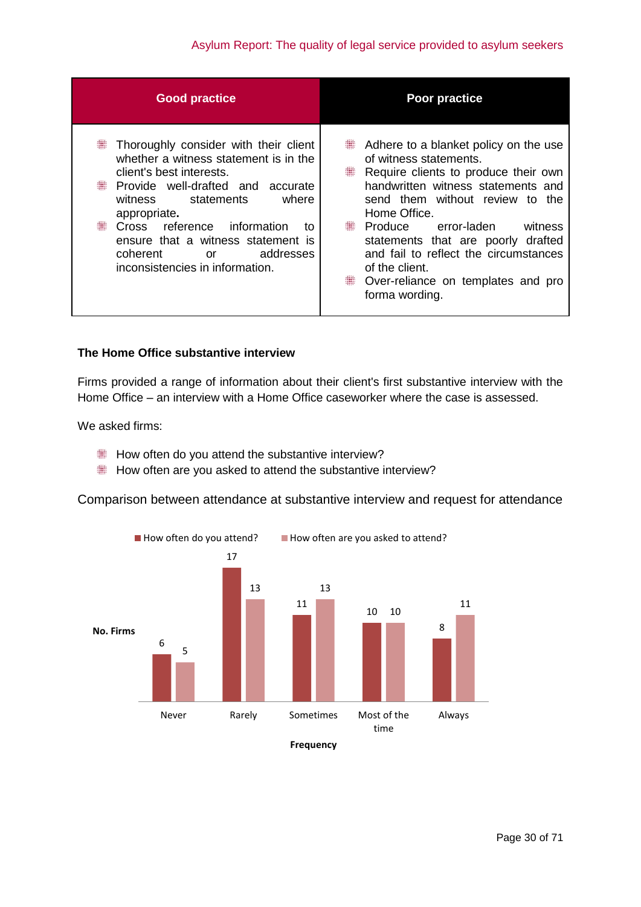| Good practice | Poor practice |
| --- | --- |
| • Thoroughly consider with their client whether a witness statement is in the client's best interests.<br>• Provide well-drafted and accurate witness statements where appropriate.<br>• Cross reference information to ensure that a witness statement is coherent or addresses inconsistencies in information. | • Adhere to a blanket policy on the use of witness statements.<br>• Require clients to produce their own handwritten witness statements and send them without review to the Home Office.<br>• Produce error-laden witness statements that are poorly drafted and fail to reflect the circumstances of the client.<br>• Over-reliance on templates and pro forma wording. |

### The Home Office substantive interview

Firms provided a range of information about their client's first substantive interview with the Home Office – an interview with a Home Office caseworker where the case is assessed.

We asked firms:

- How often do you attend the substantive interview?
- How often are you asked to attend the substantive interview?

Comparison between attendance at substantive interview and request for attendance

| Frequency | How often do you attend? | How often are you asked to attend? |
| --- | --- | --- |
| Never | 6 | 5 |
| Rarely | 17 | 13 |
| Sometimes | 11 | 13 |
| Most of the time | 10 | 10 |
| Always | 8 | 11 |

No. Firms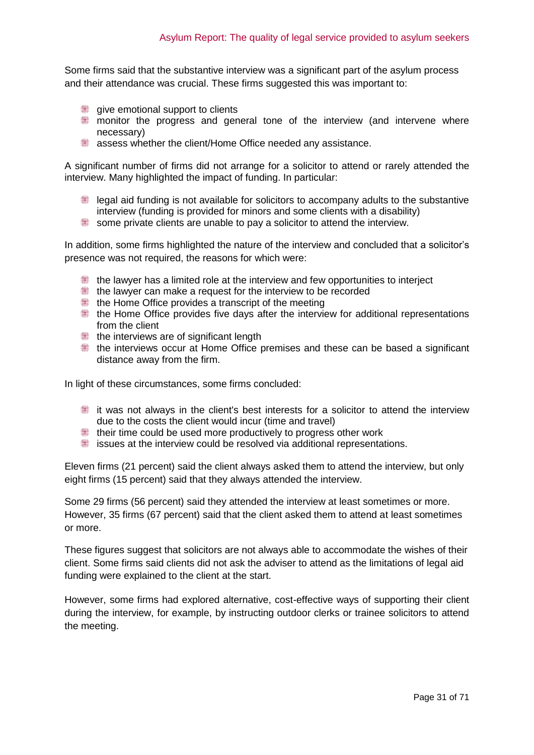Some firms said that the substantive interview was a significant part of the asylum process and their attendance was crucial. These firms suggested this was important to:

- give emotional support to clients
- monitor the progress and general tone of the interview (and intervene where necessary)
- assess whether the client/Home Office needed any assistance.

A significant number of firms did not arrange for a solicitor to attend or rarely attended the interview. Many highlighted the impact of funding. In particular:

- legal aid funding is not available for solicitors to accompany adults to the substantive interview (funding is provided for minors and some clients with a disability)
- some private clients are unable to pay a solicitor to attend the interview.

In addition, some firms highlighted the nature of the interview and concluded that a solicitor's presence was not required, the reasons for which were:

- the lawyer has a limited role at the interview and few opportunities to interject
- the lawyer can make a request for the interview to be recorded
- the Home Office provides a transcript of the meeting
- the Home Office provides five days after the interview for additional representations from the client
- the interviews are of significant length
- the interviews occur at Home Office premises and these can be based a significant distance away from the firm.

In light of these circumstances, some firms concluded:

- it was not always in the client's best interests for a solicitor to attend the interview due to the costs the client would incur (time and travel)
- their time could be used more productively to progress other work
- issues at the interview could be resolved via additional representations.

Eleven firms (21 percent) said the client always asked them to attend the interview, but only eight firms (15 percent) said that they always attended the interview.

Some 29 firms (56 percent) said they attended the interview at least sometimes or more. However, 35 firms (67 percent) said that the client asked them to attend at least sometimes or more.

These figures suggest that solicitors are not always able to accommodate the wishes of their client. Some firms said clients did not ask the adviser to attend as the limitations of legal aid funding were explained to the client at the start.

However, some firms had explored alternative, cost-effective ways of supporting their client during the interview, for example, by instructing outdoor clerks or trainee solicitors to attend the meeting.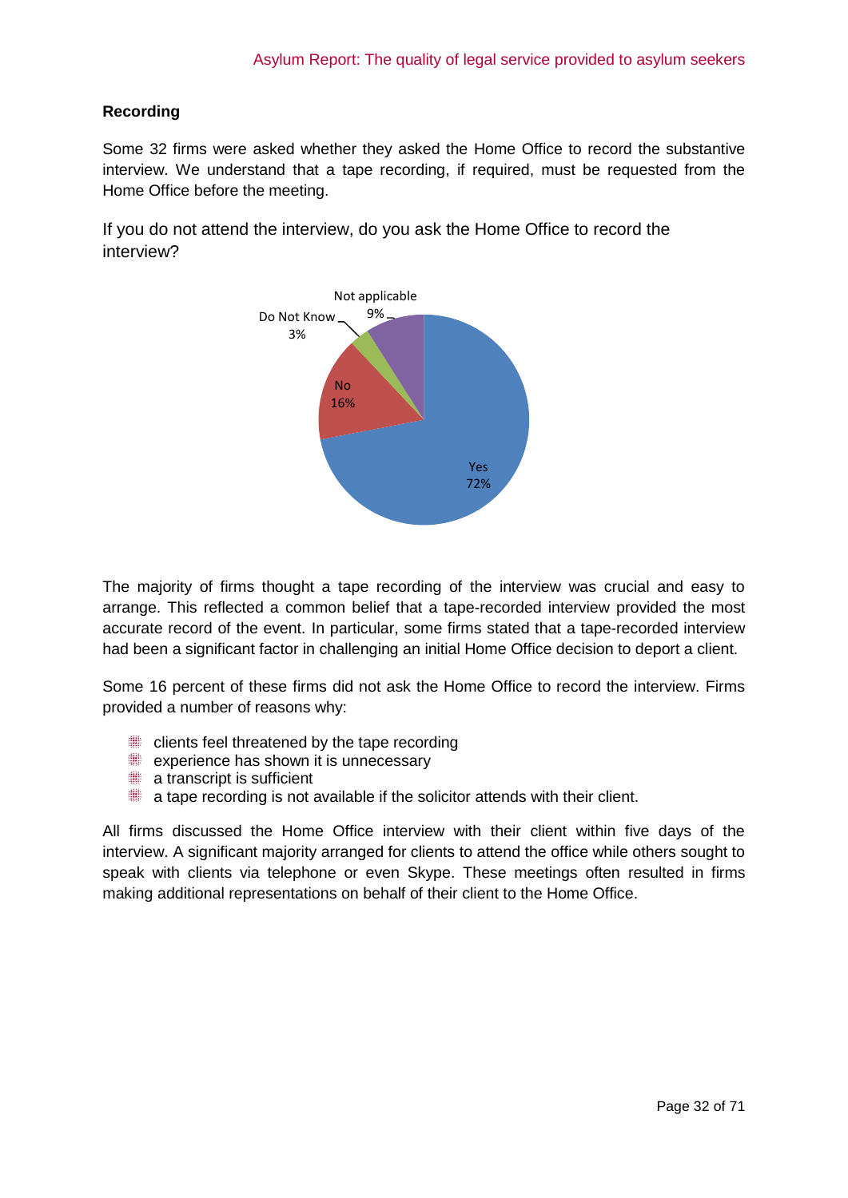**Recording**

Some 32 firms were asked whether they asked the Home Office to record the substantive interview. We understand that a tape recording, if required, must be requested from the Home Office before the meeting.

If you do not attend the interview, do you ask the Home Office to record the interview?

| Response | Percentage |
|---|---|
| Yes | 72% |
| No | 16% |
| Do Not Know | 3% |
| Not applicable | 9% |

The majority of firms thought a tape recording of the interview was crucial and easy to arrange. This reflected a common belief that a tape-recorded interview provided the most accurate record of the event. In particular, some firms stated that a tape-recorded interview had been a significant factor in challenging an initial Home Office decision to deport a client.

Some 16 percent of these firms did not ask the Home Office to record the interview. Firms provided a number of reasons why:

- clients feel threatened by the tape recording
- experience has shown it is unnecessary
- a transcript is sufficient
- a tape recording is not available if the solicitor attends with their client.

All firms discussed the Home Office interview with their client within five days of the interview. A significant majority arranged for clients to attend the office while others sought to speak with clients via telephone or even Skype. These meetings often resulted in firms making additional representations on behalf of their client to the Home Office.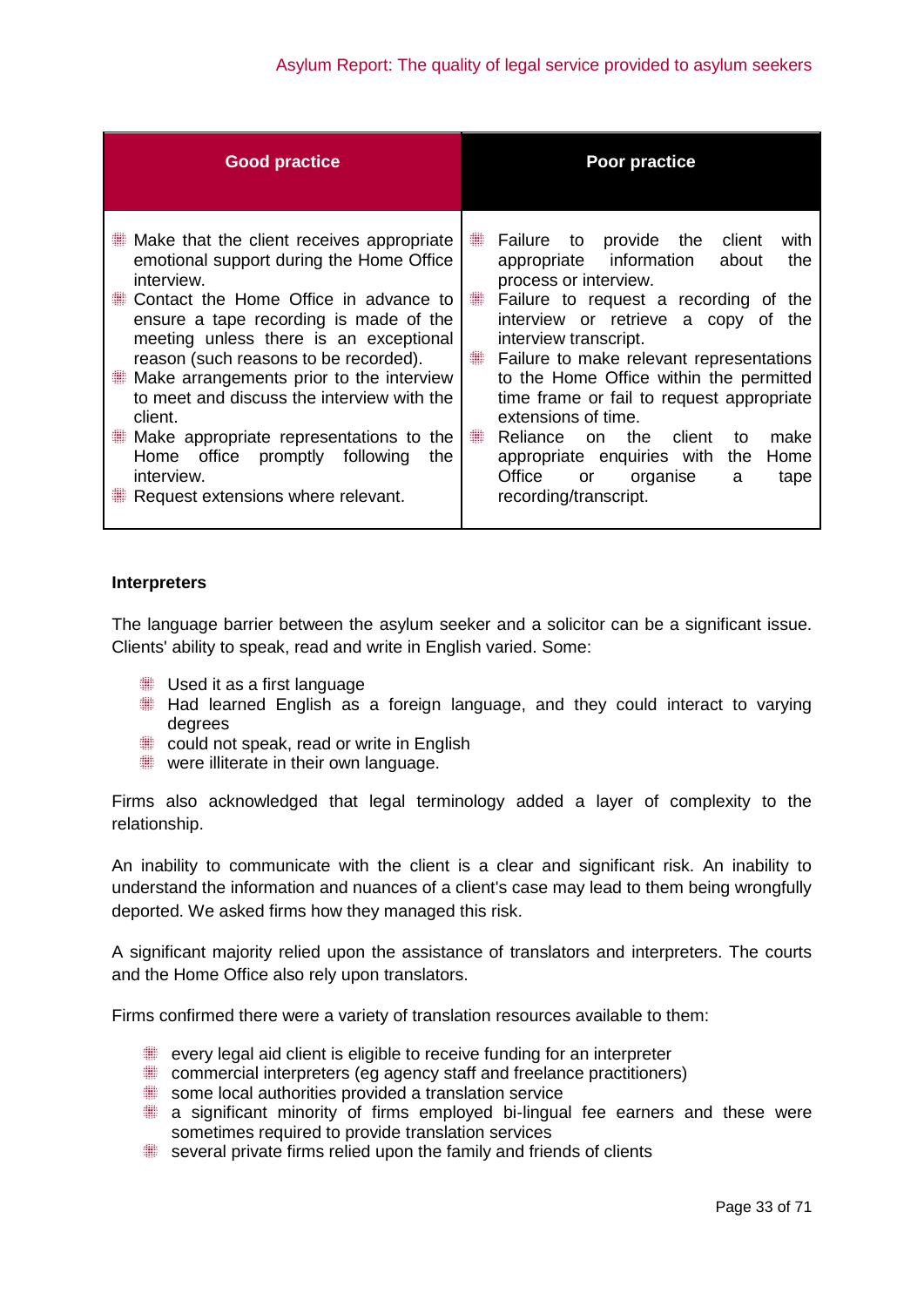| Good practice | Poor practice |
|---|---|
| - Make that the client receives appropriate emotional support during the Home Office interview.<br>- Contact the Home Office in advance to ensure a tape recording is made of the meeting unless there is an exceptional reason (such reasons to be recorded).<br>- Make arrangements prior to the interview to meet and discuss the interview with the client.<br>- Make appropriate representations to the Home office promptly following the interview.<br>- Request extensions where relevant. | - Failure to provide the client with appropriate information about the process or interview.<br>- Failure to request a recording of the interview or retrieve a copy of the interview transcript.<br>- Failure to make relevant representations to the Home Office within the permitted time frame or fail to request appropriate extensions of time.<br>- Reliance on the client to make appropriate enquiries with the Home Office or organise a tape recording/transcript. |

**Interpreters**

The language barrier between the asylum seeker and a solicitor can be a significant issue. Clients' ability to speak, read and write in English varied. Some:

- Used it as a first language
- Had learned English as a foreign language, and they could interact to varying degrees
- could not speak, read or write in English
- were illiterate in their own language.

Firms also acknowledged that legal terminology added a layer of complexity to the relationship.

An inability to communicate with the client is a clear and significant risk. An inability to understand the information and nuances of a client's case may lead to them being wrongfully deported. We asked firms how they managed this risk.

A significant majority relied upon the assistance of translators and interpreters. The courts and the Home Office also rely upon translators.

Firms confirmed there were a variety of translation resources available to them:

- every legal aid client is eligible to receive funding for an interpreter
- commercial interpreters (eg agency staff and freelance practitioners)
- some local authorities provided a translation service
- a significant minority of firms employed bi-lingual fee earners and these were sometimes required to provide translation services
- several private firms relied upon the family and friends of clients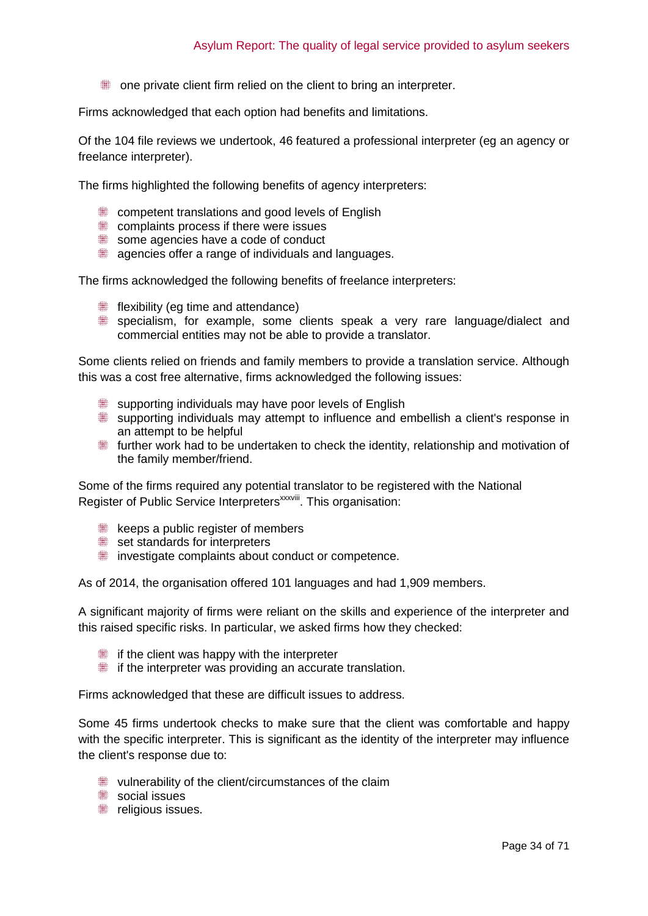- one private client firm relied on the client to bring an interpreter.

Firms acknowledged that each option had benefits and limitations.

Of the 104 file reviews we undertook, 46 featured a professional interpreter (eg an agency or freelance interpreter).

The firms highlighted the following benefits of agency interpreters:

- competent translations and good levels of English
- complaints process if there were issues
- some agencies have a code of conduct
- agencies offer a range of individuals and languages.

The firms acknowledged the following benefits of freelance interpreters:

- flexibility (eg time and attendance)
- specialism, for example, some clients speak a very rare language/dialect and commercial entities may not be able to provide a translator.

Some clients relied on friends and family members to provide a translation service. Although this was a cost free alternative, firms acknowledged the following issues:

- supporting individuals may have poor levels of English
- supporting individuals may attempt to influence and embellish a client's response in an attempt to be helpful
- further work had to be undertaken to check the identity, relationship and motivation of the family member/friend.

Some of the firms required any potential translator to be registered with the National Register of Public Service Interpreters[xxxviii]. This organisation:

- keeps a public register of members
- set standards for interpreters
- investigate complaints about conduct or competence.

As of 2014, the organisation offered 101 languages and had 1,909 members.

A significant majority of firms were reliant on the skills and experience of the interpreter and this raised specific risks. In particular, we asked firms how they checked:

- if the client was happy with the interpreter
- if the interpreter was providing an accurate translation.

Firms acknowledged that these are difficult issues to address.

Some 45 firms undertook checks to make sure that the client was comfortable and happy with the specific interpreter. This is significant as the identity of the interpreter may influence the client's response due to:

- vulnerability of the client/circumstances of the claim
- social issues
- religious issues.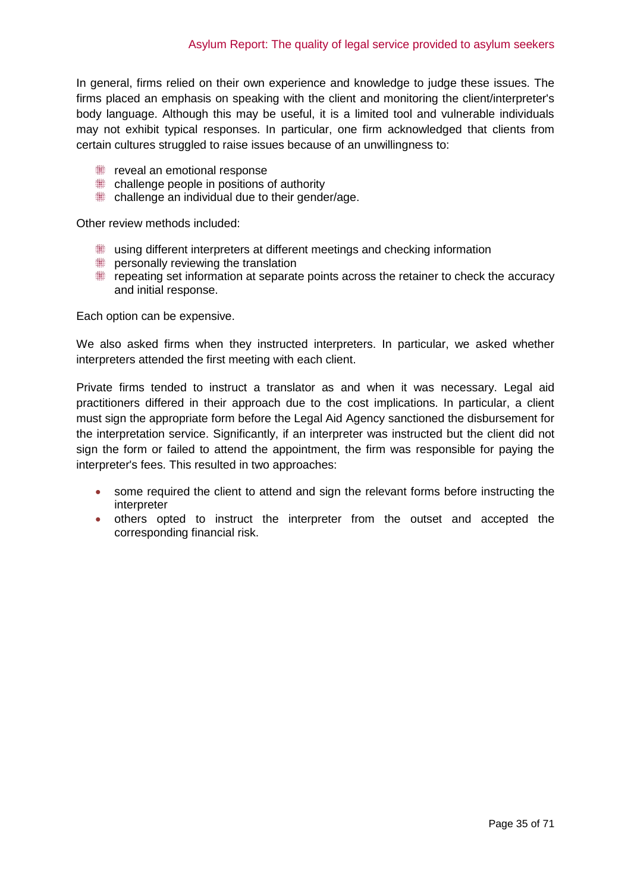In general, firms relied on their own experience and knowledge to judge these issues. The firms placed an emphasis on speaking with the client and monitoring the client/interpreter's body language. Although this may be useful, it is a limited tool and vulnerable individuals may not exhibit typical responses. In particular, one firm acknowledged that clients from certain cultures struggled to raise issues because of an unwillingness to:

- reveal an emotional response
- challenge people in positions of authority
- challenge an individual due to their gender/age.

Other review methods included:

- using different interpreters at different meetings and checking information
- personally reviewing the translation
- repeating set information at separate points across the retainer to check the accuracy and initial response.

Each option can be expensive.

We also asked firms when they instructed interpreters. In particular, we asked whether interpreters attended the first meeting with each client.

Private firms tended to instruct a translator as and when it was necessary. Legal aid practitioners differed in their approach due to the cost implications. In particular, a client must sign the appropriate form before the Legal Aid Agency sanctioned the disbursement for the interpretation service. Significantly, if an interpreter was instructed but the client did not sign the form or failed to attend the appointment, the firm was responsible for paying the interpreter's fees. This resulted in two approaches:

- some required the client to attend and sign the relevant forms before instructing the interpreter
- others opted to instruct the interpreter from the outset and accepted the corresponding financial risk.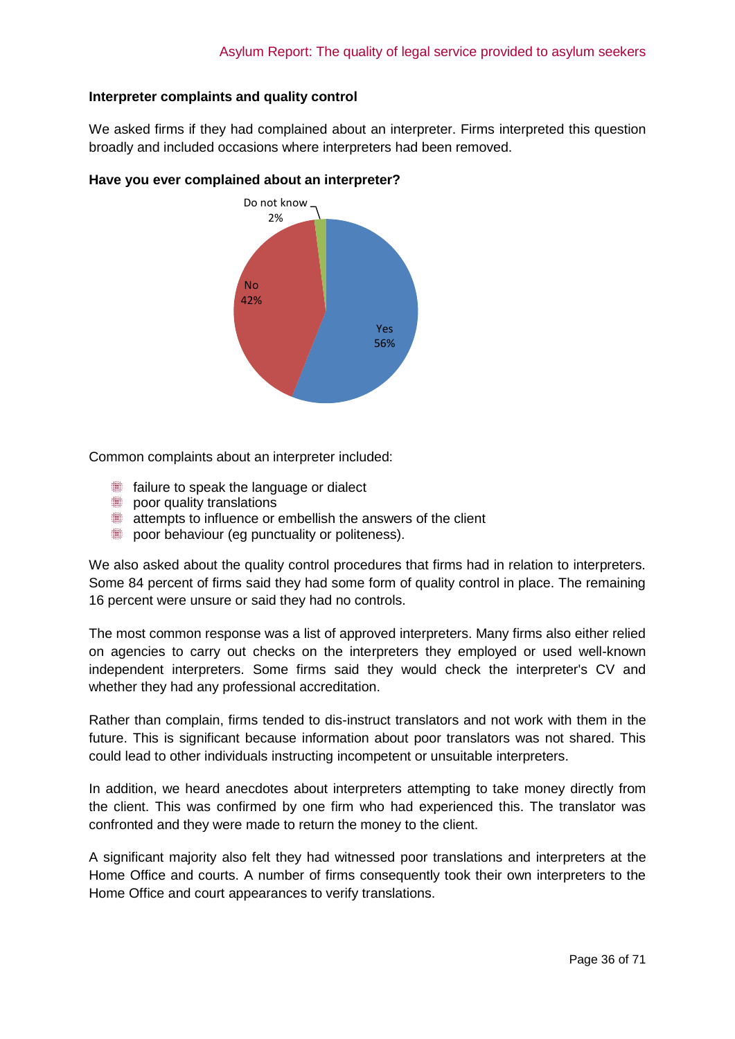**Interpreter complaints and quality control**

We asked firms if they had complained about an interpreter. Firms interpreted this question broadly and included occasions where interpreters had been removed.

**Have you ever complained about an interpreter?**

Do not know 2%

No 42%

Yes 56%

Common complaints about an interpreter included:

- failure to speak the language or dialect
- poor quality translations
- attempts to influence or embellish the answers of the client
- poor behaviour (eg punctuality or politeness).

We also asked about the quality control procedures that firms had in relation to interpreters. Some 84 percent of firms said they had some form of quality control in place. The remaining 16 percent were unsure or said they had no controls.

The most common response was a list of approved interpreters. Many firms also either relied on agencies to carry out checks on the interpreters they employed or used well-known independent interpreters. Some firms said they would check the interpreter's CV and whether they had any professional accreditation.

Rather than complain, firms tended to dis-instruct translators and not work with them in the future. This is significant because information about poor translators was not shared. This could lead to other individuals instructing incompetent or unsuitable interpreters.

In addition, we heard anecdotes about interpreters attempting to take money directly from the client. This was confirmed by one firm who had experienced this. The translator was confronted and they were made to return the money to the client.

A significant majority also felt they had witnessed poor translations and interpreters at the Home Office and courts. A number of firms consequently took their own interpreters to the Home Office and court appearances to verify translations.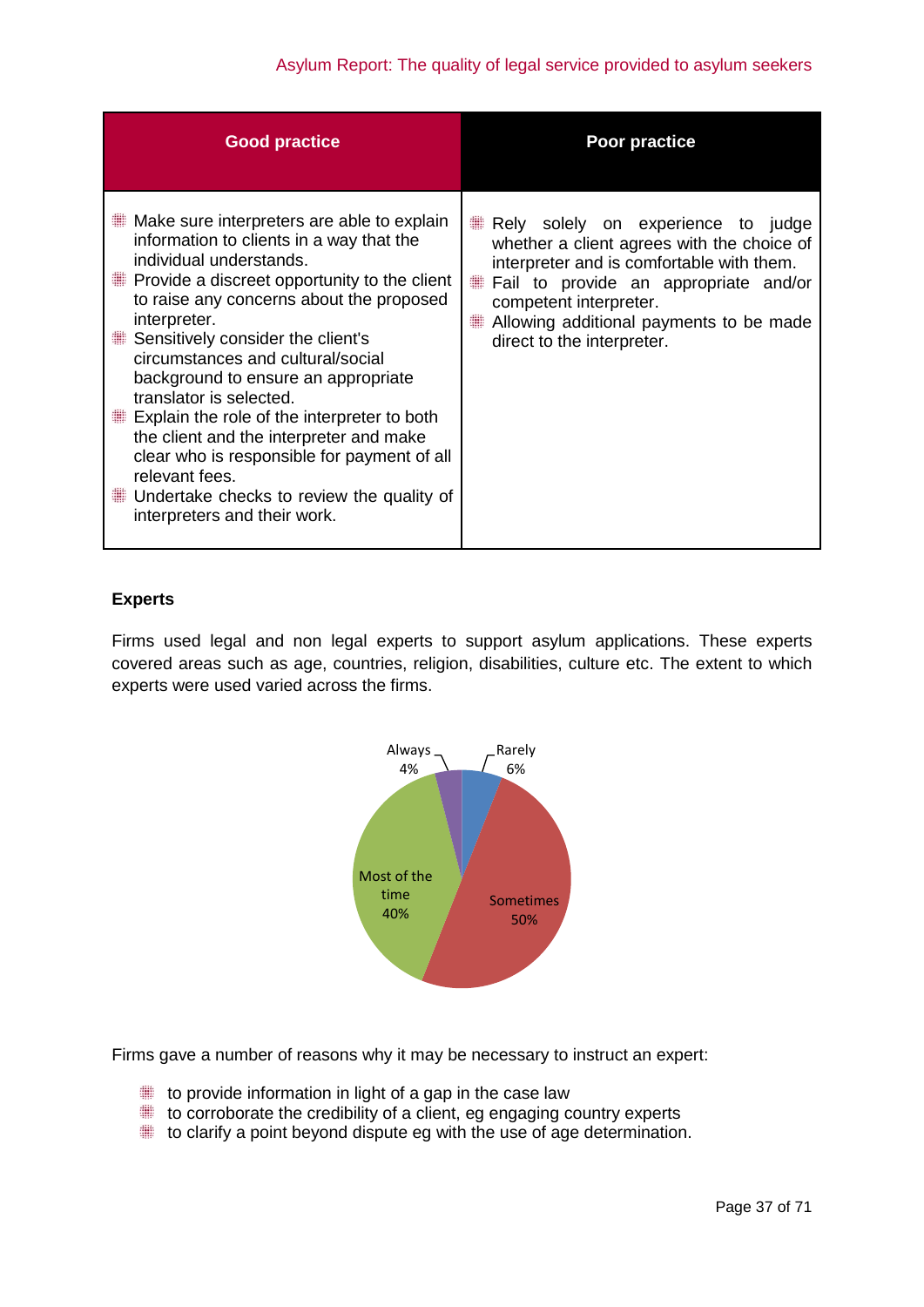| Good practice | Poor practice |
|---|---|
| - Make sure interpreters are able to explain information to clients in a way that the individual understands.<br>- Provide a discreet opportunity to the client to raise any concerns about the proposed interpreter.<br>- Sensitively consider the client's circumstances and cultural/social background to ensure an appropriate translator is selected.<br>- Explain the role of the interpreter to both the client and the interpreter and make clear who is responsible for payment of all relevant fees.<br>- Undertake checks to review the quality of interpreters and their work. | - Rely solely on experience to judge whether a client agrees with the choice of interpreter and is comfortable with them.<br>- Fail to provide an appropriate and/or competent interpreter.<br>- Allowing additional payments to be made direct to the interpreter. |

**Experts**

Firms used legal and non legal experts to support asylum applications. These experts covered areas such as age, countries, religion, disabilities, culture etc. The extent to which experts were used varied across the firms.

| Frequency | Percentage |
|---|---|
| Always | 4% |
| Rarely | 6% |
| Sometimes | 50% |
| Most of the time | 40% |

Firms gave a number of reasons why it may be necessary to instruct an expert:

- to provide information in light of a gap in the case law
- to corroborate the credibility of a client, eg engaging country experts
- to clarify a point beyond dispute eg with the use of age determination.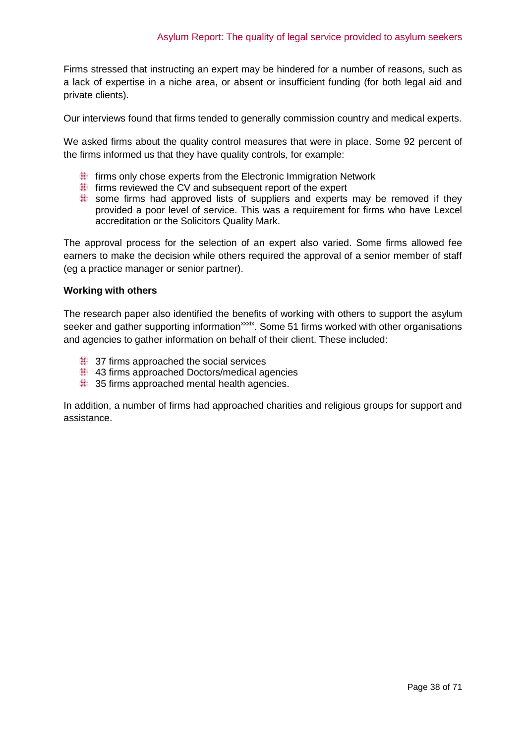Firms stressed that instructing an expert may be hindered for a number of reasons, such as a lack of expertise in a niche area, or absent or insufficient funding (for both legal aid and private clients).

Our interviews found that firms tended to generally commission country and medical experts.

We asked firms about the quality control measures that were in place. Some 92 percent of the firms informed us that they have quality controls, for example:

- firms only chose experts from the Electronic Immigration Network
- firms reviewed the CV and subsequent report of the expert
- some firms had approved lists of suppliers and experts may be removed if they provided a poor level of service. This was a requirement for firms who have Lexcel accreditation or the Solicitors Quality Mark.

The approval process for the selection of an expert also varied. Some firms allowed fee earners to make the decision while others required the approval of a senior member of staff (eg a practice manager or senior partner).

**Working with others**

The research paper also identified the benefits of working with others to support the asylum seeker and gather supporting information[xxxix]. Some 51 firms worked with other organisations and agencies to gather information on behalf of their client. These included:

- 37 firms approached the social services
- 43 firms approached Doctors/medical agencies
- 35 firms approached mental health agencies.

In addition, a number of firms had approached charities and religious groups for support and assistance.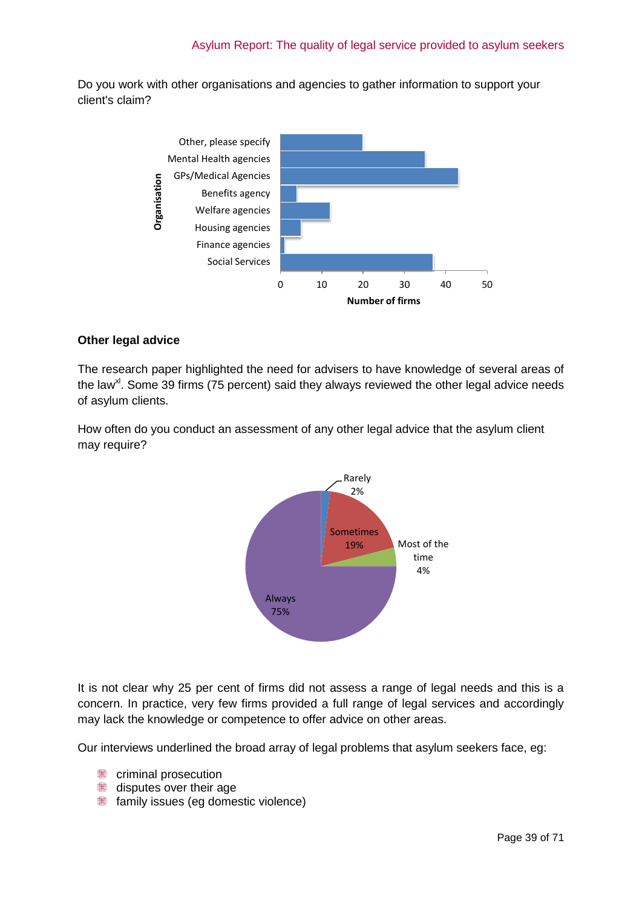Do you work with other organisations and agencies to gather information to support your client's claim?

**Other legal advice**

The research paper highlighted the need for advisers to have knowledge of several areas of the law[xl]. Some 39 firms (75 percent) said they always reviewed the other legal advice needs of asylum clients.

How often do you conduct an assessment of any other legal advice that the asylum client may require?

It is not clear why 25 per cent of firms did not assess a range of legal needs and this is a concern. In practice, very few firms provided a full range of legal services and accordingly may lack the knowledge or competence to offer advice on other areas.

Our interviews underlined the broad array of legal problems that asylum seekers face, eg:

- criminal prosecution
- disputes over their age
- family issues (eg domestic violence)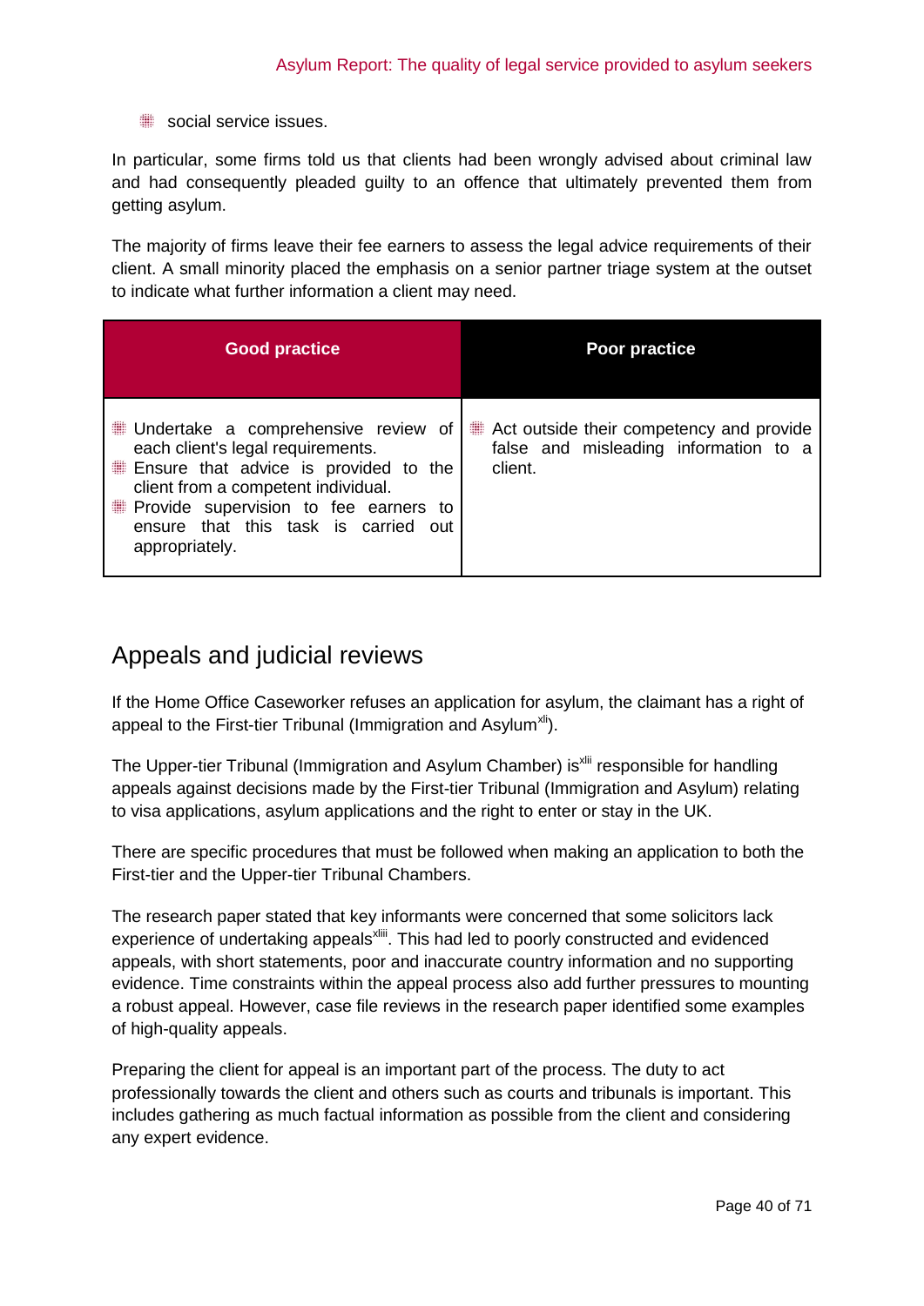- social service issues.

In particular, some firms told us that clients had been wrongly advised about criminal law and had consequently pleaded guilty to an offence that ultimately prevented them from getting asylum.

The majority of firms leave their fee earners to assess the legal advice requirements of their client. A small minority placed the emphasis on a senior partner triage system at the outset to indicate what further information a client may need.

| Good practice | Poor practice |
|---|---|
| - Undertake a comprehensive review of each client's legal requirements.<br>- Ensure that advice is provided to the client from a competent individual.<br>- Provide supervision to fee earners to ensure that this task is carried out appropriately. | - Act outside their competency and provide false and misleading information to a client. |

## Appeals and judicial reviews

If the Home Office Caseworker refuses an application for asylum, the claimant has a right of appeal to the First-tier Tribunal (Immigration and Asylum[xli]).

The Upper-tier Tribunal (Immigration and Asylum Chamber) is[xlii] responsible for handling appeals against decisions made by the First-tier Tribunal (Immigration and Asylum) relating to visa applications, asylum applications and the right to enter or stay in the UK.

There are specific procedures that must be followed when making an application to both the First-tier and the Upper-tier Tribunal Chambers.

The research paper stated that key informants were concerned that some solicitors lack experience of undertaking appeals[xliii]. This had led to poorly constructed and evidenced appeals, with short statements, poor and inaccurate country information and no supporting evidence. Time constraints within the appeal process also add further pressures to mounting a robust appeal. However, case file reviews in the research paper identified some examples of high-quality appeals.

Preparing the client for appeal is an important part of the process. The duty to act professionally towards the client and others such as courts and tribunals is important. This includes gathering as much factual information as possible from the client and considering any expert evidence.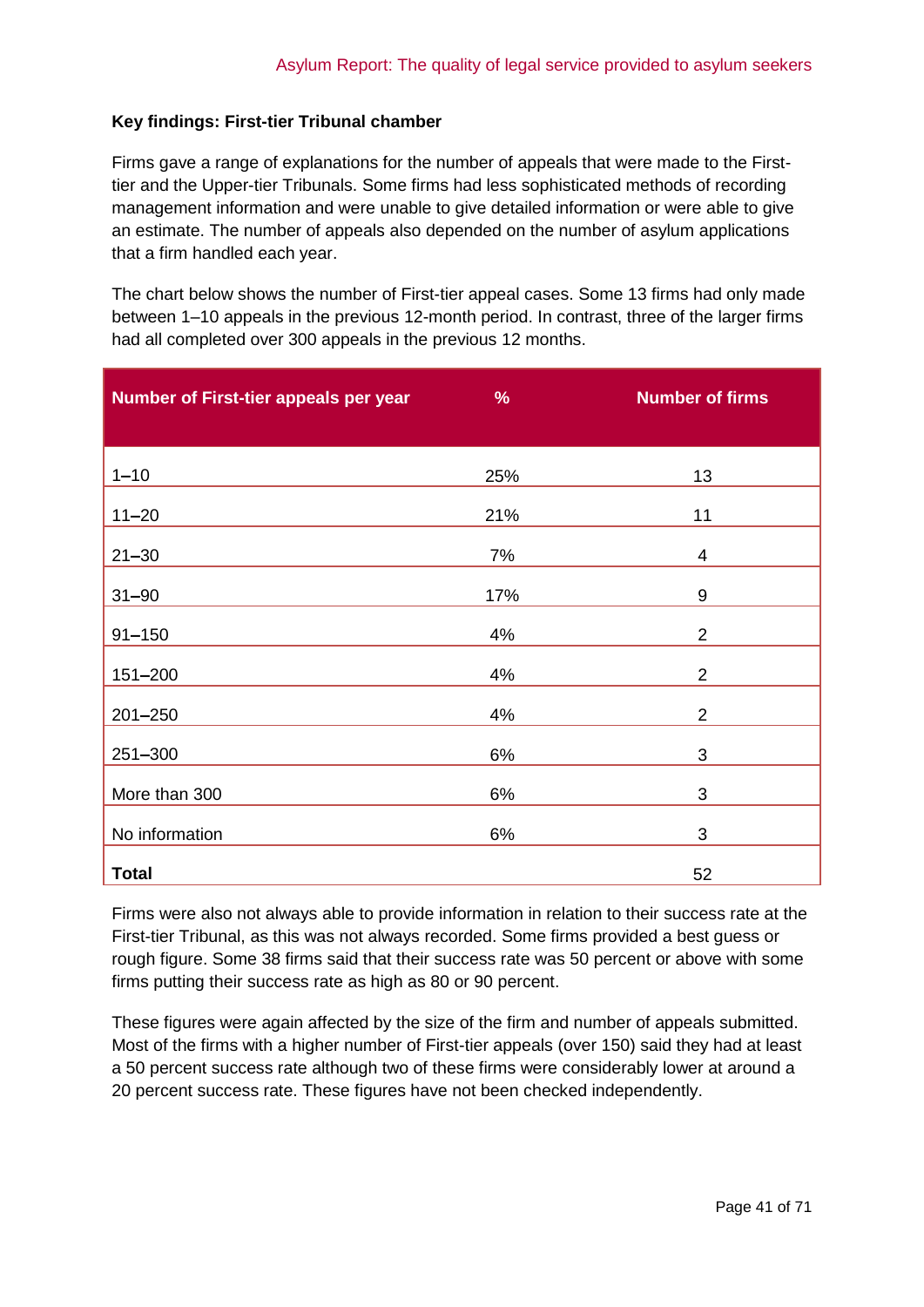**Key findings: First-tier Tribunal chamber**

Firms gave a range of explanations for the number of appeals that were made to the First-tier and the Upper-tier Tribunals. Some firms had less sophisticated methods of recording management information and were unable to give detailed information or were able to give an estimate. The number of appeals also depended on the number of asylum applications that a firm handled each year.

The chart below shows the number of First-tier appeal cases. Some 13 firms had only made between 1–10 appeals in the previous 12-month period. In contrast, three of the larger firms had all completed over 300 appeals in the previous 12 months.

| Number of First-tier appeals per year | % | Number of firms |
|---|---|---|
| 1–10 | 25% | 13 |
| 11–20 | 21% | 11 |
| 21–30 | 7% | 4 |
| 31–90 | 17% | 9 |
| 91–150 | 4% | 2 |
| 151–200 | 4% | 2 |
| 201–250 | 4% | 2 |
| 251–300 | 6% | 3 |
| More than 300 | 6% | 3 |
| No information | 6% | 3 |
| **Total** | | 52 |

Firms were also not always able to provide information in relation to their success rate at the First-tier Tribunal, as this was not always recorded. Some firms provided a best guess or rough figure. Some 38 firms said that their success rate was 50 percent or above with some firms putting their success rate as high as 80 or 90 percent.

These figures were again affected by the size of the firm and number of appeals submitted. Most of the firms with a higher number of First-tier appeals (over 150) said they had at least a 50 percent success rate although two of these firms were considerably lower at around a 20 percent success rate. These figures have not been checked independently.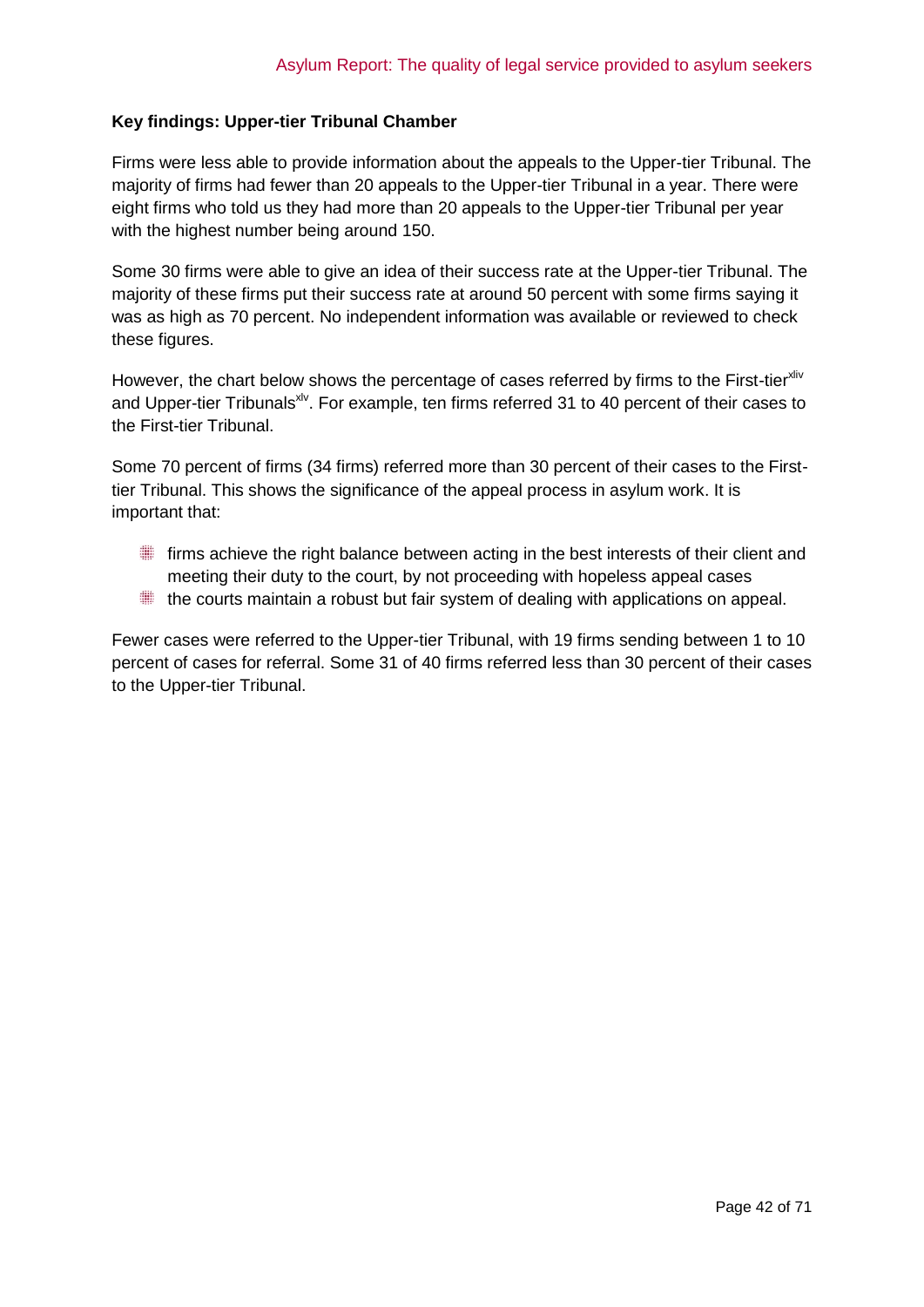**Key findings: Upper-tier Tribunal Chamber**

Firms were less able to provide information about the appeals to the Upper-tier Tribunal. The majority of firms had fewer than 20 appeals to the Upper-tier Tribunal in a year. There were eight firms who told us they had more than 20 appeals to the Upper-tier Tribunal per year with the highest number being around 150.

Some 30 firms were able to give an idea of their success rate at the Upper-tier Tribunal. The majority of these firms put their success rate at around 50 percent with some firms saying it was as high as 70 percent. No independent information was available or reviewed to check these figures.

However, the chart below shows the percentage of cases referred by firms to the First-tier[xliv] and Upper-tier Tribunals[xlv]. For example, ten firms referred 31 to 40 percent of their cases to the First-tier Tribunal.

Some 70 percent of firms (34 firms) referred more than 30 percent of their cases to the First-tier Tribunal. This shows the significance of the appeal process in asylum work. It is important that:

- firms achieve the right balance between acting in the best interests of their client and meeting their duty to the court, by not proceeding with hopeless appeal cases
- the courts maintain a robust but fair system of dealing with applications on appeal.

Fewer cases were referred to the Upper-tier Tribunal, with 19 firms sending between 1 to 10 percent of cases for referral. Some 31 of 40 firms referred less than 30 percent of their cases to the Upper-tier Tribunal.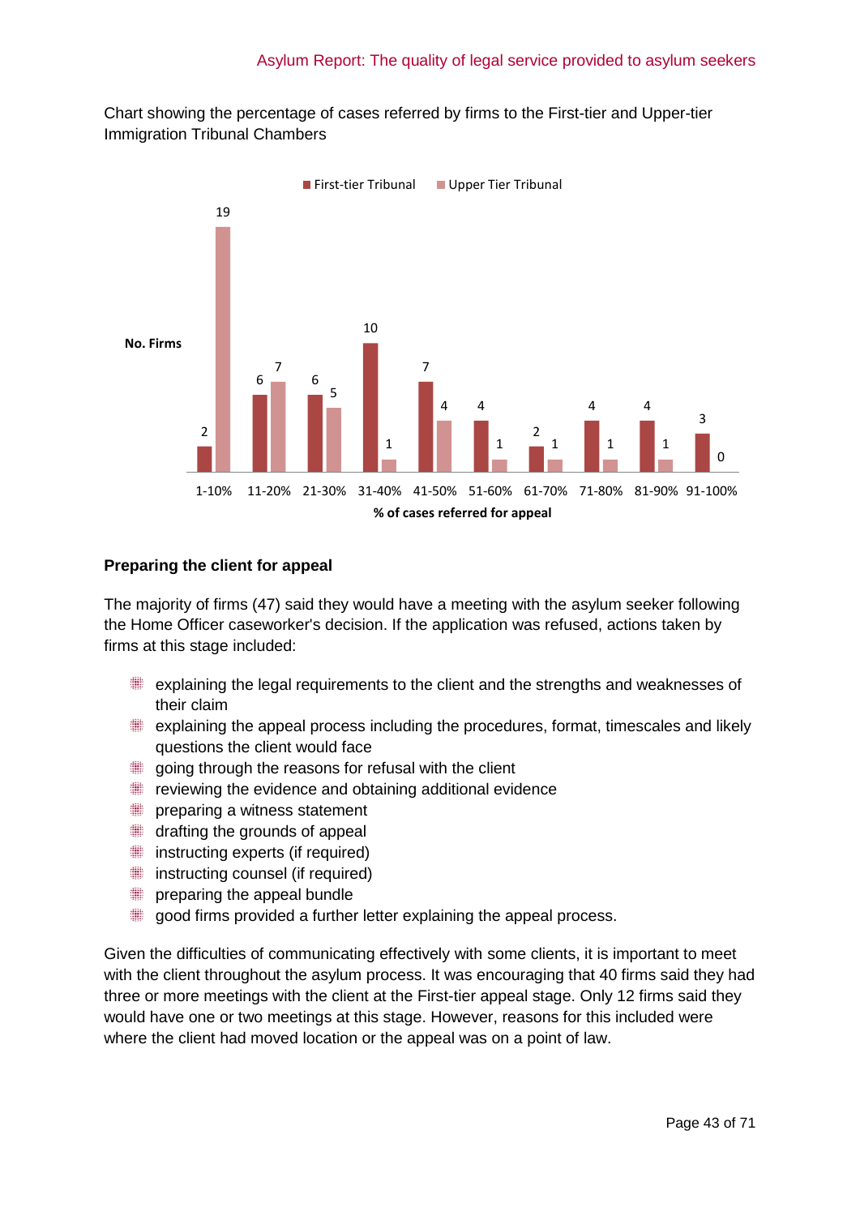Chart showing the percentage of cases referred by firms to the First-tier and Upper-tier Immigration Tribunal Chambers

| % of cases referred for appeal | First-tier Tribunal (No. Firms) | Upper Tier Tribunal (No. Firms) |
|---|---|---|
| 1-10% | 2 | 19 |
| 11-20% | 6 | 7 |
| 21-30% | 6 | 5 |
| 31-40% | 10 | 1 |
| 41-50% | 7 | 4 |
| 51-60% | 4 | 1 |
| 61-70% | 2 | 1 |
| 71-80% | 4 | 1 |
| 81-90% | 4 | 1 |
| 91-100% | 3 | 0 |

**Preparing the client for appeal**

The majority of firms (47) said they would have a meeting with the asylum seeker following the Home Officer caseworker's decision. If the application was refused, actions taken by firms at this stage included:

- explaining the legal requirements to the client and the strengths and weaknesses of their claim
- explaining the appeal process including the procedures, format, timescales and likely questions the client would face
- going through the reasons for refusal with the client
- reviewing the evidence and obtaining additional evidence
- preparing a witness statement
- drafting the grounds of appeal
- instructing experts (if required)
- instructing counsel (if required)
- preparing the appeal bundle
- good firms provided a further letter explaining the appeal process.

Given the difficulties of communicating effectively with some clients, it is important to meet with the client throughout the asylum process. It was encouraging that 40 firms said they had three or more meetings with the client at the First-tier appeal stage. Only 12 firms said they would have one or two meetings at this stage. However, reasons for this included were where the client had moved location or the appeal was on a point of law.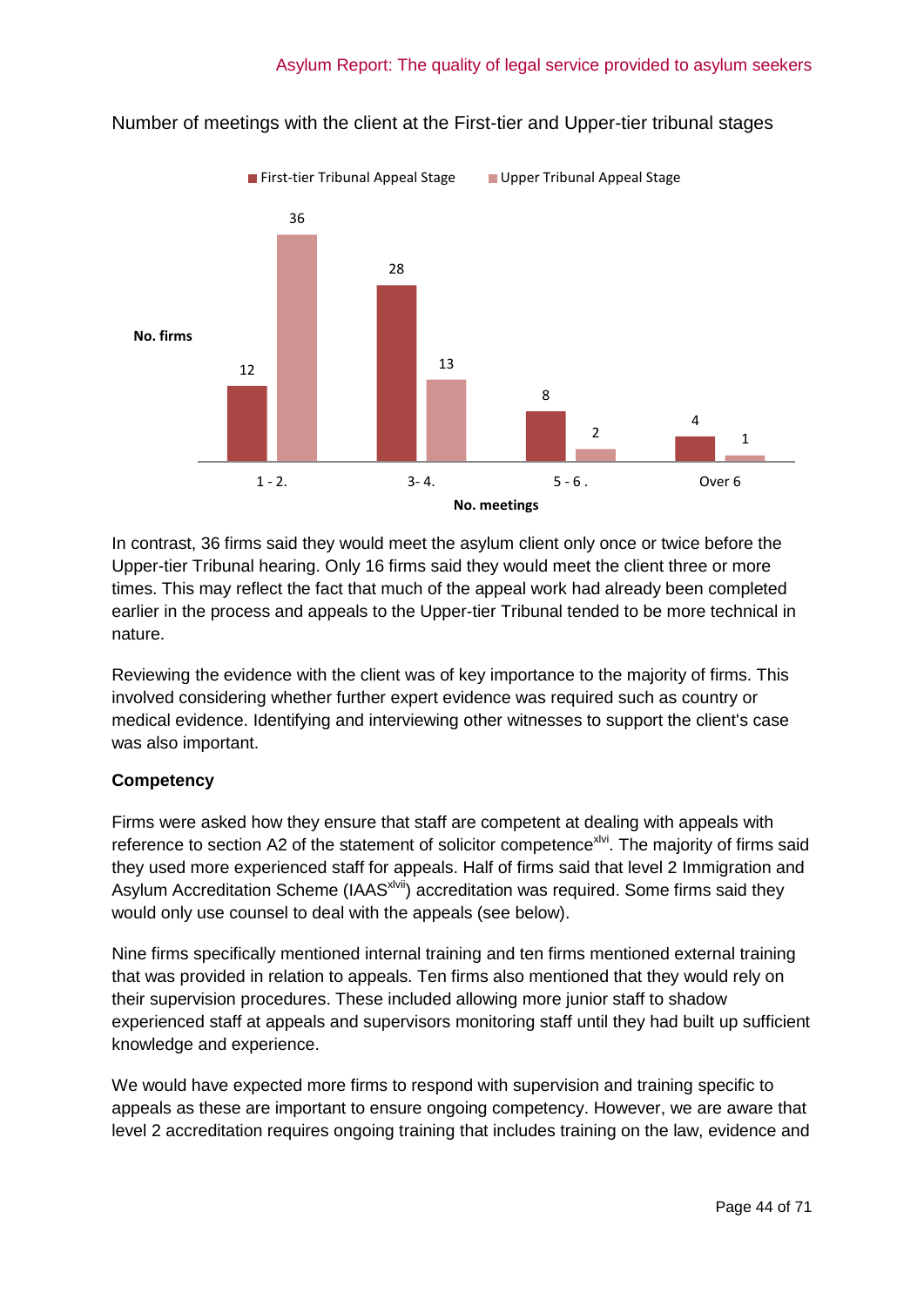Number of meetings with the client at the First-tier and Upper-tier tribunal stages

| No. meetings | First-tier Tribunal Appeal Stage | Upper Tribunal Appeal Stage |
|---|---|---|
| 1 - 2. | 12 | 36 |
| 3- 4. | 28 | 13 |
| 5 - 6 . | 8 | 2 |
| Over 6 | 4 | 1 |

In contrast, 36 firms said they would meet the asylum client only once or twice before the Upper-tier Tribunal hearing. Only 16 firms said they would meet the client three or more times. This may reflect the fact that much of the appeal work had already been completed earlier in the process and appeals to the Upper-tier Tribunal tended to be more technical in nature.

Reviewing the evidence with the client was of key importance to the majority of firms. This involved considering whether further expert evidence was required such as country or medical evidence. Identifying and interviewing other witnesses to support the client's case was also important.

**Competency**

Firms were asked how they ensure that staff are competent at dealing with appeals with reference to section A2 of the statement of solicitor competence[xlvi]. The majority of firms said they used more experienced staff for appeals. Half of firms said that level 2 Immigration and Asylum Accreditation Scheme (IAAS[xlvii]) accreditation was required. Some firms said they would only use counsel to deal with the appeals (see below).

Nine firms specifically mentioned internal training and ten firms mentioned external training that was provided in relation to appeals. Ten firms also mentioned that they would rely on their supervision procedures. These included allowing more junior staff to shadow experienced staff at appeals and supervisors monitoring staff until they had built up sufficient knowledge and experience.

We would have expected more firms to respond with supervision and training specific to appeals as these are important to ensure ongoing competency. However, we are aware that level 2 accreditation requires ongoing training that includes training on the law, evidence and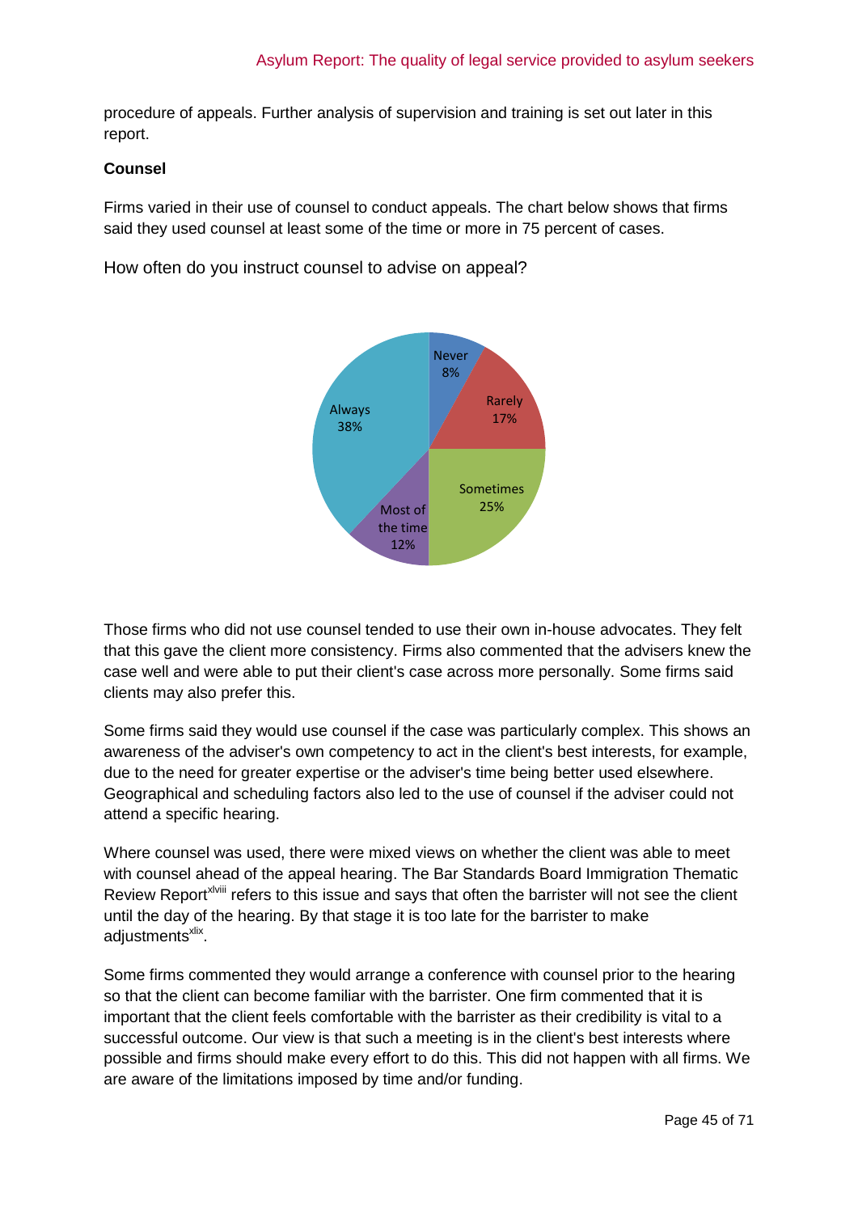procedure of appeals. Further analysis of supervision and training is set out later in this report.

**Counsel**

Firms varied in their use of counsel to conduct appeals. The chart below shows that firms said they used counsel at least some of the time or more in 75 percent of cases.

How often do you instruct counsel to advise on appeal?

Never 8%
Rarely 17%
Sometimes 25%
Most of the time 12%
Always 38%

Those firms who did not use counsel tended to use their own in-house advocates. They felt that this gave the client more consistency. Firms also commented that the advisers knew the case well and were able to put their client's case across more personally. Some firms said clients may also prefer this.

Some firms said they would use counsel if the case was particularly complex. This shows an awareness of the adviser's own competency to act in the client's best interests, for example, due to the need for greater expertise or the adviser's time being better used elsewhere. Geographical and scheduling factors also led to the use of counsel if the adviser could not attend a specific hearing.

Where counsel was used, there were mixed views on whether the client was able to meet with counsel ahead of the appeal hearing. The Bar Standards Board Immigration Thematic Review Report[xlviii] refers to this issue and says that often the barrister will not see the client until the day of the hearing. By that stage it is too late for the barrister to make adjustments[xlix].

Some firms commented they would arrange a conference with counsel prior to the hearing so that the client can become familiar with the barrister. One firm commented that it is important that the client feels comfortable with the barrister as their credibility is vital to a successful outcome. Our view is that such a meeting is in the client's best interests where possible and firms should make every effort to do this. This did not happen with all firms. We are aware of the limitations imposed by time and/or funding.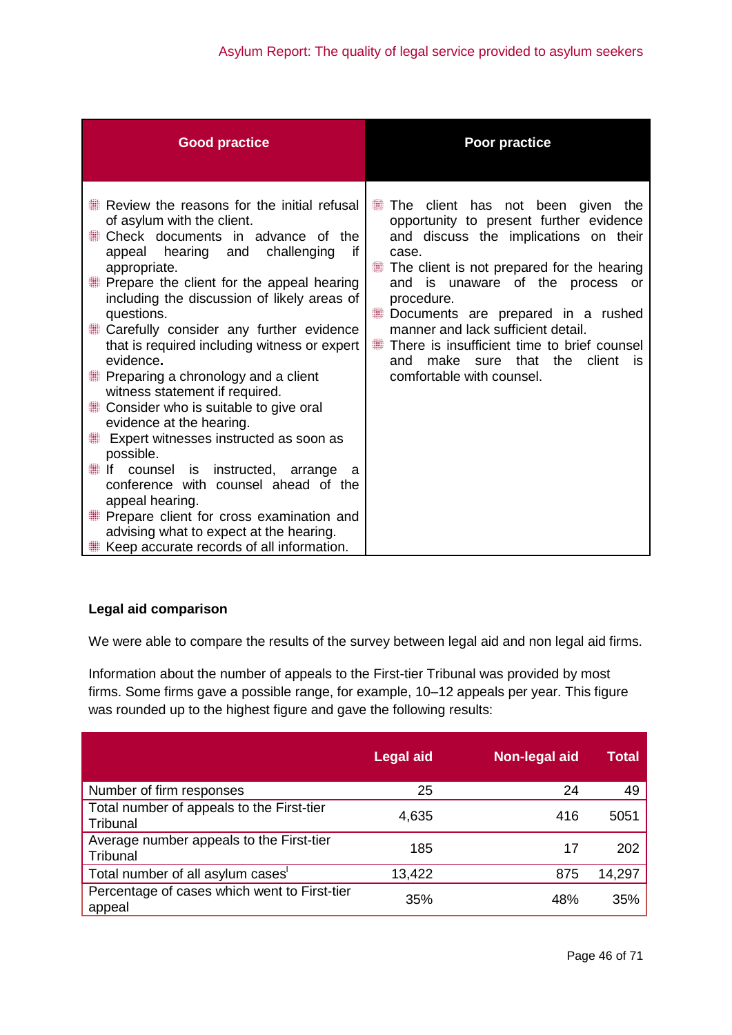| Good practice | Poor practice |
|---|---|
| - Review the reasons for the initial refusal of asylum with the client.<br>- Check documents in advance of the appeal hearing and challenging if appropriate.<br>- Prepare the client for the appeal hearing including the discussion of likely areas of questions.<br>- Carefully consider any further evidence that is required including witness or expert evidence.<br>- Preparing a chronology and a client witness statement if required.<br>- Consider who is suitable to give oral evidence at the hearing.<br>- Expert witnesses instructed as soon as possible.<br>- If counsel is instructed, arrange a conference with counsel ahead of the appeal hearing.<br>- Prepare client for cross examination and advising what to expect at the hearing.<br>- Keep accurate records of all information. | - The client has not been given the opportunity to present further evidence and discuss the implications on their case.<br>- The client is not prepared for the hearing and is unaware of the process or procedure.<br>- Documents are prepared in a rushed manner and lack sufficient detail.<br>- There is insufficient time to brief counsel and make sure that the client is comfortable with counsel. |

**Legal aid comparison**

We were able to compare the results of the survey between legal aid and non legal aid firms.

Information about the number of appeals to the First-tier Tribunal was provided by most firms. Some firms gave a possible range, for example, 10–12 appeals per year. This figure was rounded up to the highest figure and gave the following results:

| | Legal aid | Non-legal aid | Total |
|---|---|---|---|
| Number of firm responses | 25 | 24 | 49 |
| Total number of appeals to the First-tier Tribunal | 4,635 | 416 | 5051 |
| Average number appeals to the First-tier Tribunal | 185 | 17 | 202 |
| Total number of all asylum cases[i] | 13,422 | 875 | 14,297 |
| Percentage of cases which went to First-tier appeal | 35% | 48% | 35% |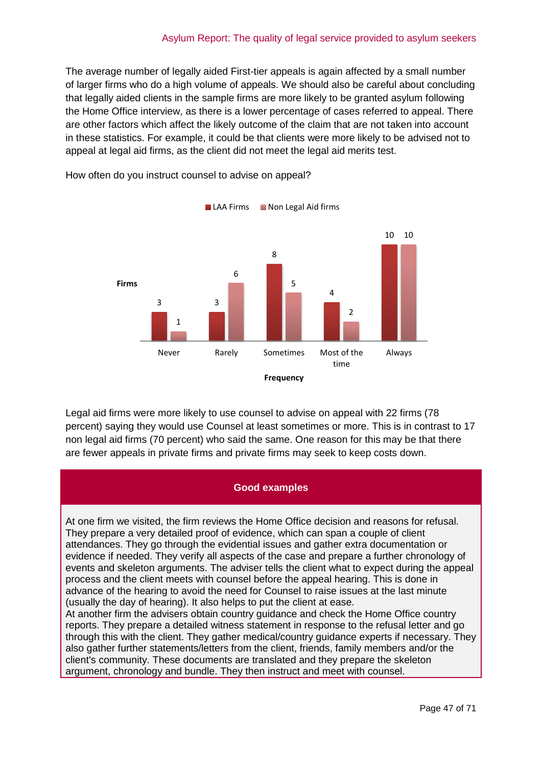The average number of legally aided First-tier appeals is again affected by a small number of larger firms who do a high volume of appeals. We should also be careful about concluding that legally aided clients in the sample firms are more likely to be granted asylum following the Home Office interview, as there is a lower percentage of cases referred to appeal. There are other factors which affect the likely outcome of the claim that are not taken into account in these statistics. For example, it could be that clients were more likely to be advised not to appeal at legal aid firms, as the client did not meet the legal aid merits test.

How often do you instruct counsel to advise on appeal?

| Frequency | LAA Firms | Non Legal Aid firms |
|---|---|---|
| Never | 3 | 1 |
| Rarely | 3 | 6 |
| Sometimes | 8 | 5 |
| Most of the time | 4 | 2 |
| Always | 10 | 10 |

Legal aid firms were more likely to use counsel to advise on appeal with 22 firms (78 percent) saying they would use Counsel at least sometimes or more. This is in contrast to 17 non legal aid firms (70 percent) who said the same. One reason for this may be that there are fewer appeals in private firms and private firms may seek to keep costs down.

**Good examples**

At one firm we visited, the firm reviews the Home Office decision and reasons for refusal. They prepare a very detailed proof of evidence, which can span a couple of client attendances. They go through the evidential issues and gather extra documentation or evidence if needed. They verify all aspects of the case and prepare a further chronology of events and skeleton arguments. The adviser tells the client what to expect during the appeal process and the client meets with counsel before the appeal hearing. This is done in advance of the hearing to avoid the need for Counsel to raise issues at the last minute (usually the day of hearing). It also helps to put the client at ease.

At another firm the advisers obtain country guidance and check the Home Office country reports. They prepare a detailed witness statement in response to the refusal letter and go through this with the client. They gather medical/country guidance experts if necessary. They also gather further statements/letters from the client, friends, family members and/or the client's community. These documents are translated and they prepare the skeleton argument, chronology and bundle. They then instruct and meet with counsel.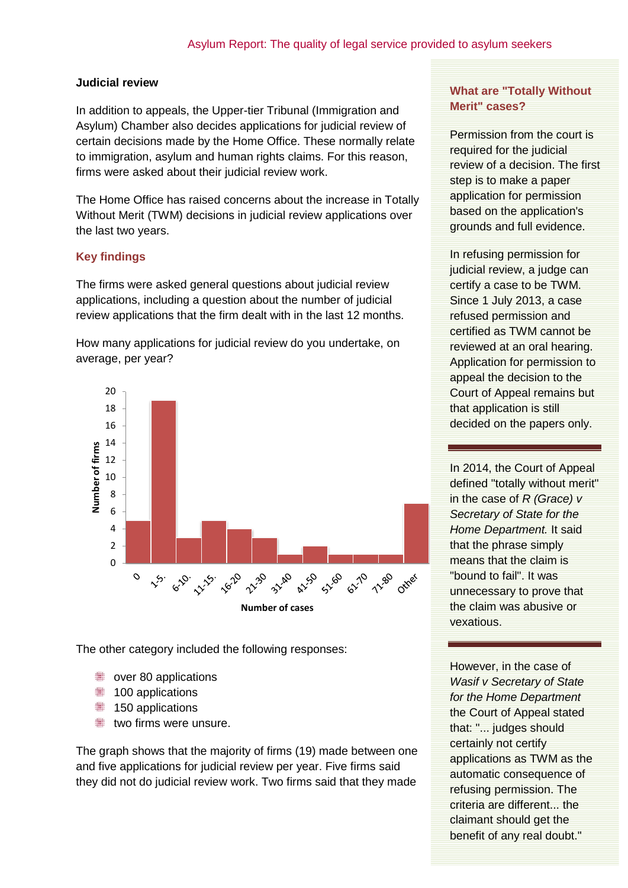## Judicial review

In addition to appeals, the Upper-tier Tribunal (Immigration and Asylum) Chamber also decides applications for judicial review of certain decisions made by the Home Office. These normally relate to immigration, asylum and human rights claims. For this reason, firms were asked about their judicial review work.

The Home Office has raised concerns about the increase in Totally Without Merit (TWM) decisions in judicial review applications over the last two years.

### Key findings

The firms were asked general questions about judicial review applications, including a question about the number of judicial review applications that the firm dealt with in the last 12 months.

How many applications for judicial review do you undertake, on average, per year?

| Number of cases | Number of firms |
|---|---|
| 0 | 5 |
| 1-5 | 19 |
| 6-10 | 3 |
| 11-15 | 5 |
| 16-20 | 4 |
| 21-30 | 3 |
| 31-40 | 1 |
| 41-50 | 2 |
| 51-60 | 1 |
| 61-70 | 1 |
| 71-80 | 1 |
| Other | 7 |

The other category included the following responses:

- over 80 applications
- 100 applications
- 150 applications
- two firms were unsure.

The graph shows that the majority of firms (19) made between one and five applications for judicial review per year. Five firms said they did not do judicial review work. Two firms said that they made

### What are "Totally Without Merit" cases?

Permission from the court is required for the judicial review of a decision. The first step is to make a paper application for permission based on the application's grounds and full evidence.

In refusing permission for judicial review, a judge can certify a case to be TWM. Since 1 July 2013, a case refused permission and certified as TWM cannot be reviewed at an oral hearing. Application for permission to appeal the decision to the Court of Appeal remains but that application is still decided on the papers only.

In 2014, the Court of Appeal defined "totally without merit" in the case of *R (Grace) v Secretary of State for the Home Department.* It said that the phrase simply means that the claim is "bound to fail". It was unnecessary to prove that the claim was abusive or vexatious.

However, in the case of *Wasif v Secretary of State for the Home Department* the Court of Appeal stated that: "... judges should certainly not certify applications as TWM as the automatic consequence of refusing permission. The criteria are different... the claimant should get the benefit of any real doubt."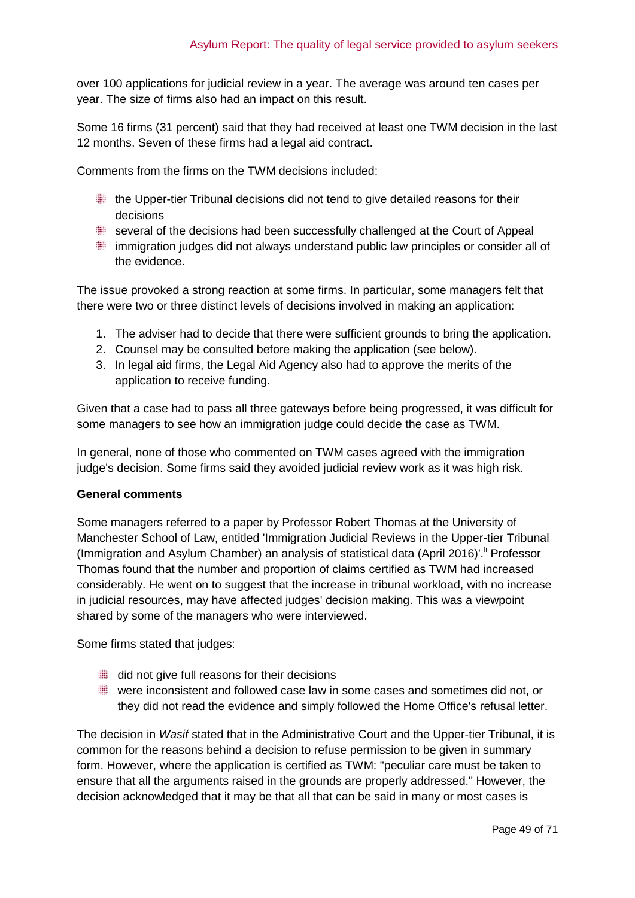over 100 applications for judicial review in a year. The average was around ten cases per year. The size of firms also had an impact on this result.

Some 16 firms (31 percent) said that they had received at least one TWM decision in the last 12 months. Seven of these firms had a legal aid contract.

Comments from the firms on the TWM decisions included:

- the Upper-tier Tribunal decisions did not tend to give detailed reasons for their decisions
- several of the decisions had been successfully challenged at the Court of Appeal
- immigration judges did not always understand public law principles or consider all of the evidence.

The issue provoked a strong reaction at some firms. In particular, some managers felt that there were two or three distinct levels of decisions involved in making an application:

1. The adviser had to decide that there were sufficient grounds to bring the application.
2. Counsel may be consulted before making the application (see below).
3. In legal aid firms, the Legal Aid Agency also had to approve the merits of the application to receive funding.

Given that a case had to pass all three gateways before being progressed, it was difficult for some managers to see how an immigration judge could decide the case as TWM.

In general, none of those who commented on TWM cases agreed with the immigration judge's decision. Some firms said they avoided judicial review work as it was high risk.

**General comments**

Some managers referred to a paper by Professor Robert Thomas at the University of Manchester School of Law, entitled 'Immigration Judicial Reviews in the Upper-tier Tribunal (Immigration and Asylum Chamber) an analysis of statistical data (April 2016)'.[li] Professor Thomas found that the number and proportion of claims certified as TWM had increased considerably. He went on to suggest that the increase in tribunal workload, with no increase in judicial resources, may have affected judges' decision making. This was a viewpoint shared by some of the managers who were interviewed.

Some firms stated that judges:

- did not give full reasons for their decisions
- were inconsistent and followed case law in some cases and sometimes did not, or they did not read the evidence and simply followed the Home Office's refusal letter.

The decision in *Wasif* stated that in the Administrative Court and the Upper-tier Tribunal, it is common for the reasons behind a decision to refuse permission to be given in summary form. However, where the application is certified as TWM: "peculiar care must be taken to ensure that all the arguments raised in the grounds are properly addressed." However, the decision acknowledged that it may be that all that can be said in many or most cases is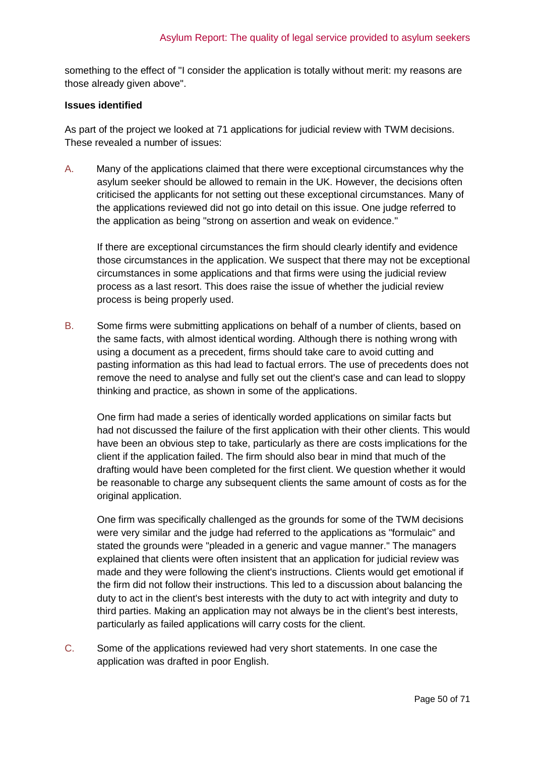something to the effect of "I consider the application is totally without merit: my reasons are those already given above".

**Issues identified**

As part of the project we looked at 71 applications for judicial review with TWM decisions. These revealed a number of issues:

A. Many of the applications claimed that there were exceptional circumstances why the asylum seeker should be allowed to remain in the UK. However, the decisions often criticised the applicants for not setting out these exceptional circumstances. Many of the applications reviewed did not go into detail on this issue. One judge referred to the application as being "strong on assertion and weak on evidence."

   If there are exceptional circumstances the firm should clearly identify and evidence those circumstances in the application. We suspect that there may not be exceptional circumstances in some applications and that firms were using the judicial review process as a last resort. This does raise the issue of whether the judicial review process is being properly used.

B. Some firms were submitting applications on behalf of a number of clients, based on the same facts, with almost identical wording. Although there is nothing wrong with using a document as a precedent, firms should take care to avoid cutting and pasting information as this had lead to factual errors. The use of precedents does not remove the need to analyse and fully set out the client's case and can lead to sloppy thinking and practice, as shown in some of the applications.

   One firm had made a series of identically worded applications on similar facts but had not discussed the failure of the first application with their other clients. This would have been an obvious step to take, particularly as there are costs implications for the client if the application failed. The firm should also bear in mind that much of the drafting would have been completed for the first client. We question whether it would be reasonable to charge any subsequent clients the same amount of costs as for the original application.

   One firm was specifically challenged as the grounds for some of the TWM decisions were very similar and the judge had referred to the applications as "formulaic" and stated the grounds were "pleaded in a generic and vague manner." The managers explained that clients were often insistent that an application for judicial review was made and they were following the client's instructions. Clients would get emotional if the firm did not follow their instructions. This led to a discussion about balancing the duty to act in the client's best interests with the duty to act with integrity and duty to third parties. Making an application may not always be in the client's best interests, particularly as failed applications will carry costs for the client.

C. Some of the applications reviewed had very short statements. In one case the application was drafted in poor English.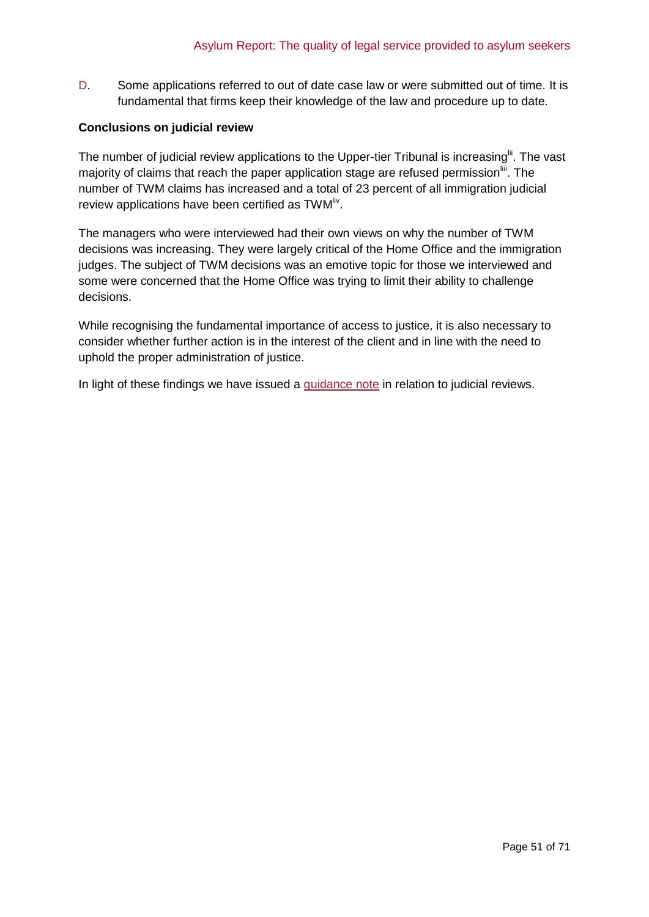D. Some applications referred to out of date case law or were submitted out of time. It is fundamental that firms keep their knowledge of the law and procedure up to date.

**Conclusions on judicial review**

The number of judicial review applications to the Upper-tier Tribunal is increasing[lii]. The vast majority of claims that reach the paper application stage are refused permission[liii]. The number of TWM claims has increased and a total of 23 percent of all immigration judicial review applications have been certified as TWM[liv].

The managers who were interviewed had their own views on why the number of TWM decisions was increasing. They were largely critical of the Home Office and the immigration judges. The subject of TWM decisions was an emotive topic for those we interviewed and some were concerned that the Home Office was trying to limit their ability to challenge decisions.

While recognising the fundamental importance of access to justice, it is also necessary to consider whether further action is in the interest of the client and in line with the need to uphold the proper administration of justice.

In light of these findings we have issued a guidance note in relation to judicial reviews.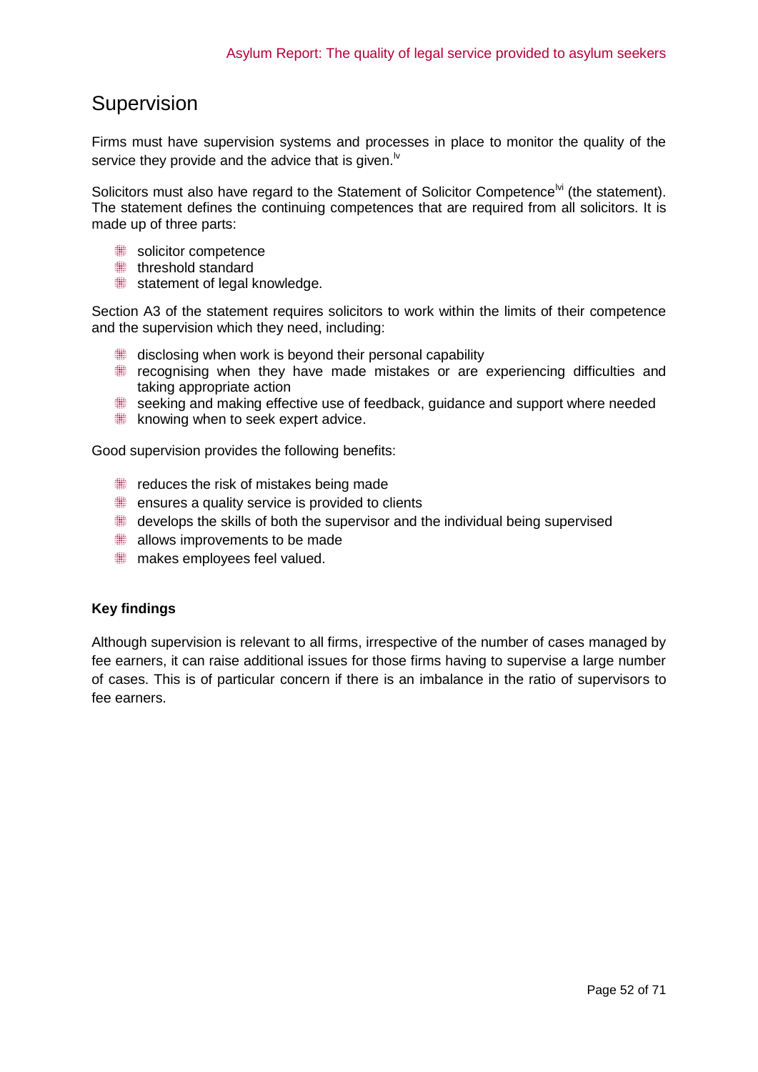## Supervision

Firms must have supervision systems and processes in place to monitor the quality of the service they provide and the advice that is given.[lv]

Solicitors must also have regard to the Statement of Solicitor Competence[lvi] (the statement). The statement defines the continuing competences that are required from all solicitors. It is made up of three parts:

- solicitor competence
- threshold standard
- statement of legal knowledge.

Section A3 of the statement requires solicitors to work within the limits of their competence and the supervision which they need, including:

- disclosing when work is beyond their personal capability
- recognising when they have made mistakes or are experiencing difficulties and taking appropriate action
- seeking and making effective use of feedback, guidance and support where needed
- knowing when to seek expert advice.

Good supervision provides the following benefits:

- reduces the risk of mistakes being made
- ensures a quality service is provided to clients
- develops the skills of both the supervisor and the individual being supervised
- allows improvements to be made
- makes employees feel valued.

**Key findings**

Although supervision is relevant to all firms, irrespective of the number of cases managed by fee earners, it can raise additional issues for those firms having to supervise a large number of cases. This is of particular concern if there is an imbalance in the ratio of supervisors to fee earners.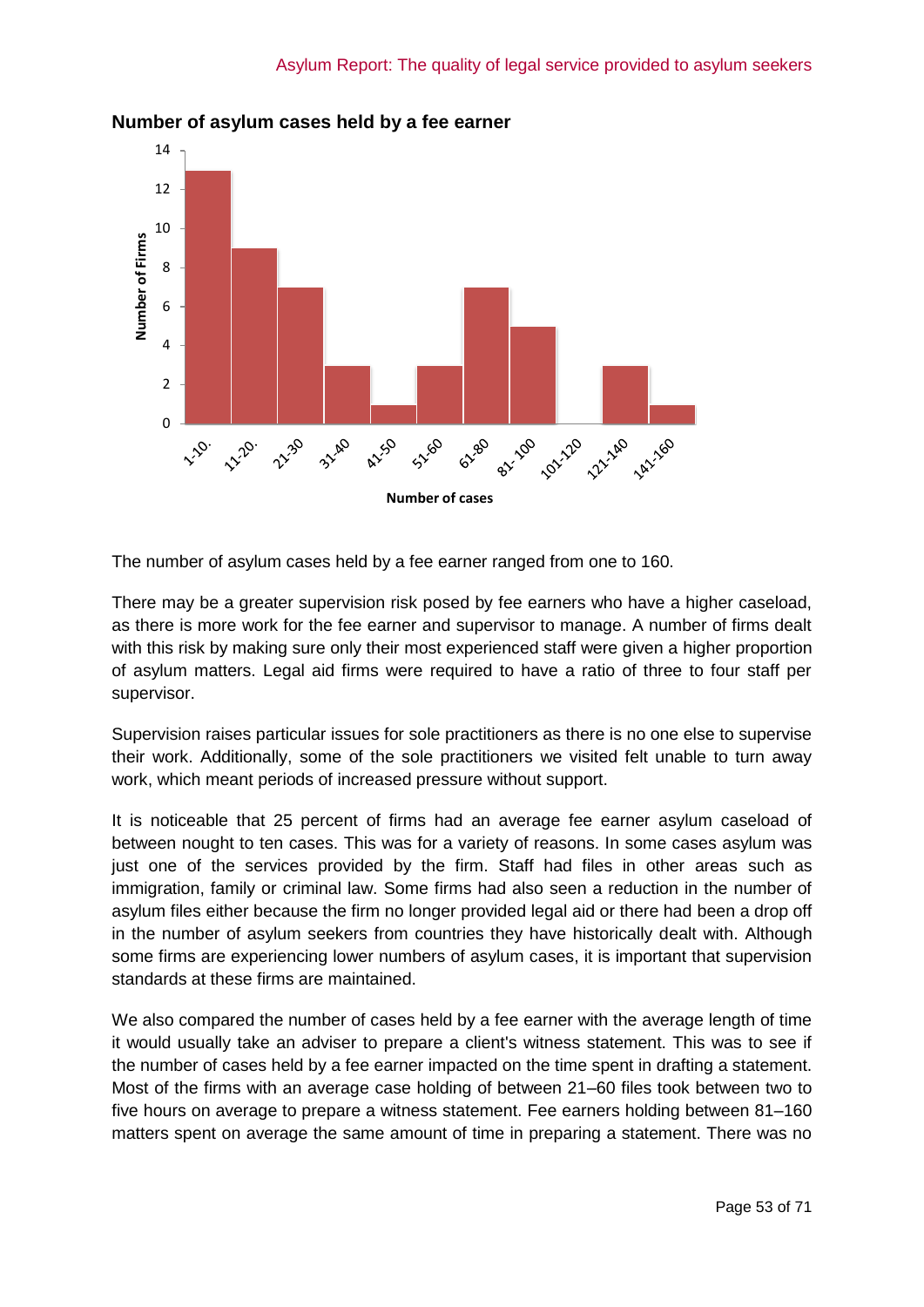**Number of asylum cases held by a fee earner**

The number of asylum cases held by a fee earner ranged from one to 160.

There may be a greater supervision risk posed by fee earners who have a higher caseload, as there is more work for the fee earner and supervisor to manage. A number of firms dealt with this risk by making sure only their most experienced staff were given a higher proportion of asylum matters. Legal aid firms were required to have a ratio of three to four staff per supervisor.

Supervision raises particular issues for sole practitioners as there is no one else to supervise their work. Additionally, some of the sole practitioners we visited felt unable to turn away work, which meant periods of increased pressure without support.

It is noticeable that 25 percent of firms had an average fee earner asylum caseload of between nought to ten cases. This was for a variety of reasons. In some cases asylum was just one of the services provided by the firm. Staff had files in other areas such as immigration, family or criminal law. Some firms had also seen a reduction in the number of asylum files either because the firm no longer provided legal aid or there had been a drop off in the number of asylum seekers from countries they have historically dealt with. Although some firms are experiencing lower numbers of asylum cases, it is important that supervision standards at these firms are maintained.

We also compared the number of cases held by a fee earner with the average length of time it would usually take an adviser to prepare a client's witness statement. This was to see if the number of cases held by a fee earner impacted on the time spent in drafting a statement. Most of the firms with an average case holding of between 21–60 files took between two to five hours on average to prepare a witness statement. Fee earners holding between 81–160 matters spent on average the same amount of time in preparing a statement. There was no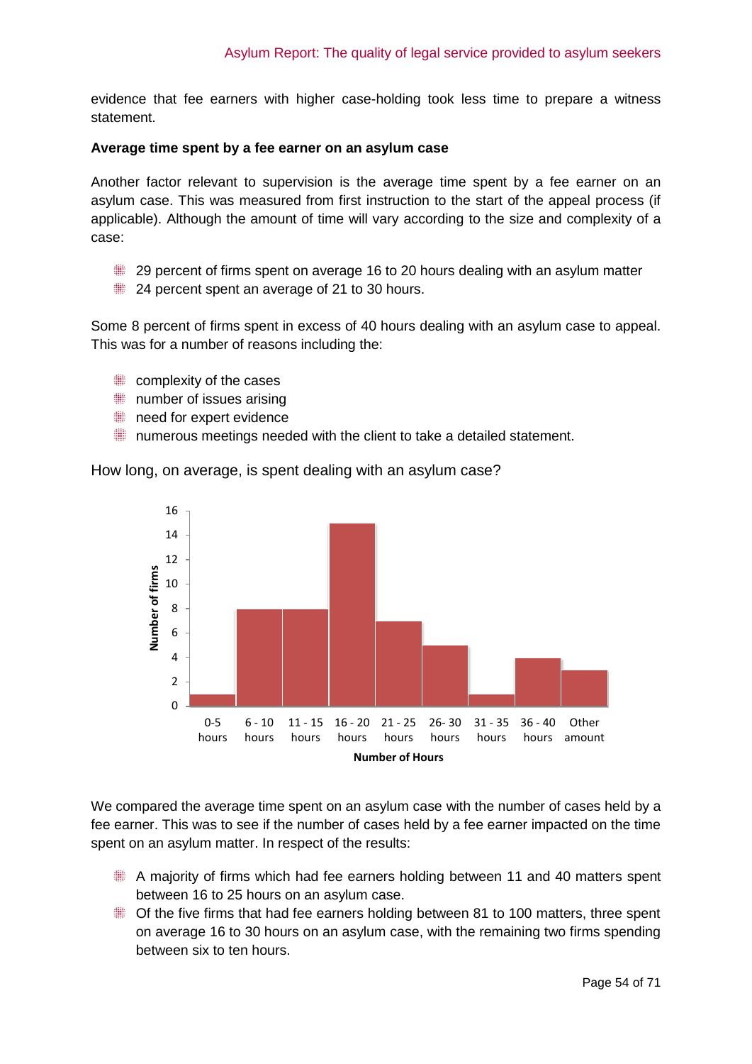evidence that fee earners with higher case-holding took less time to prepare a witness statement.

**Average time spent by a fee earner on an asylum case**

Another factor relevant to supervision is the average time spent by a fee earner on an asylum case. This was measured from first instruction to the start of the appeal process (if applicable). Although the amount of time will vary according to the size and complexity of a case:

- 29 percent of firms spent on average 16 to 20 hours dealing with an asylum matter
- 24 percent spent an average of 21 to 30 hours.

Some 8 percent of firms spent in excess of 40 hours dealing with an asylum case to appeal. This was for a number of reasons including the:

- complexity of the cases
- number of issues arising
- need for expert evidence
- numerous meetings needed with the client to take a detailed statement.

How long, on average, is spent dealing with an asylum case?

| Number of Hours | Number of firms |
|---|---|
| 0-5 hours | 1 |
| 6 - 10 hours | 8 |
| 11 - 15 hours | 8 |
| 16 - 20 hours | 15 |
| 21 - 25 hours | 7 |
| 26- 30 hours | 5 |
| 31 - 35 hours | 1 |
| 36 - 40 hours | 4 |
| Other amount | 3 |

We compared the average time spent on an asylum case with the number of cases held by a fee earner. This was to see if the number of cases held by a fee earner impacted on the time spent on an asylum matter. In respect of the results:

- A majority of firms which had fee earners holding between 11 and 40 matters spent between 16 to 25 hours on an asylum case.
- Of the five firms that had fee earners holding between 81 to 100 matters, three spent on average 16 to 30 hours on an asylum case, with the remaining two firms spending between six to ten hours.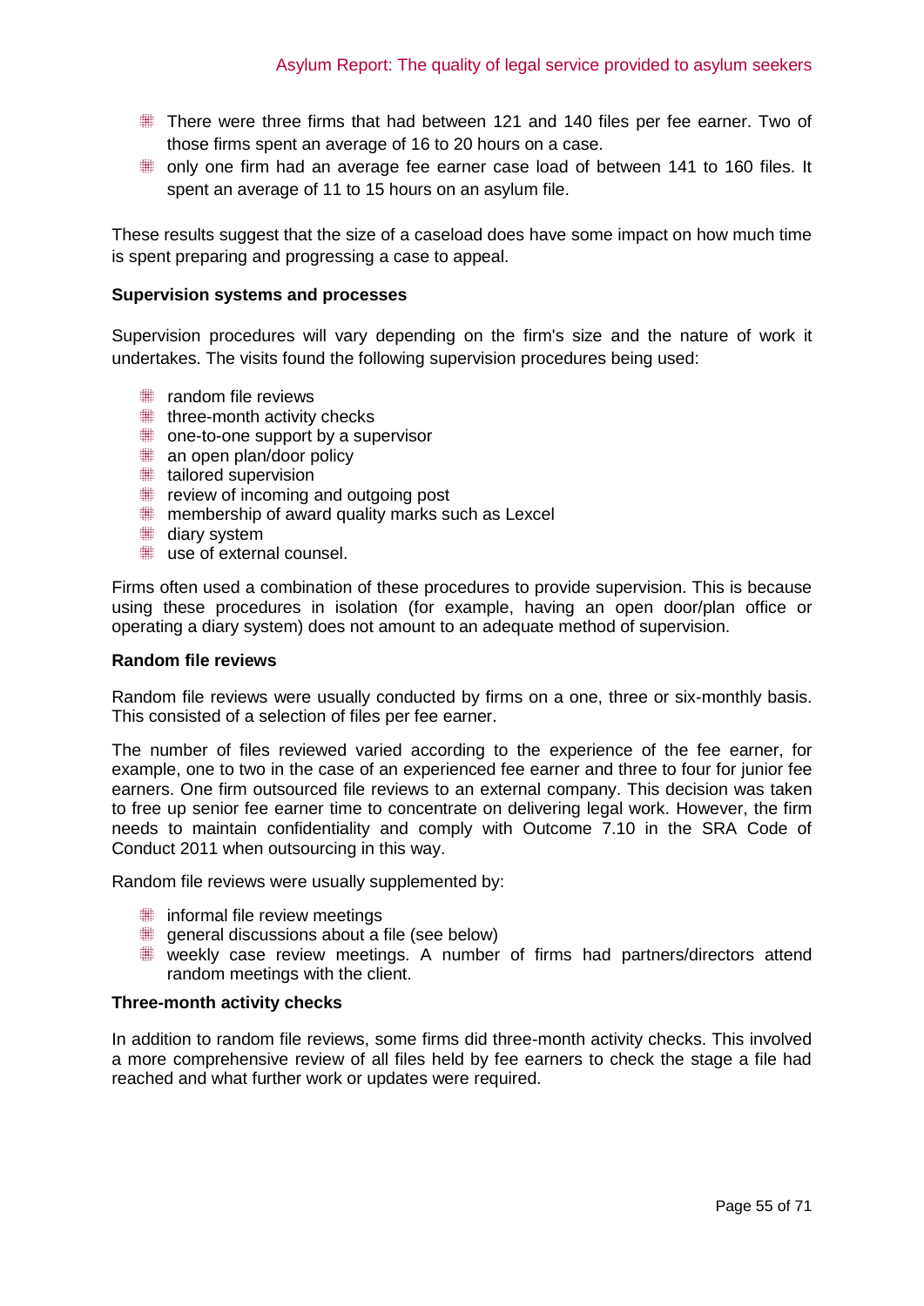- There were three firms that had between 121 and 140 files per fee earner. Two of those firms spent an average of 16 to 20 hours on a case.
- only one firm had an average fee earner case load of between 141 to 160 files. It spent an average of 11 to 15 hours on an asylum file.

These results suggest that the size of a caseload does have some impact on how much time is spent preparing and progressing a case to appeal.

**Supervision systems and processes**

Supervision procedures will vary depending on the firm's size and the nature of work it undertakes. The visits found the following supervision procedures being used:

- random file reviews
- three-month activity checks
- one-to-one support by a supervisor
- an open plan/door policy
- tailored supervision
- review of incoming and outgoing post
- membership of award quality marks such as Lexcel
- diary system
- use of external counsel.

Firms often used a combination of these procedures to provide supervision. This is because using these procedures in isolation (for example, having an open door/plan office or operating a diary system) does not amount to an adequate method of supervision.

**Random file reviews**

Random file reviews were usually conducted by firms on a one, three or six-monthly basis. This consisted of a selection of files per fee earner.

The number of files reviewed varied according to the experience of the fee earner, for example, one to two in the case of an experienced fee earner and three to four for junior fee earners. One firm outsourced file reviews to an external company. This decision was taken to free up senior fee earner time to concentrate on delivering legal work. However, the firm needs to maintain confidentiality and comply with Outcome 7.10 in the SRA Code of Conduct 2011 when outsourcing in this way.

Random file reviews were usually supplemented by:

- informal file review meetings
- general discussions about a file (see below)
- weekly case review meetings. A number of firms had partners/directors attend random meetings with the client.

**Three-month activity checks**

In addition to random file reviews, some firms did three-month activity checks. This involved a more comprehensive review of all files held by fee earners to check the stage a file had reached and what further work or updates were required.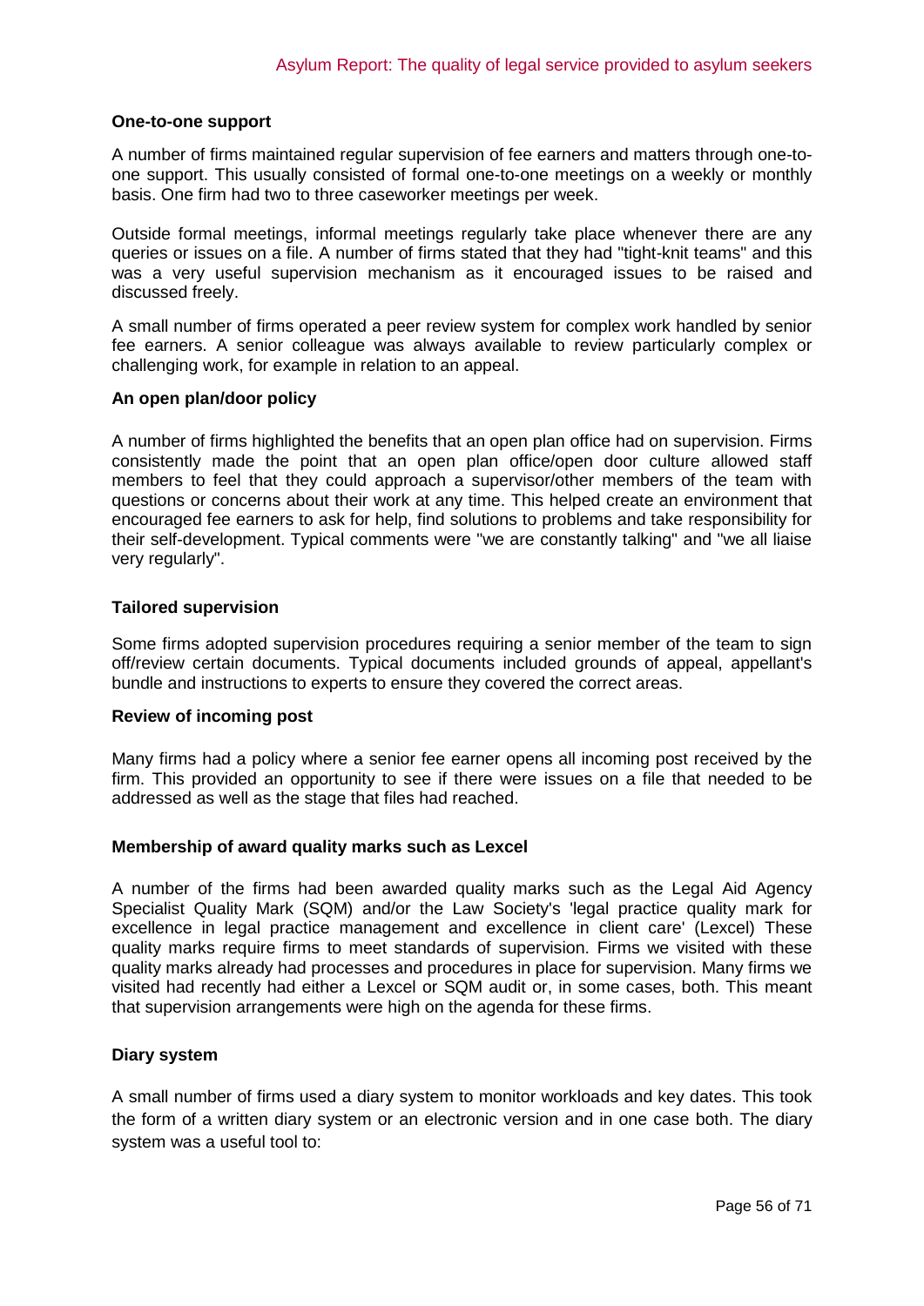**One-to-one support**

A number of firms maintained regular supervision of fee earners and matters through one-to-one support. This usually consisted of formal one-to-one meetings on a weekly or monthly basis. One firm had two to three caseworker meetings per week.

Outside formal meetings, informal meetings regularly take place whenever there are any queries or issues on a file. A number of firms stated that they had "tight-knit teams" and this was a very useful supervision mechanism as it encouraged issues to be raised and discussed freely.

A small number of firms operated a peer review system for complex work handled by senior fee earners. A senior colleague was always available to review particularly complex or challenging work, for example in relation to an appeal.

**An open plan/door policy**

A number of firms highlighted the benefits that an open plan office had on supervision. Firms consistently made the point that an open plan office/open door culture allowed staff members to feel that they could approach a supervisor/other members of the team with questions or concerns about their work at any time. This helped create an environment that encouraged fee earners to ask for help, find solutions to problems and take responsibility for their self-development. Typical comments were "we are constantly talking" and "we all liaise very regularly".

**Tailored supervision**

Some firms adopted supervision procedures requiring a senior member of the team to sign off/review certain documents. Typical documents included grounds of appeal, appellant's bundle and instructions to experts to ensure they covered the correct areas.

**Review of incoming post**

Many firms had a policy where a senior fee earner opens all incoming post received by the firm. This provided an opportunity to see if there were issues on a file that needed to be addressed as well as the stage that files had reached.

**Membership of award quality marks such as Lexcel**

A number of the firms had been awarded quality marks such as the Legal Aid Agency Specialist Quality Mark (SQM) and/or the Law Society's 'legal practice quality mark for excellence in legal practice management and excellence in client care' (Lexcel) These quality marks require firms to meet standards of supervision. Firms we visited with these quality marks already had processes and procedures in place for supervision. Many firms we visited had recently had either a Lexcel or SQM audit or, in some cases, both. This meant that supervision arrangements were high on the agenda for these firms.

**Diary system**

A small number of firms used a diary system to monitor workloads and key dates. This took the form of a written diary system or an electronic version and in one case both. The diary system was a useful tool to: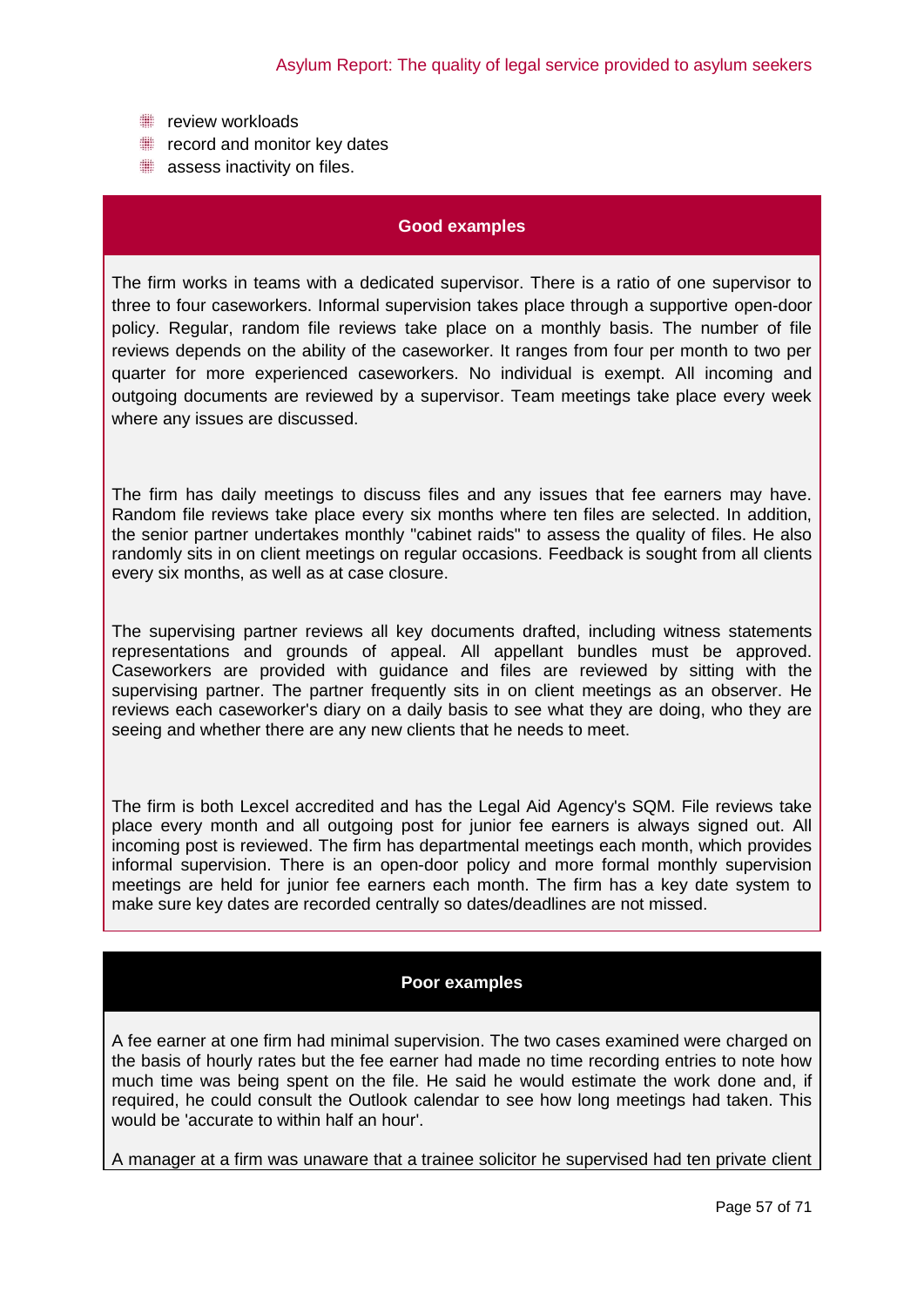- review workloads
- record and monitor key dates
- assess inactivity on files.

**Good examples**

The firm works in teams with a dedicated supervisor. There is a ratio of one supervisor to three to four caseworkers. Informal supervision takes place through a supportive open-door policy. Regular, random file reviews take place on a monthly basis. The number of file reviews depends on the ability of the caseworker. It ranges from four per month to two per quarter for more experienced caseworkers. No individual is exempt. All incoming and outgoing documents are reviewed by a supervisor. Team meetings take place every week where any issues are discussed.

The firm has daily meetings to discuss files and any issues that fee earners may have. Random file reviews take place every six months where ten files are selected. In addition, the senior partner undertakes monthly "cabinet raids" to assess the quality of files. He also randomly sits in on client meetings on regular occasions. Feedback is sought from all clients every six months, as well as at case closure.

The supervising partner reviews all key documents drafted, including witness statements representations and grounds of appeal. All appellant bundles must be approved. Caseworkers are provided with guidance and files are reviewed by sitting with the supervising partner. The partner frequently sits in on client meetings as an observer. He reviews each caseworker's diary on a daily basis to see what they are doing, who they are seeing and whether there are any new clients that he needs to meet.

The firm is both Lexcel accredited and has the Legal Aid Agency's SQM. File reviews take place every month and all outgoing post for junior fee earners is always signed out. All incoming post is reviewed. The firm has departmental meetings each month, which provides informal supervision. There is an open-door policy and more formal monthly supervision meetings are held for junior fee earners each month. The firm has a key date system to make sure key dates are recorded centrally so dates/deadlines are not missed.

**Poor examples**

A fee earner at one firm had minimal supervision. The two cases examined were charged on the basis of hourly rates but the fee earner had made no time recording entries to note how much time was being spent on the file. He said he would estimate the work done and, if required, he could consult the Outlook calendar to see how long meetings had taken. This would be 'accurate to within half an hour'.

A manager at a firm was unaware that a trainee solicitor he supervised had ten private client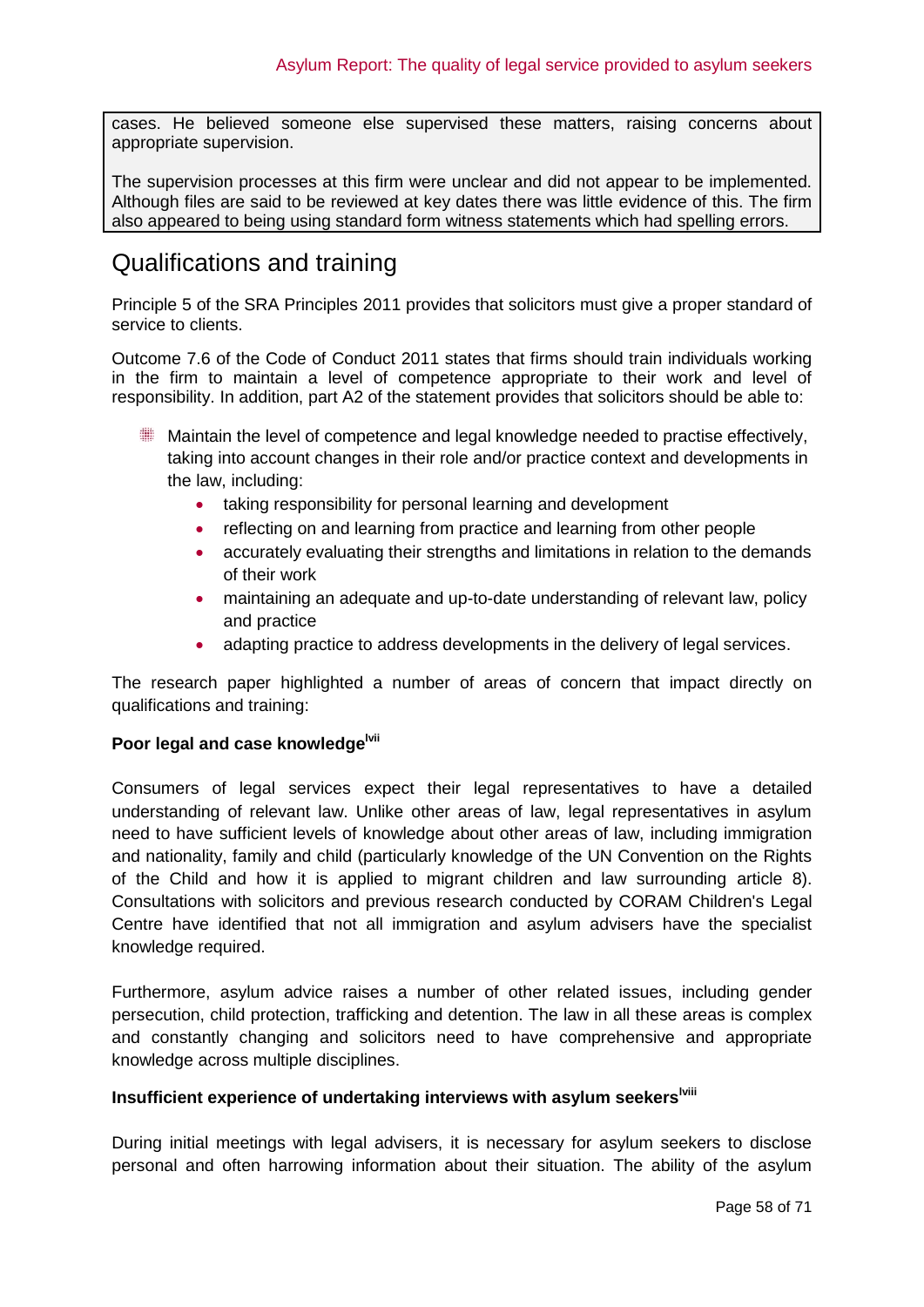cases. He believed someone else supervised these matters, raising concerns about appropriate supervision.

The supervision processes at this firm were unclear and did not appear to be implemented. Although files are said to be reviewed at key dates there was little evidence of this. The firm also appeared to being using standard form witness statements which had spelling errors.

## Qualifications and training

Principle 5 of the SRA Principles 2011 provides that solicitors must give a proper standard of service to clients.

Outcome 7.6 of the Code of Conduct 2011 states that firms should train individuals working in the firm to maintain a level of competence appropriate to their work and level of responsibility. In addition, part A2 of the statement provides that solicitors should be able to:

- Maintain the level of competence and legal knowledge needed to practise effectively, taking into account changes in their role and/or practice context and developments in the law, including:
  - taking responsibility for personal learning and development
  - reflecting on and learning from practice and learning from other people
  - accurately evaluating their strengths and limitations in relation to the demands of their work
  - maintaining an adequate and up-to-date understanding of relevant law, policy and practice
  - adapting practice to address developments in the delivery of legal services.

The research paper highlighted a number of areas of concern that impact directly on qualifications and training:

**Poor legal and case knowledge**[lvii]

Consumers of legal services expect their legal representatives to have a detailed understanding of relevant law. Unlike other areas of law, legal representatives in asylum need to have sufficient levels of knowledge about other areas of law, including immigration and nationality, family and child (particularly knowledge of the UN Convention on the Rights of the Child and how it is applied to migrant children and law surrounding article 8). Consultations with solicitors and previous research conducted by CORAM Children's Legal Centre have identified that not all immigration and asylum advisers have the specialist knowledge required.

Furthermore, asylum advice raises a number of other related issues, including gender persecution, child protection, trafficking and detention. The law in all these areas is complex and constantly changing and solicitors need to have comprehensive and appropriate knowledge across multiple disciplines.

**Insufficient experience of undertaking interviews with asylum seekers**[lviii]

During initial meetings with legal advisers, it is necessary for asylum seekers to disclose personal and often harrowing information about their situation. The ability of the asylum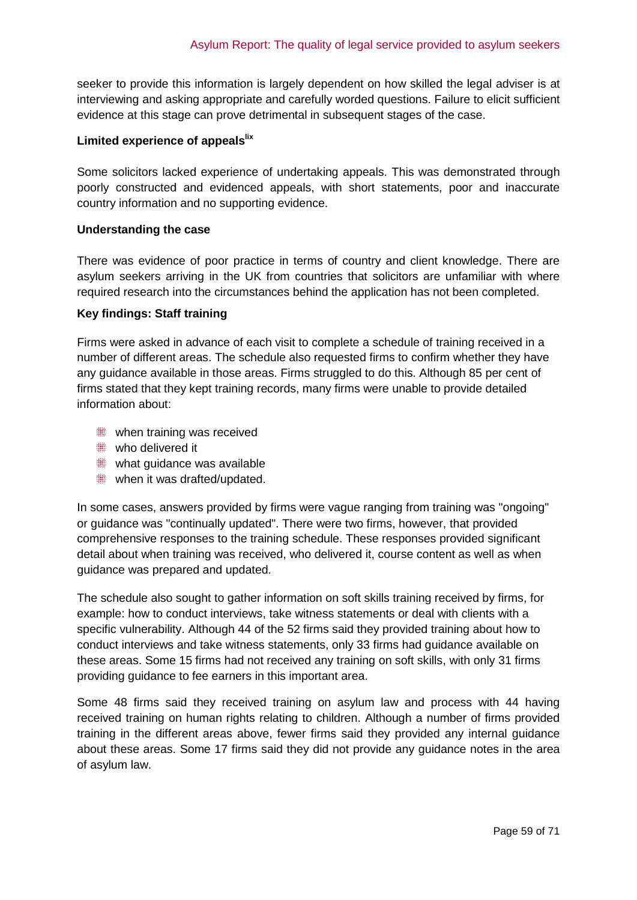seeker to provide this information is largely dependent on how skilled the legal adviser is at interviewing and asking appropriate and carefully worded questions. Failure to elicit sufficient evidence at this stage can prove detrimental in subsequent stages of the case.

**Limited experience of appeals**[lix]

Some solicitors lacked experience of undertaking appeals. This was demonstrated through poorly constructed and evidenced appeals, with short statements, poor and inaccurate country information and no supporting evidence.

**Understanding the case**

There was evidence of poor practice in terms of country and client knowledge. There are asylum seekers arriving in the UK from countries that solicitors are unfamiliar with where required research into the circumstances behind the application has not been completed.

**Key findings: Staff training**

Firms were asked in advance of each visit to complete a schedule of training received in a number of different areas. The schedule also requested firms to confirm whether they have any guidance available in those areas. Firms struggled to do this. Although 85 per cent of firms stated that they kept training records, many firms were unable to provide detailed information about:

- when training was received
- who delivered it
- what guidance was available
- when it was drafted/updated.

In some cases, answers provided by firms were vague ranging from training was "ongoing" or guidance was "continually updated". There were two firms, however, that provided comprehensive responses to the training schedule. These responses provided significant detail about when training was received, who delivered it, course content as well as when guidance was prepared and updated.

The schedule also sought to gather information on soft skills training received by firms, for example: how to conduct interviews, take witness statements or deal with clients with a specific vulnerability. Although 44 of the 52 firms said they provided training about how to conduct interviews and take witness statements, only 33 firms had guidance available on these areas. Some 15 firms had not received any training on soft skills, with only 31 firms providing guidance to fee earners in this important area.

Some 48 firms said they received training on asylum law and process with 44 having received training on human rights relating to children. Although a number of firms provided training in the different areas above, fewer firms said they provided any internal guidance about these areas. Some 17 firms said they did not provide any guidance notes in the area of asylum law.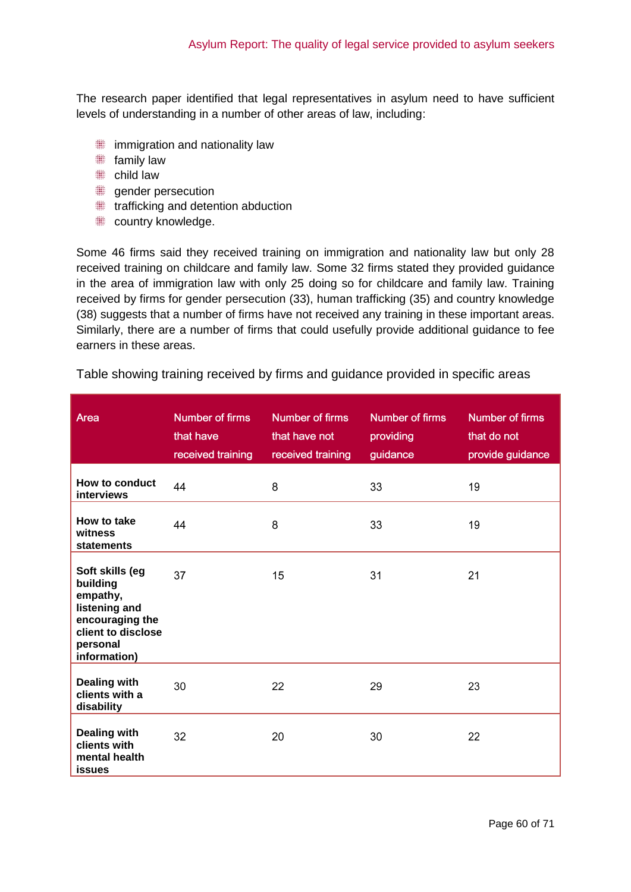The research paper identified that legal representatives in asylum need to have sufficient levels of understanding in a number of other areas of law, including:

- immigration and nationality law
- family law
- child law
- gender persecution
- trafficking and detention abduction
- country knowledge.

Some 46 firms said they received training on immigration and nationality law but only 28 received training on childcare and family law. Some 32 firms stated they provided guidance in the area of immigration law with only 25 doing so for childcare and family law. Training received by firms for gender persecution (33), human trafficking (35) and country knowledge (38) suggests that a number of firms have not received any training in these important areas. Similarly, there are a number of firms that could usefully provide additional guidance to fee earners in these areas.

Table showing training received by firms and guidance provided in specific areas

| Area | Number of firms that have received training | Number of firms that have not received training | Number of firms providing guidance | Number of firms that do not provide guidance |
|---|---|---|---|---|
| **How to conduct interviews** | 44 | 8 | 33 | 19 |
| **How to take witness statements** | 44 | 8 | 33 | 19 |
| **Soft skills (eg building empathy, listening and encouraging the client to disclose personal information)** | 37 | 15 | 31 | 21 |
| **Dealing with clients with a disability** | 30 | 22 | 29 | 23 |
| **Dealing with clients with mental health issues** | 32 | 20 | 30 | 22 |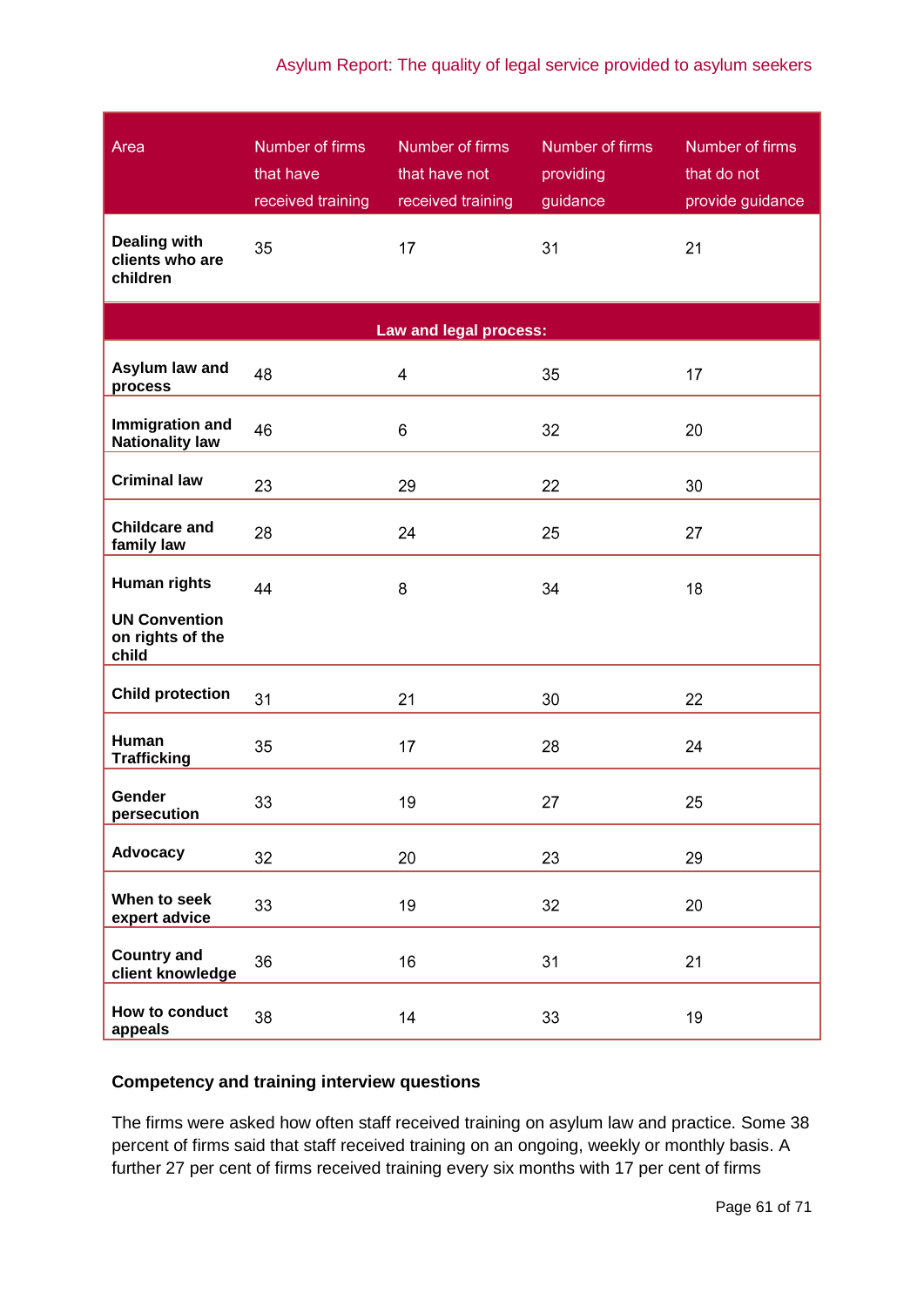| Area | Number of firms that have received training | Number of firms that have not received training | Number of firms providing guidance | Number of firms that do not provide guidance |
|---|---|---|---|---|
| **Dealing with clients who are children** | 35 | 17 | 31 | 21 |
| **Law and legal process:** | | | | |
| **Asylum law and process** | 48 | 4 | 35 | 17 |
| **Immigration and Nationality law** | 46 | 6 | 32 | 20 |
| **Criminal law** | 23 | 29 | 22 | 30 |
| **Childcare and family law** | 28 | 24 | 25 | 27 |
| **Human rights**<br><br>**UN Convention on rights of the child** | 44 | 8 | 34 | 18 |
| **Child protection** | 31 | 21 | 30 | 22 |
| **Human Trafficking** | 35 | 17 | 28 | 24 |
| **Gender persecution** | 33 | 19 | 27 | 25 |
| **Advocacy** | 32 | 20 | 23 | 29 |
| **When to seek expert advice** | 33 | 19 | 32 | 20 |
| **Country and client knowledge** | 36 | 16 | 31 | 21 |
| **How to conduct appeals** | 38 | 14 | 33 | 19 |

**Competency and training interview questions**

The firms were asked how often staff received training on asylum law and practice. Some 38 percent of firms said that staff received training on an ongoing, weekly or monthly basis. A further 27 per cent of firms received training every six months with 17 per cent of firms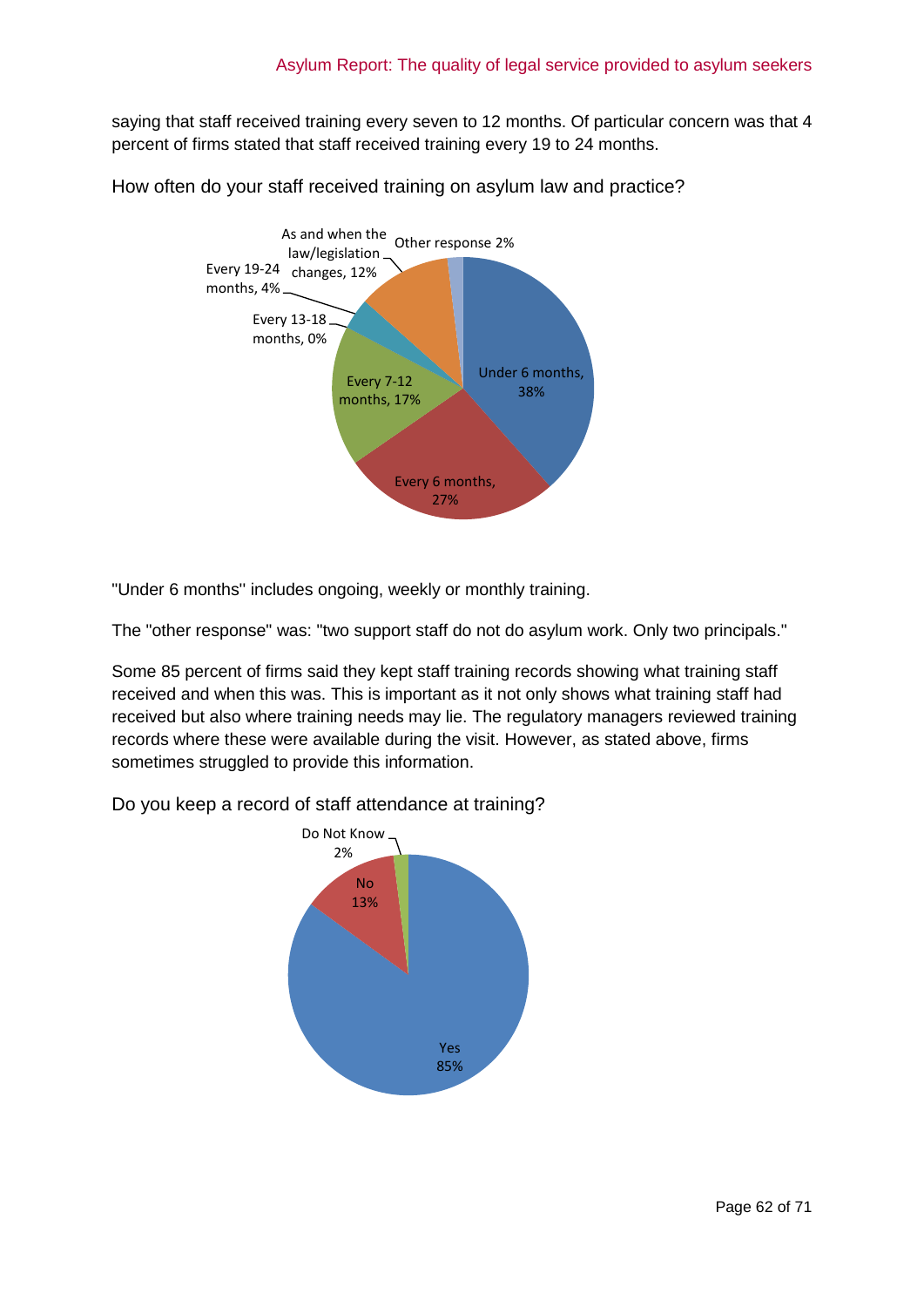saying that staff received training every seven to 12 months. Of particular concern was that 4 percent of firms stated that staff received training every 19 to 24 months.

How often do your staff received training on asylum law and practice?

| Response | Percentage |
|---|---|
| Under 6 months | 38% |
| Every 6 months | 27% |
| Every 7-12 months | 17% |
| Every 13-18 months | 0% |
| Every 19-24 months | 4% |
| As and when the law/legislation changes | 12% |
| Other response | 2% |

"Under 6 months" includes ongoing, weekly or monthly training.

The "other response" was: "two support staff do not do asylum work. Only two principals."

Some 85 percent of firms said they kept staff training records showing what training staff received and when this was. This is important as it not only shows what training staff had received but also where training needs may lie. The regulatory managers reviewed training records where these were available during the visit. However, as stated above, firms sometimes struggled to provide this information.

Do you keep a record of staff attendance at training?

| Response | Percentage |
|---|---|
| Yes | 85% |
| No | 13% |
| Do Not Know | 2% |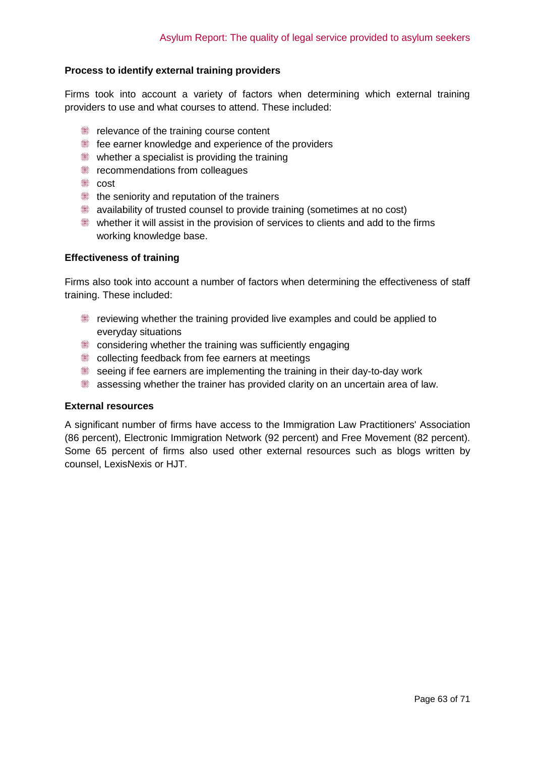### Process to identify external training providers

Firms took into account a variety of factors when determining which external training providers to use and what courses to attend. These included:

- relevance of the training course content
- fee earner knowledge and experience of the providers
- whether a specialist is providing the training
- recommendations from colleagues
- cost
- the seniority and reputation of the trainers
- availability of trusted counsel to provide training (sometimes at no cost)
- whether it will assist in the provision of services to clients and add to the firms working knowledge base.

### Effectiveness of training

Firms also took into account a number of factors when determining the effectiveness of staff training. These included:

- reviewing whether the training provided live examples and could be applied to everyday situations
- considering whether the training was sufficiently engaging
- collecting feedback from fee earners at meetings
- seeing if fee earners are implementing the training in their day-to-day work
- assessing whether the trainer has provided clarity on an uncertain area of law.

### External resources

A significant number of firms have access to the Immigration Law Practitioners' Association (86 percent), Electronic Immigration Network (92 percent) and Free Movement (82 percent). Some 65 percent of firms also used other external resources such as blogs written by counsel, LexisNexis or HJT.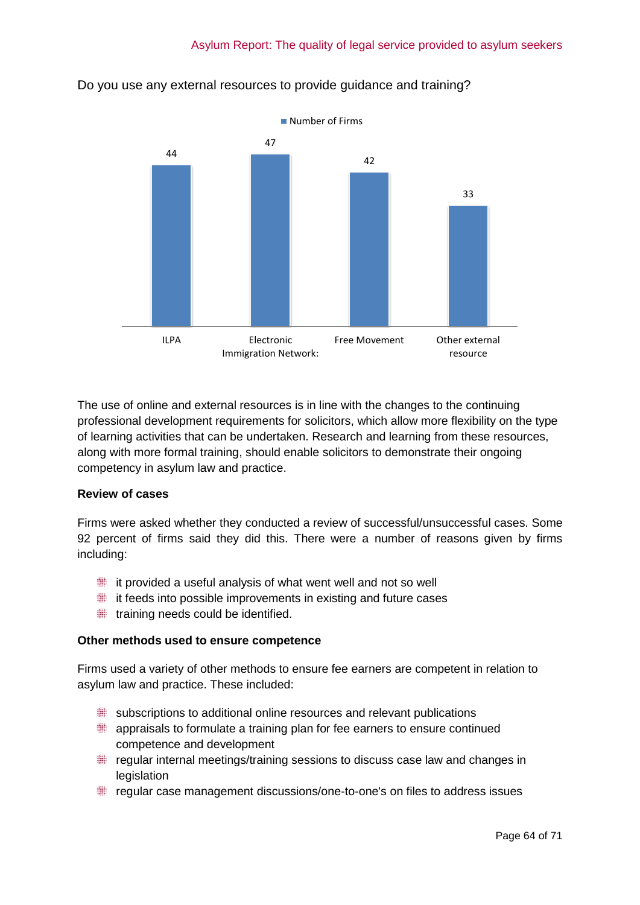Do you use any external resources to provide guidance and training?

| | Number of Firms |
|---|---|
| ILPA | 44 |
| Electronic Immigration Network: | 47 |
| Free Movement | 42 |
| Other external resource | 33 |

The use of online and external resources is in line with the changes to the continuing professional development requirements for solicitors, which allow more flexibility on the type of learning activities that can be undertaken. Research and learning from these resources, along with more formal training, should enable solicitors to demonstrate their ongoing competency in asylum law and practice.

**Review of cases**

Firms were asked whether they conducted a review of successful/unsuccessful cases. Some 92 percent of firms said they did this. There were a number of reasons given by firms including:

- it provided a useful analysis of what went well and not so well
- it feeds into possible improvements in existing and future cases
- training needs could be identified.

**Other methods used to ensure competence**

Firms used a variety of other methods to ensure fee earners are competent in relation to asylum law and practice. These included:

- subscriptions to additional online resources and relevant publications
- appraisals to formulate a training plan for fee earners to ensure continued competence and development
- regular internal meetings/training sessions to discuss case law and changes in legislation
- regular case management discussions/one-to-one's on files to address issues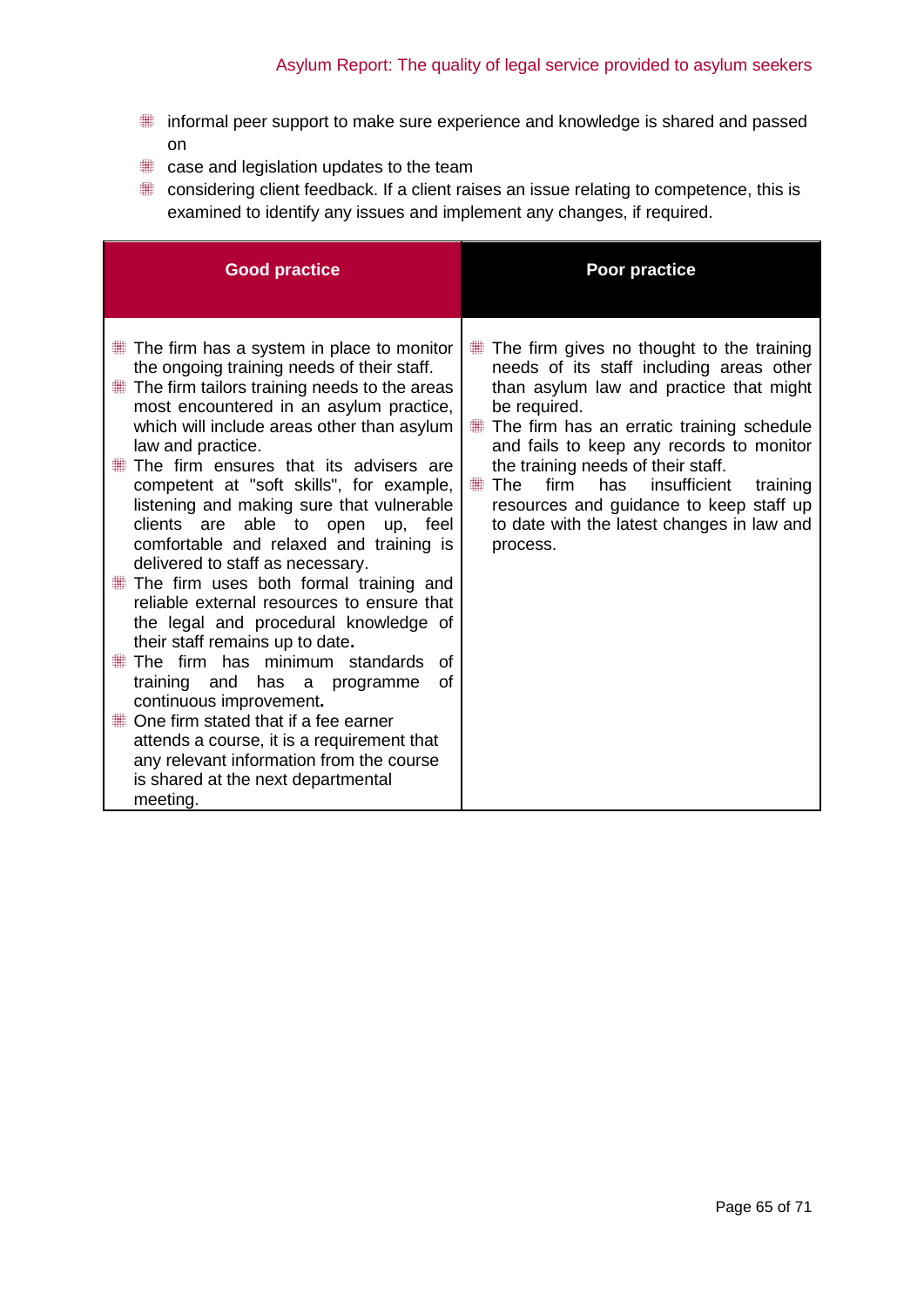- informal peer support to make sure experience and knowledge is shared and passed on
- case and legislation updates to the team
- considering client feedback. If a client raises an issue relating to competence, this is examined to identify any issues and implement any changes, if required.

| Good practice | Poor practice |
|---|---|
| • The firm has a system in place to monitor the ongoing training needs of their staff.<br>• The firm tailors training needs to the areas most encountered in an asylum practice, which will include areas other than asylum law and practice.<br>• The firm ensures that its advisers are competent at "soft skills", for example, listening and making sure that vulnerable clients are able to open up, feel comfortable and relaxed and training is delivered to staff as necessary.<br>• The firm uses both formal training and reliable external resources to ensure that the legal and procedural knowledge of their staff remains up to date**.**<br>• The firm has minimum standards of training and has a programme of continuous improvement**.**<br>• One firm stated that if a fee earner attends a course, it is a requirement that any relevant information from the course is shared at the next departmental meeting. | • The firm gives no thought to the training needs of its staff including areas other than asylum law and practice that might be required.<br>• The firm has an erratic training schedule and fails to keep any records to monitor the training needs of their staff.<br>• The firm has insufficient training resources and guidance to keep staff up to date with the latest changes in law and process. |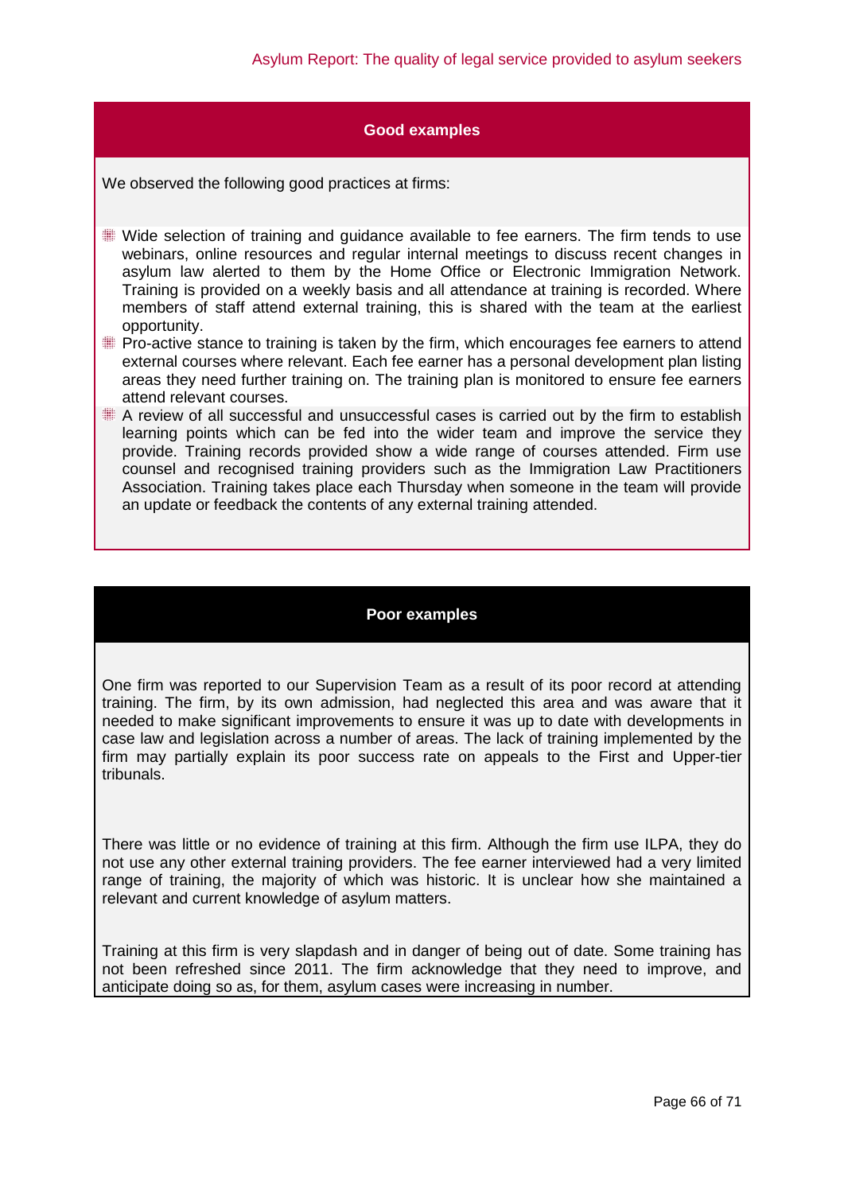### Good examples

We observed the following good practices at firms:

- Wide selection of training and guidance available to fee earners. The firm tends to use webinars, online resources and regular internal meetings to discuss recent changes in asylum law alerted to them by the Home Office or Electronic Immigration Network. Training is provided on a weekly basis and all attendance at training is recorded. Where members of staff attend external training, this is shared with the team at the earliest opportunity.
- Pro-active stance to training is taken by the firm, which encourages fee earners to attend external courses where relevant. Each fee earner has a personal development plan listing areas they need further training on. The training plan is monitored to ensure fee earners attend relevant courses.
- A review of all successful and unsuccessful cases is carried out by the firm to establish learning points which can be fed into the wider team and improve the service they provide. Training records provided show a wide range of courses attended. Firm use counsel and recognised training providers such as the Immigration Law Practitioners Association. Training takes place each Thursday when someone in the team will provide an update or feedback the contents of any external training attended.

### Poor examples

One firm was reported to our Supervision Team as a result of its poor record at attending training. The firm, by its own admission, had neglected this area and was aware that it needed to make significant improvements to ensure it was up to date with developments in case law and legislation across a number of areas. The lack of training implemented by the firm may partially explain its poor success rate on appeals to the First and Upper-tier tribunals.

There was little or no evidence of training at this firm. Although the firm use ILPA, they do not use any other external training providers. The fee earner interviewed had a very limited range of training, the majority of which was historic. It is unclear how she maintained a relevant and current knowledge of asylum matters.

Training at this firm is very slapdash and in danger of being out of date. Some training has not been refreshed since 2011. The firm acknowledge that they need to improve, and anticipate doing so as, for them, asylum cases were increasing in number.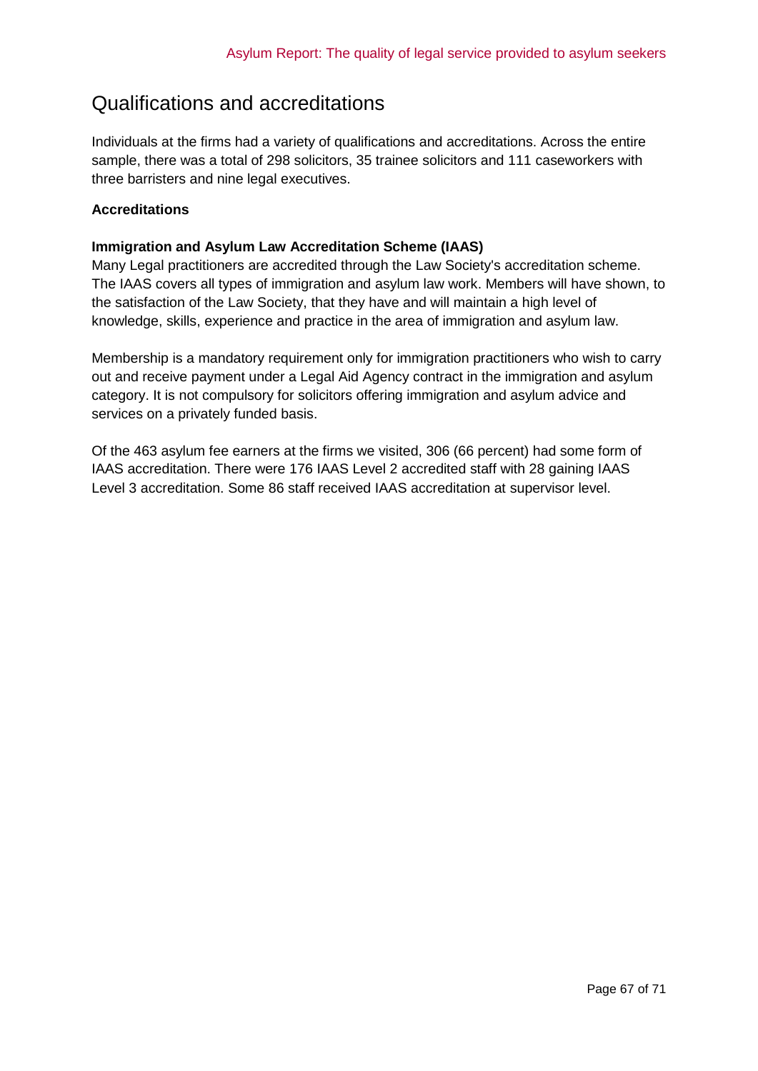## Qualifications and accreditations

Individuals at the firms had a variety of qualifications and accreditations. Across the entire sample, there was a total of 298 solicitors, 35 trainee solicitors and 111 caseworkers with three barristers and nine legal executives.

**Accreditations**

**Immigration and Asylum Law Accreditation Scheme (IAAS)**

Many Legal practitioners are accredited through the Law Society's accreditation scheme. The IAAS covers all types of immigration and asylum law work. Members will have shown, to the satisfaction of the Law Society, that they have and will maintain a high level of knowledge, skills, experience and practice in the area of immigration and asylum law.

Membership is a mandatory requirement only for immigration practitioners who wish to carry out and receive payment under a Legal Aid Agency contract in the immigration and asylum category. It is not compulsory for solicitors offering immigration and asylum advice and services on a privately funded basis.

Of the 463 asylum fee earners at the firms we visited, 306 (66 percent) had some form of IAAS accreditation. There were 176 IAAS Level 2 accredited staff with 28 gaining IAAS Level 3 accreditation. Some 86 staff received IAAS accreditation at supervisor level.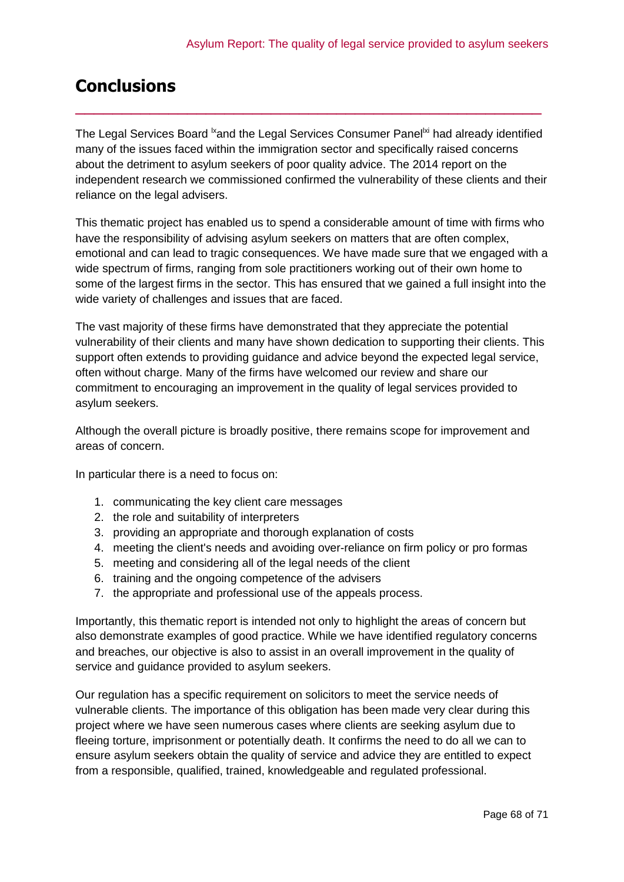# Conclusions

The Legal Services Board [lx] and the Legal Services Consumer Panel[lxi] had already identified many of the issues faced within the immigration sector and specifically raised concerns about the detriment to asylum seekers of poor quality advice. The 2014 report on the independent research we commissioned confirmed the vulnerability of these clients and their reliance on the legal advisers.

This thematic project has enabled us to spend a considerable amount of time with firms who have the responsibility of advising asylum seekers on matters that are often complex, emotional and can lead to tragic consequences. We have made sure that we engaged with a wide spectrum of firms, ranging from sole practitioners working out of their own home to some of the largest firms in the sector. This has ensured that we gained a full insight into the wide variety of challenges and issues that are faced.

The vast majority of these firms have demonstrated that they appreciate the potential vulnerability of their clients and many have shown dedication to supporting their clients. This support often extends to providing guidance and advice beyond the expected legal service, often without charge. Many of the firms have welcomed our review and share our commitment to encouraging an improvement in the quality of legal services provided to asylum seekers.

Although the overall picture is broadly positive, there remains scope for improvement and areas of concern.

In particular there is a need to focus on:

1. communicating the key client care messages
2. the role and suitability of interpreters
3. providing an appropriate and thorough explanation of costs
4. meeting the client's needs and avoiding over-reliance on firm policy or pro formas
5. meeting and considering all of the legal needs of the client
6. training and the ongoing competence of the advisers
7. the appropriate and professional use of the appeals process.

Importantly, this thematic report is intended not only to highlight the areas of concern but also demonstrate examples of good practice. While we have identified regulatory concerns and breaches, our objective is also to assist in an overall improvement in the quality of service and guidance provided to asylum seekers.

Our regulation has a specific requirement on solicitors to meet the service needs of vulnerable clients. The importance of this obligation has been made very clear during this project where we have seen numerous cases where clients are seeking asylum due to fleeing torture, imprisonment or potentially death. It confirms the need to do all we can to ensure asylum seekers obtain the quality of service and advice they are entitled to expect from a responsible, qualified, trained, knowledgeable and regulated professional.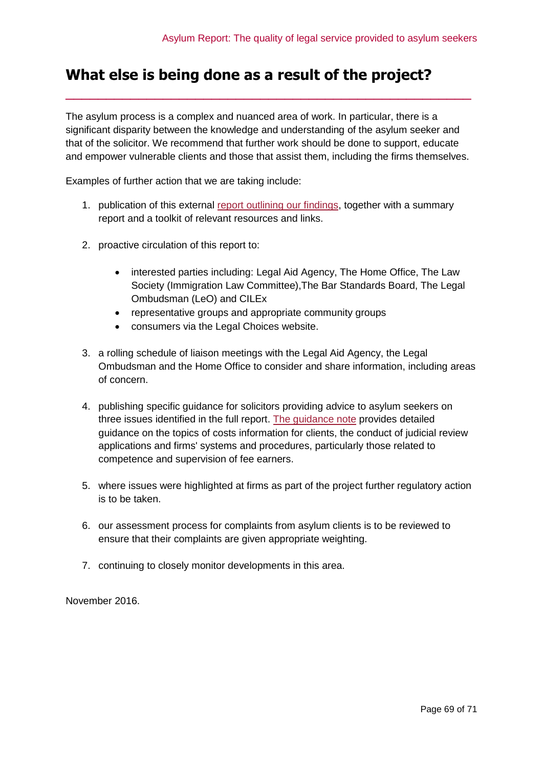# What else is being done as a result of the project?

The asylum process is a complex and nuanced area of work. In particular, there is a significant disparity between the knowledge and understanding of the asylum seeker and that of the solicitor. We recommend that further work should be done to support, educate and empower vulnerable clients and those that assist them, including the firms themselves.

Examples of further action that we are taking include:

1. publication of this external report outlining our findings, together with a summary report and a toolkit of relevant resources and links.

2. proactive circulation of this report to:

   - interested parties including: Legal Aid Agency, The Home Office, The Law Society (Immigration Law Committee),The Bar Standards Board, The Legal Ombudsman (LeO) and CILEx
   - representative groups and appropriate community groups
   - consumers via the Legal Choices website.

3. a rolling schedule of liaison meetings with the Legal Aid Agency, the Legal Ombudsman and the Home Office to consider and share information, including areas of concern.

4. publishing specific guidance for solicitors providing advice to asylum seekers on three issues identified in the full report. The guidance note provides detailed guidance on the topics of costs information for clients, the conduct of judicial review applications and firms' systems and procedures, particularly those related to competence and supervision of fee earners.

5. where issues were highlighted at firms as part of the project further regulatory action is to be taken.

6. our assessment process for complaints from asylum clients is to be reviewed to ensure that their complaints are given appropriate weighting.

7. continuing to closely monitor developments in this area.

November 2016.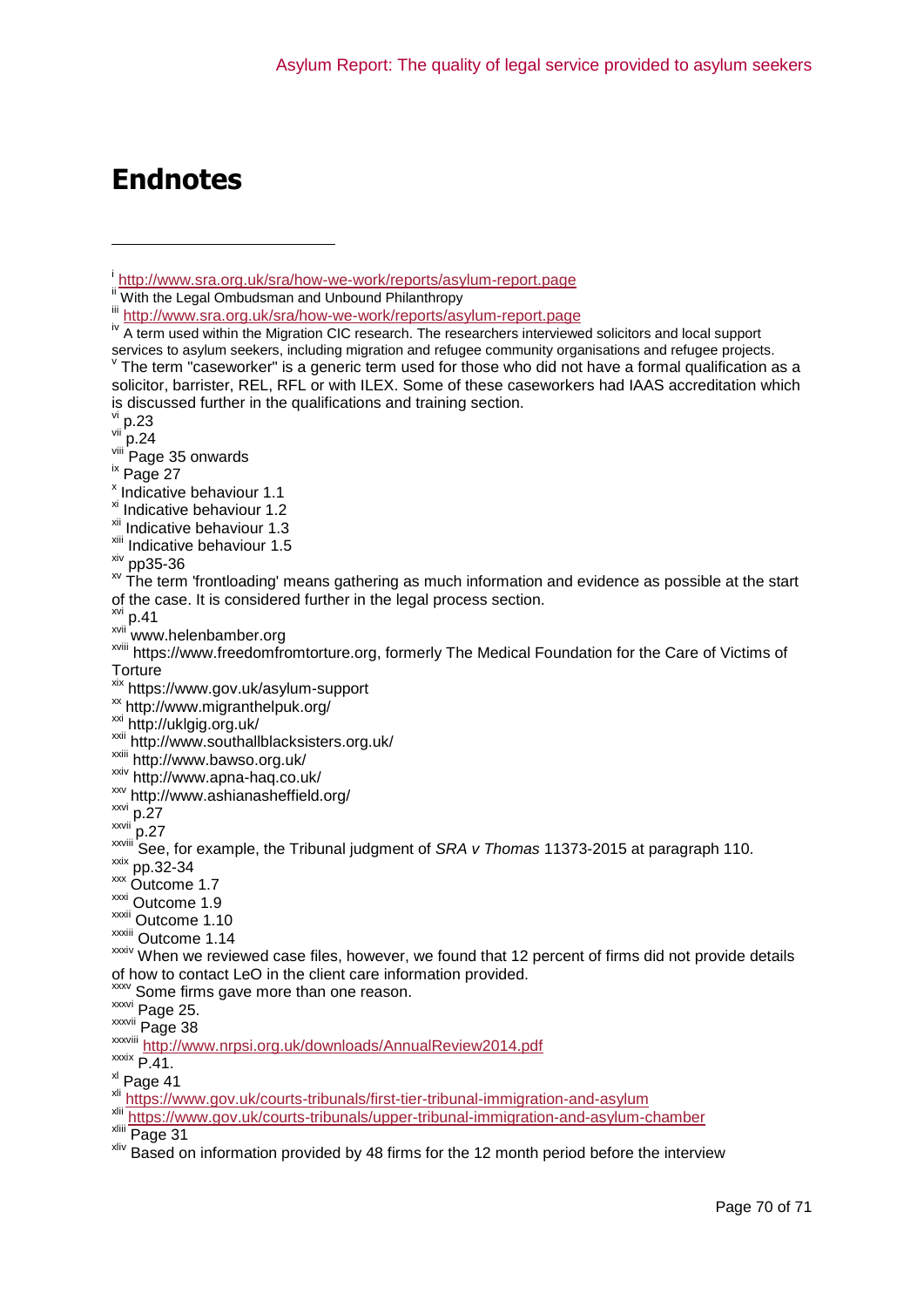# Endnotes

[i] http://www.sra.org.uk/sra/how-we-work/reports/asylum-report.page

[ii] With the Legal Ombudsman and Unbound Philanthropy

[iii] http://www.sra.org.uk/sra/how-we-work/reports/asylum-report.page

[iv] A term used within the Migration CIC research. The researchers interviewed solicitors and local support services to asylum seekers, including migration and refugee community organisations and refugee projects.

[v] The term "caseworker" is a generic term used for those who did not have a formal qualification as a solicitor, barrister, REL, RFL or with ILEX. Some of these caseworkers had IAAS accreditation which is discussed further in the qualifications and training section.

[vi] p.23

[vii] p.24

[viii] Page 35 onwards

[ix] Page 27

[x] Indicative behaviour 1.1

[xi] Indicative behaviour 1.2

[xii] Indicative behaviour 1.3

[xiii] Indicative behaviour 1.5

[xiv] pp35-36

[xv] The term 'frontloading' means gathering as much information and evidence as possible at the start of the case. It is considered further in the legal process section.

[xvi] p.41

[xvii] www.helenbamber.org

[xviii] https://www.freedomfromtorture.org, formerly The Medical Foundation for the Care of Victims of Torture

[xix] https://www.gov.uk/asylum-support

[xx] http://www.migranthelpuk.org/

[xxi] http://uklgig.org.uk/

[xxii] http://www.southallblacksisters.org.uk/

[xxiii] http://www.bawso.org.uk/

[xxiv] http://www.apna-haq.co.uk/

[xxv] http://www.ashianasheffield.org/

[xxvi] p.27

[xxvii] p.27

[xxviii] See, for example, the Tribunal judgment of *SRA v Thomas* 11373-2015 at paragraph 110.

[xxix] pp.32-34

[xxx] Outcome 1.7

[xxxi] Outcome 1.9

[xxxii] Outcome 1.10

[xxxiii] Outcome 1.14

[xxxiv] When we reviewed case files, however, we found that 12 percent of firms did not provide details of how to contact LeO in the client care information provided.

[xxxv] Some firms gave more than one reason.

[xxxvi] Page 25.

[xxxvii] Page 38

[xxxviii] http://www.nrpsi.org.uk/downloads/AnnualReview2014.pdf

[xxxix] P.41.

[xl] Page 41

[xli] https://www.gov.uk/courts-tribunals/first-tier-tribunal-immigration-and-asylum

[xlii] https://www.gov.uk/courts-tribunals/upper-tribunal-immigration-and-asylum-chamber

[xliii] Page 31

[xliv] Based on information provided by 48 firms for the 12 month period before the interview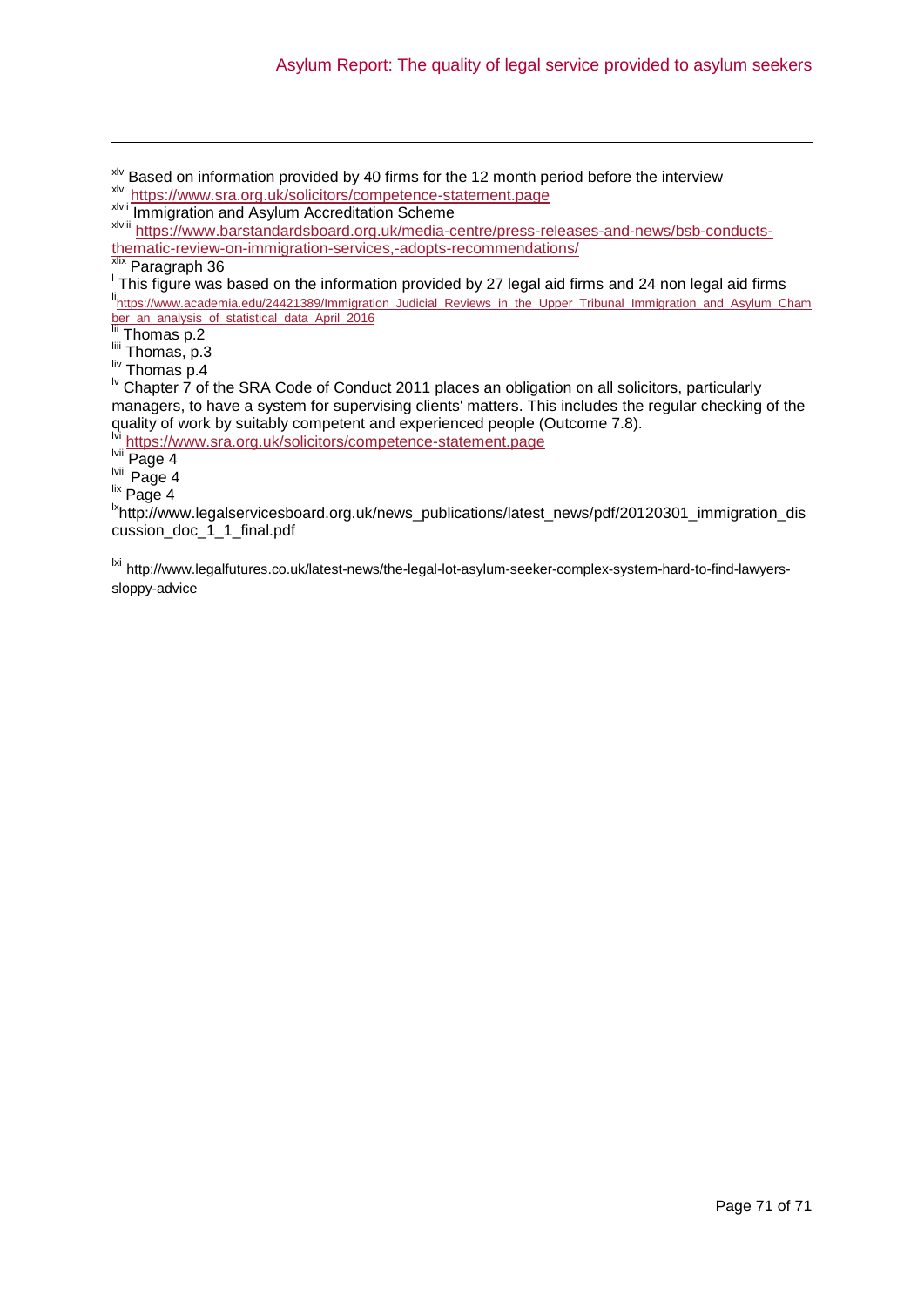[xlv] Based on information provided by 40 firms for the 12 month period before the interview

[xlvi] https://www.sra.org.uk/solicitors/competence-statement.page

[xlvii] Immigration and Asylum Accreditation Scheme

[xlviii] https://www.barstandardsboard.org.uk/media-centre/press-releases-and-news/bsb-conducts-thematic-review-on-immigration-services,-adopts-recommendations/

[xlix] Paragraph 36

[l] This figure was based on the information provided by 27 legal aid firms and 24 non legal aid firms

[li] https://www.academia.edu/24421389/Immigration_Judicial_Reviews_in_the_Upper_Tribunal_Immigration_and_Asylum_Chamber_an_analysis_of_statistical_data_April_2016

[lii] Thomas p.2

[liii] Thomas, p.3

[liv] Thomas p.4

[lv] Chapter 7 of the SRA Code of Conduct 2011 places an obligation on all solicitors, particularly managers, to have a system for supervising clients' matters. This includes the regular checking of the quality of work by suitably competent and experienced people (Outcome 7.8).

[lvi] https://www.sra.org.uk/solicitors/competence-statement.page

[lvii] Page 4

[lviii] Page 4

[lix] Page 4

[lx] http://www.legalservicesboard.org.uk/news_publications/latest_news/pdf/20120301_immigration_discussion_doc_1_1_final.pdf

[lxi] http://www.legalfutures.co.uk/latest-news/the-legal-lot-asylum-seeker-complex-system-hard-to-find-lawyers-sloppy-advice